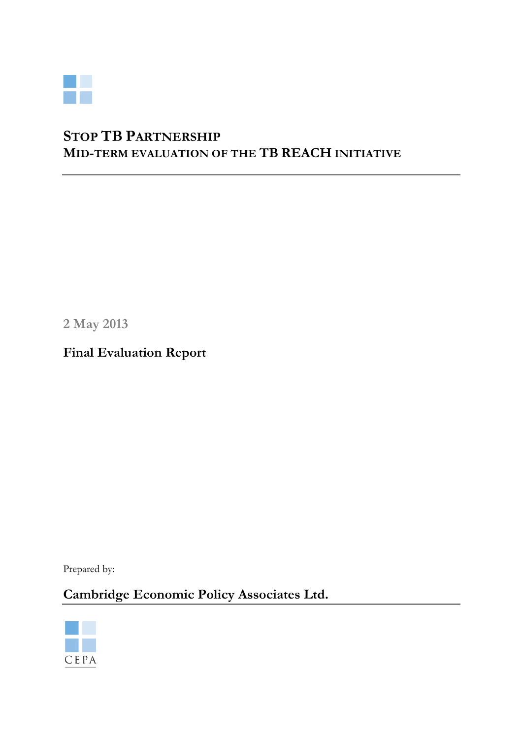# STOP TB PARTNERSHIP
## MID-TERM EVALUATION OF THE TB REACH INITIATIVE

2 May 2013

**Final Evaluation Report**

Prepared by:

**Cambridge Economic Policy Associates Ltd.**

CEPA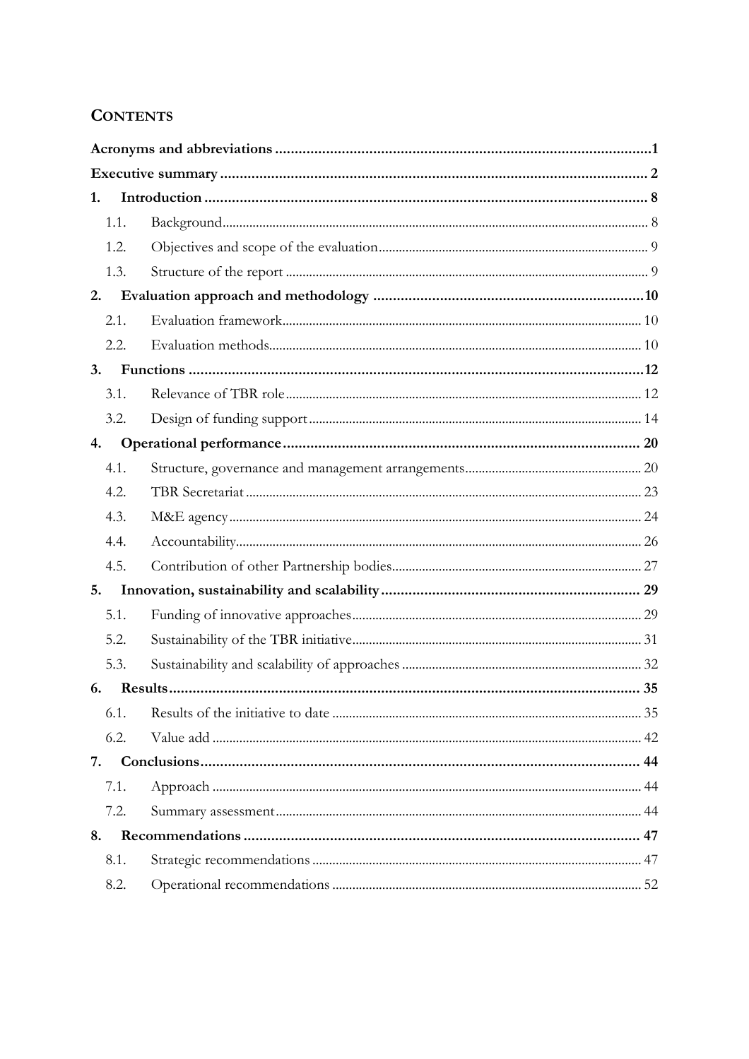# CONTENTS

**Acronyms and abbreviations** ........ 1

**Executive summary** ........ 2

**1. Introduction** ........ 8

- 1.1. Background ........ 8
- 1.2. Objectives and scope of the evaluation ........ 9
- 1.3. Structure of the report ........ 9

**2. Evaluation approach and methodology** ........ 10

- 2.1. Evaluation framework ........ 10
- 2.2. Evaluation methods ........ 10

**3. Functions** ........ 12

- 3.1. Relevance of TBR role ........ 12
- 3.2. Design of funding support ........ 14

**4. Operational performance** ........ 20

- 4.1. Structure, governance and management arrangements ........ 20
- 4.2. TBR Secretariat ........ 23
- 4.3. M&E agency ........ 24
- 4.4. Accountability ........ 26
- 4.5. Contribution of other Partnership bodies ........ 27

**5. Innovation, sustainability and scalability** ........ 29

- 5.1. Funding of innovative approaches ........ 29
- 5.2. Sustainability of the TBR initiative ........ 31
- 5.3. Sustainability and scalability of approaches ........ 32

**6. Results** ........ 35

- 6.1. Results of the initiative to date ........ 35
- 6.2. Value add ........ 42

**7. Conclusions** ........ 44

- 7.1. Approach ........ 44
- 7.2. Summary assessment ........ 44

**8. Recommendations** ........ 47

- 8.1. Strategic recommendations ........ 47
- 8.2. Operational recommendations ........ 52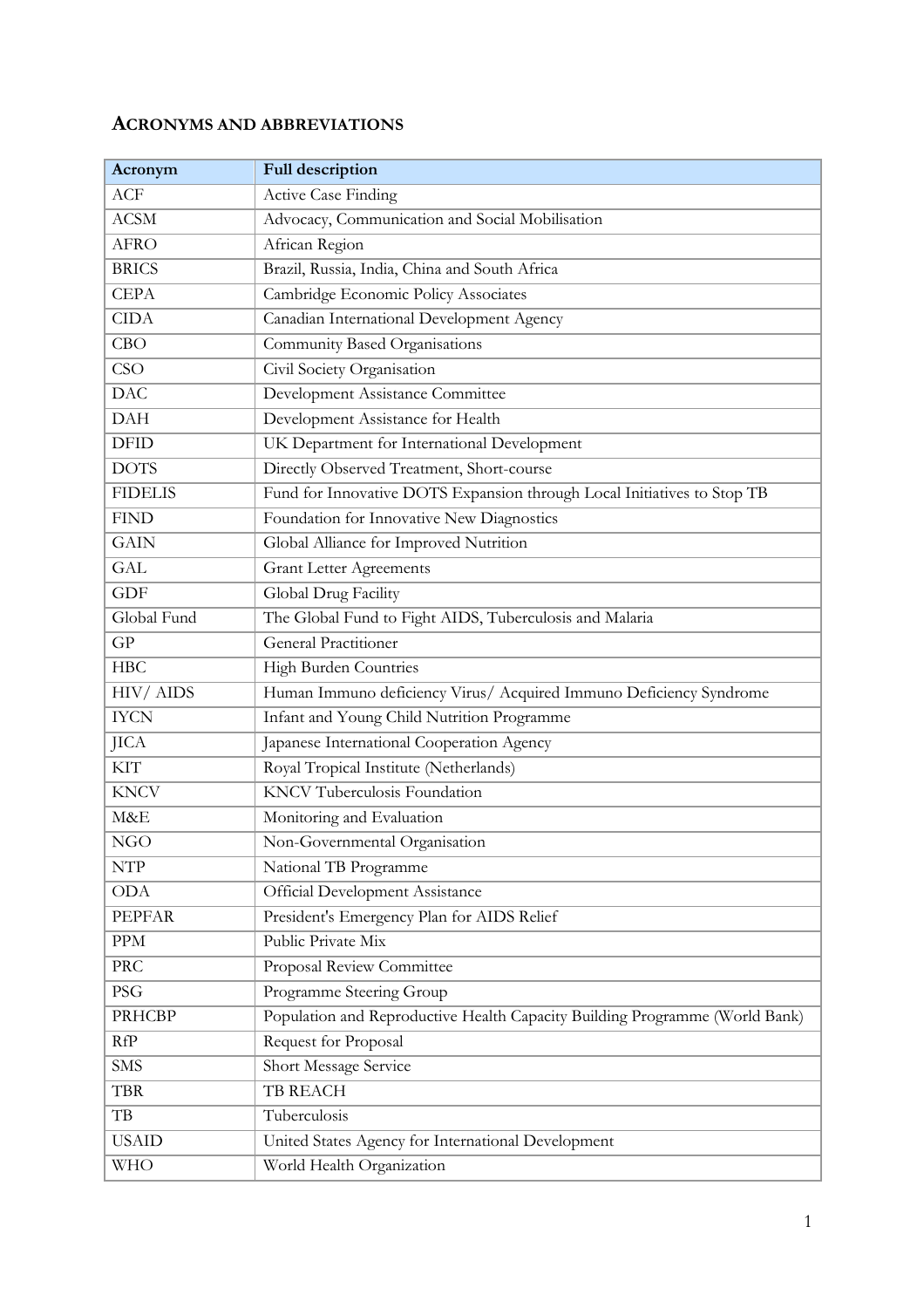## ACRONYMS AND ABBREVIATIONS

| Acronym | Full description |
|---|---|
| ACF | Active Case Finding |
| ACSM | Advocacy, Communication and Social Mobilisation |
| AFRO | African Region |
| BRICS | Brazil, Russia, India, China and South Africa |
| CEPA | Cambridge Economic Policy Associates |
| CIDA | Canadian International Development Agency |
| CBO | Community Based Organisations |
| CSO | Civil Society Organisation |
| DAC | Development Assistance Committee |
| DAH | Development Assistance for Health |
| DFID | UK Department for International Development |
| DOTS | Directly Observed Treatment, Short-course |
| FIDELIS | Fund for Innovative DOTS Expansion through Local Initiatives to Stop TB |
| FIND | Foundation for Innovative New Diagnostics |
| GAIN | Global Alliance for Improved Nutrition |
| GAL | Grant Letter Agreements |
| GDF | Global Drug Facility |
| Global Fund | The Global Fund to Fight AIDS, Tuberculosis and Malaria |
| GP | General Practitioner |
| HBC | High Burden Countries |
| HIV/ AIDS | Human Immuno deficiency Virus/ Acquired Immuno Deficiency Syndrome |
| IYCN | Infant and Young Child Nutrition Programme |
| JICA | Japanese International Cooperation Agency |
| KIT | Royal Tropical Institute (Netherlands) |
| KNCV | KNCV Tuberculosis Foundation |
| M&E | Monitoring and Evaluation |
| NGO | Non-Governmental Organisation |
| NTP | National TB Programme |
| ODA | Official Development Assistance |
| PEPFAR | President's Emergency Plan for AIDS Relief |
| PPM | Public Private Mix |
| PRC | Proposal Review Committee |
| PSG | Programme Steering Group |
| PRHCBP | Population and Reproductive Health Capacity Building Programme (World Bank) |
| RfP | Request for Proposal |
| SMS | Short Message Service |
| TBR | TB REACH |
| TB | Tuberculosis |
| USAID | United States Agency for International Development |
| WHO | World Health Organization |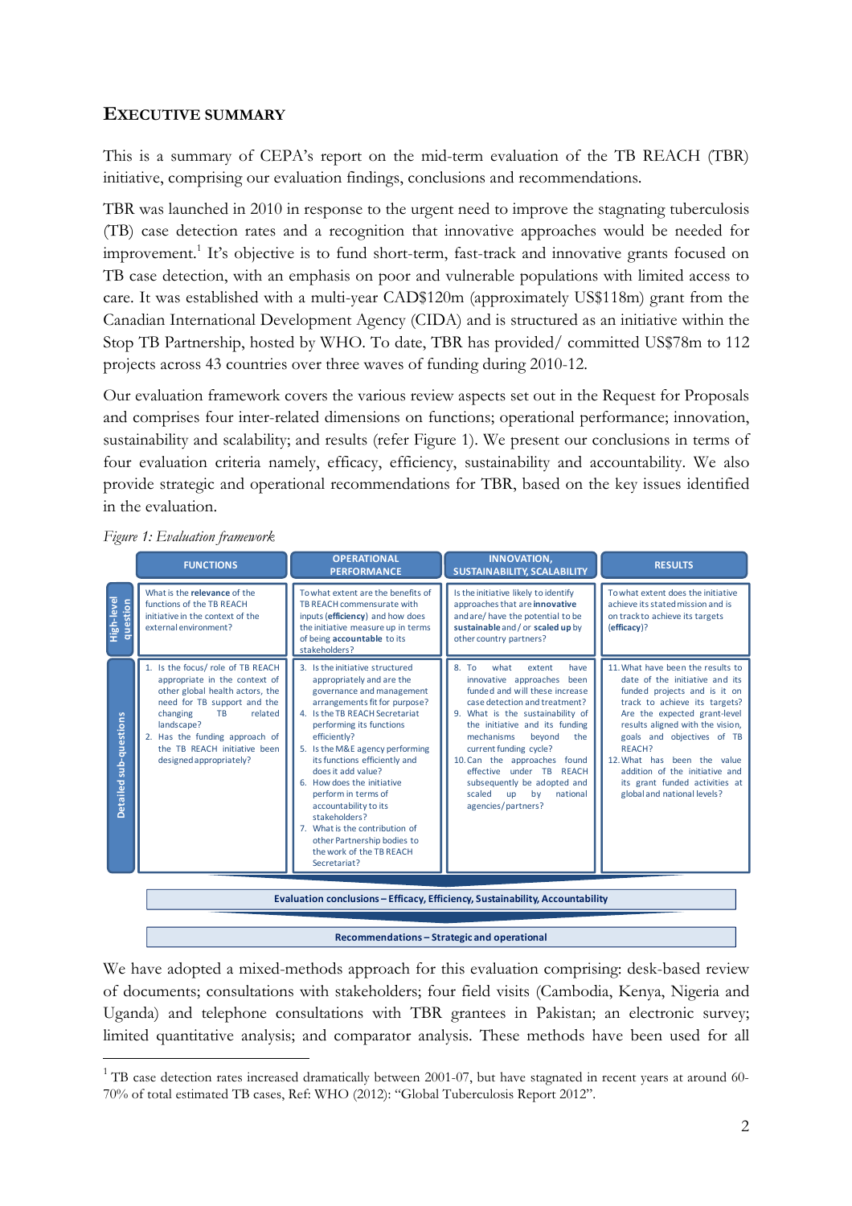## EXECUTIVE SUMMARY

This is a summary of CEPA's report on the mid-term evaluation of the TB REACH (TBR) initiative, comprising our evaluation findings, conclusions and recommendations.

TBR was launched in 2010 in response to the urgent need to improve the stagnating tuberculosis (TB) case detection rates and a recognition that innovative approaches would be needed for improvement.[1] It's objective is to fund short-term, fast-track and innovative grants focused on TB case detection, with an emphasis on poor and vulnerable populations with limited access to care. It was established with a multi-year CAD$120m (approximately US$118m) grant from the Canadian International Development Agency (CIDA) and is structured as an initiative within the Stop TB Partnership, hosted by WHO. To date, TBR has provided/ committed US$78m to 112 projects across 43 countries over three waves of funding during 2010-12.

Our evaluation framework covers the various review aspects set out in the Request for Proposals and comprises four inter-related dimensions on functions; operational performance; innovation, sustainability and scalability; and results (refer Figure 1). We present our conclusions in terms of four evaluation criteria namely, efficacy, efficiency, sustainability and accountability. We also provide strategic and operational recommendations for TBR, based on the key issues identified in the evaluation.

*Figure 1: Evaluation framework*

| | FUNCTIONS | OPERATIONAL PERFORMANCE | INNOVATION, SUSTAINABILITY, SCALABILITY | RESULTS |
|---|---|---|---|---|
| High-level question | What is the **relevance** of the functions of the TB REACH initiative in the context of the external environment? | To what extent are the benefits of TB REACH commensurate with inputs (**efficiency**) and how does the initiative measure up in terms of being **accountable** to its stakeholders? | Is the initiative likely to identify approaches that are **innovative** and are/ have the potential to be **sustainable** and / or **scaled up** by other country partners? | To what extent does the initiative achieve its stated mission and is on track to achieve its targets (**efficacy**)? |
| Detailed sub-questions | 1. Is the focus/ role of TB REACH appropriate in the context of other global health actors, the need for TB support and the changing TB related landscape?<br>2. Has the funding approach of the TB REACH initiative been designed appropriately? | 3. Is the initiative structured appropriately and are the governance and management arrangements fit for purpose?<br>4. Is the TB REACH Secretariat performing its functions efficiently?<br>5. Is the M&E agency performing its functions efficiently and does it add value?<br>6. How does the initiative perform in terms of accountability to its stakeholders?<br>7. What is the contribution of other Partnership bodies to the work of the TB REACH Secretariat? | 8. To what extent have innovative approaches been funded and will these increase case detection and treatment?<br>9. What is the sustainability of the initiative and its funding mechanisms beyond the current funding cycle?<br>10. Can the approaches found effective under TB REACH subsequently be adopted and scaled up by national agencies/partners? | 11. What have been the results to date of the initiative and its funded projects and is it on track to achieve its targets? Are the expected grant-level results aligned with the vision, goals and objectives of TB REACH?<br>12. What has been the value addition of the initiative and its grant funded activities at global and national levels? |

**Evaluation conclusions – Efficacy, Efficiency, Sustainability, Accountability**

**Recommendations – Strategic and operational**

We have adopted a mixed-methods approach for this evaluation comprising: desk-based review of documents; consultations with stakeholders; four field visits (Cambodia, Kenya, Nigeria and Uganda) and telephone consultations with TBR grantees in Pakistan; an electronic survey; limited quantitative analysis; and comparator analysis. These methods have been used for all

[1] TB case detection rates increased dramatically between 2001-07, but have stagnated in recent years at around 60-70% of total estimated TB cases, Ref: WHO (2012): "Global Tuberculosis Report 2012".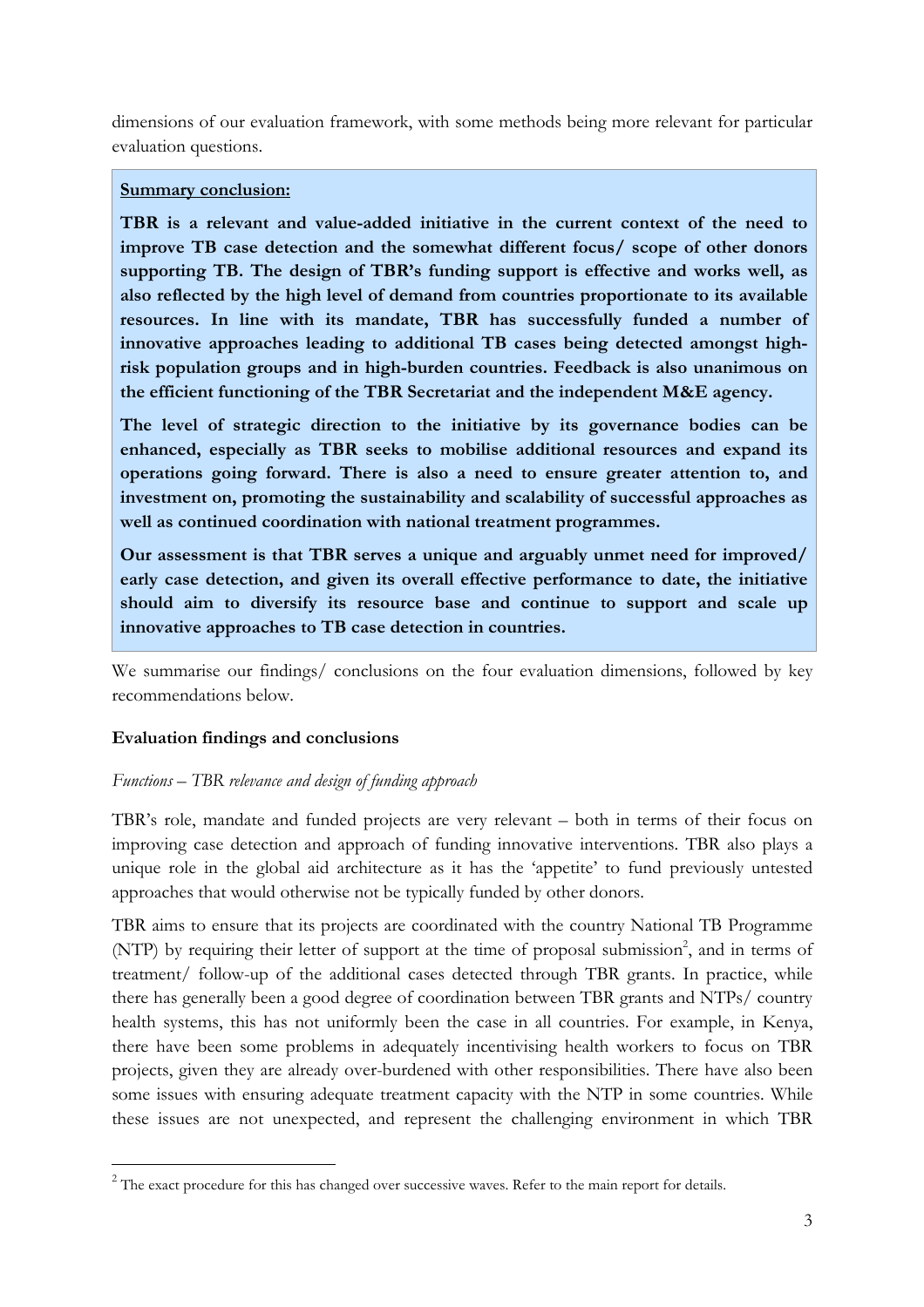dimensions of our evaluation framework, with some methods being more relevant for particular evaluation questions.

**Summary conclusion:**

**TBR is a relevant and value-added initiative in the current context of the need to improve TB case detection and the somewhat different focus/ scope of other donors supporting TB. The design of TBR's funding support is effective and works well, as also reflected by the high level of demand from countries proportionate to its available resources. In line with its mandate, TBR has successfully funded a number of innovative approaches leading to additional TB cases being detected amongst high-risk population groups and in high-burden countries. Feedback is also unanimous on the efficient functioning of the TBR Secretariat and the independent M&E agency.**

**The level of strategic direction to the initiative by its governance bodies can be enhanced, especially as TBR seeks to mobilise additional resources and expand its operations going forward. There is also a need to ensure greater attention to, and investment on, promoting the sustainability and scalability of successful approaches as well as continued coordination with national treatment programmes.**

**Our assessment is that TBR serves a unique and arguably unmet need for improved/ early case detection, and given its overall effective performance to date, the initiative should aim to diversify its resource base and continue to support and scale up innovative approaches to TB case detection in countries.**

We summarise our findings/ conclusions on the four evaluation dimensions, followed by key recommendations below.

**Evaluation findings and conclusions**

*Functions – TBR relevance and design of funding approach*

TBR's role, mandate and funded projects are very relevant – both in terms of their focus on improving case detection and approach of funding innovative interventions. TBR also plays a unique role in the global aid architecture as it has the 'appetite' to fund previously untested approaches that would otherwise not be typically funded by other donors.

TBR aims to ensure that its projects are coordinated with the country National TB Programme (NTP) by requiring their letter of support at the time of proposal submission[2], and in terms of treatment/ follow-up of the additional cases detected through TBR grants. In practice, while there has generally been a good degree of coordination between TBR grants and NTPs/ country health systems, this has not uniformly been the case in all countries. For example, in Kenya, there have been some problems in adequately incentivising health workers to focus on TBR projects, given they are already over-burdened with other responsibilities. There have also been some issues with ensuring adequate treatment capacity with the NTP in some countries. While these issues are not unexpected, and represent the challenging environment in which TBR

[2] The exact procedure for this has changed over successive waves. Refer to the main report for details.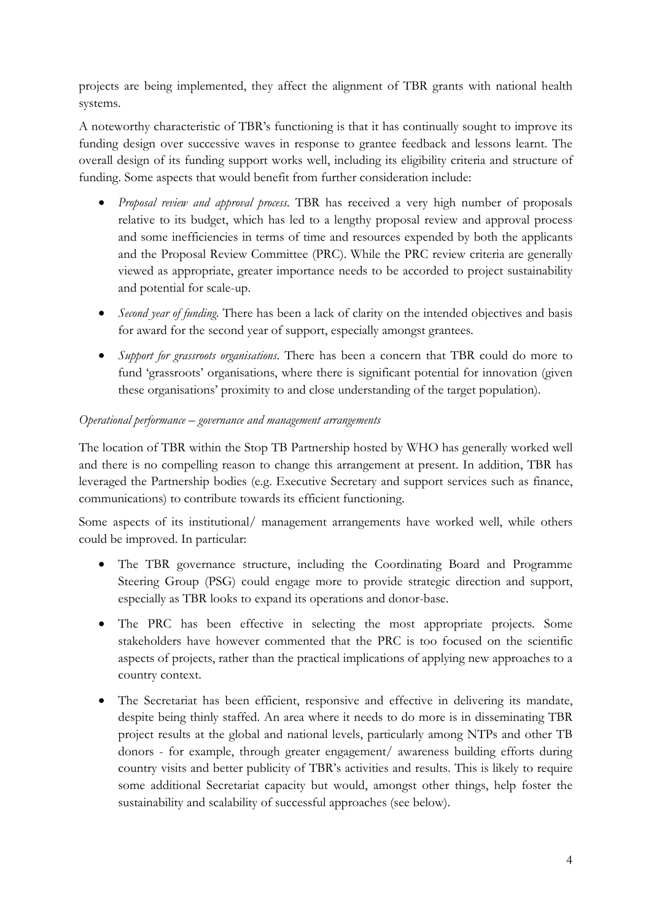projects are being implemented, they affect the alignment of TBR grants with national health systems.

A noteworthy characteristic of TBR's functioning is that it has continually sought to improve its funding design over successive waves in response to grantee feedback and lessons learnt. The overall design of its funding support works well, including its eligibility criteria and structure of funding. Some aspects that would benefit from further consideration include:

- *Proposal review and approval process*. TBR has received a very high number of proposals relative to its budget, which has led to a lengthy proposal review and approval process and some inefficiencies in terms of time and resources expended by both the applicants and the Proposal Review Committee (PRC). While the PRC review criteria are generally viewed as appropriate, greater importance needs to be accorded to project sustainability and potential for scale-up.
- *Second year of funding*. There has been a lack of clarity on the intended objectives and basis for award for the second year of support, especially amongst grantees.
- *Support for grassroots organisations*. There has been a concern that TBR could do more to fund 'grassroots' organisations, where there is significant potential for innovation (given these organisations' proximity to and close understanding of the target population).

*Operational performance – governance and management arrangements*

The location of TBR within the Stop TB Partnership hosted by WHO has generally worked well and there is no compelling reason to change this arrangement at present. In addition, TBR has leveraged the Partnership bodies (e.g. Executive Secretary and support services such as finance, communications) to contribute towards its efficient functioning.

Some aspects of its institutional/ management arrangements have worked well, while others could be improved. In particular:

- The TBR governance structure, including the Coordinating Board and Programme Steering Group (PSG) could engage more to provide strategic direction and support, especially as TBR looks to expand its operations and donor-base.
- The PRC has been effective in selecting the most appropriate projects. Some stakeholders have however commented that the PRC is too focused on the scientific aspects of projects, rather than the practical implications of applying new approaches to a country context.
- The Secretariat has been efficient, responsive and effective in delivering its mandate, despite being thinly staffed. An area where it needs to do more is in disseminating TBR project results at the global and national levels, particularly among NTPs and other TB donors - for example, through greater engagement/ awareness building efforts during country visits and better publicity of TBR's activities and results. This is likely to require some additional Secretariat capacity but would, amongst other things, help foster the sustainability and scalability of successful approaches (see below).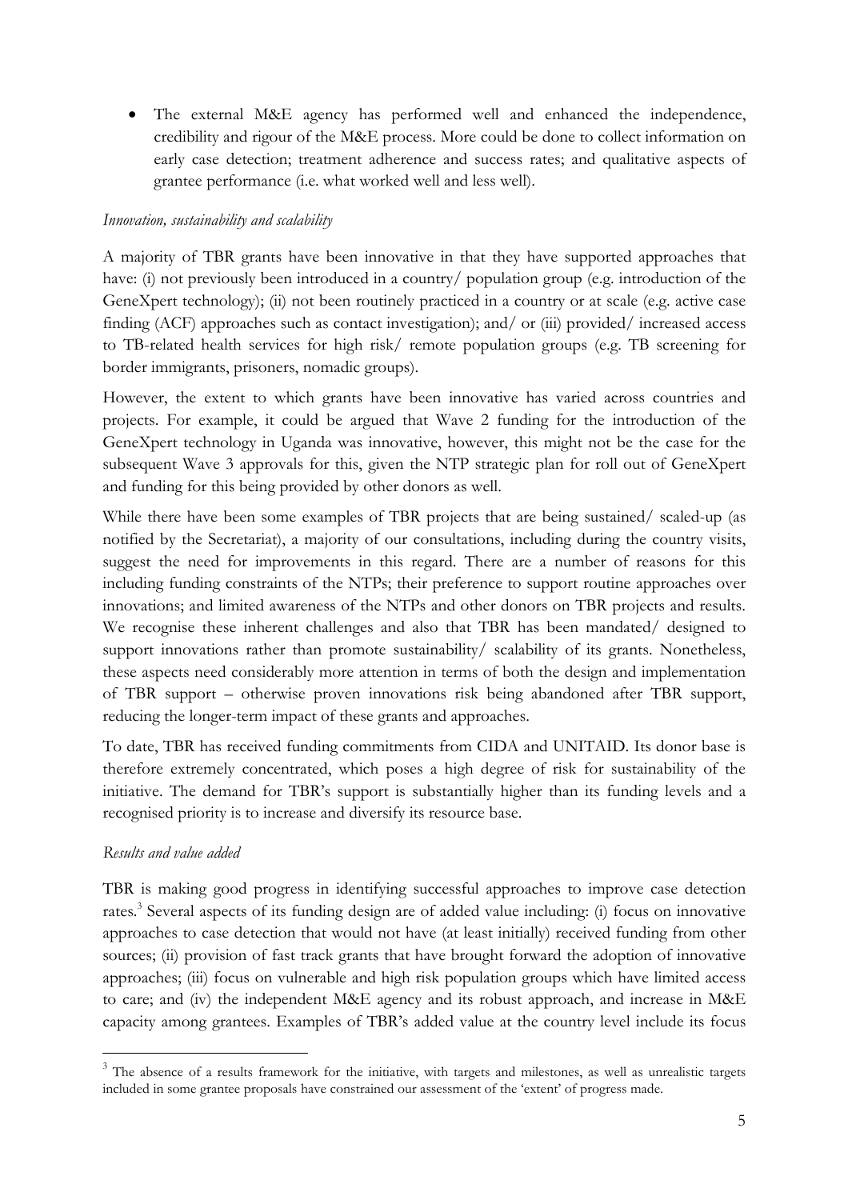- The external M&E agency has performed well and enhanced the independence, credibility and rigour of the M&E process. More could be done to collect information on early case detection; treatment adherence and success rates; and qualitative aspects of grantee performance (i.e. what worked well and less well).

*Innovation, sustainability and scalability*

A majority of TBR grants have been innovative in that they have supported approaches that have: (i) not previously been introduced in a country/ population group (e.g. introduction of the GeneXpert technology); (ii) not been routinely practiced in a country or at scale (e.g. active case finding (ACF) approaches such as contact investigation); and/ or (iii) provided/ increased access to TB-related health services for high risk/ remote population groups (e.g. TB screening for border immigrants, prisoners, nomadic groups).

However, the extent to which grants have been innovative has varied across countries and projects. For example, it could be argued that Wave 2 funding for the introduction of the GeneXpert technology in Uganda was innovative, however, this might not be the case for the subsequent Wave 3 approvals for this, given the NTP strategic plan for roll out of GeneXpert and funding for this being provided by other donors as well.

While there have been some examples of TBR projects that are being sustained/ scaled-up (as notified by the Secretariat), a majority of our consultations, including during the country visits, suggest the need for improvements in this regard. There are a number of reasons for this including funding constraints of the NTPs; their preference to support routine approaches over innovations; and limited awareness of the NTPs and other donors on TBR projects and results. We recognise these inherent challenges and also that TBR has been mandated/ designed to support innovations rather than promote sustainability/ scalability of its grants. Nonetheless, these aspects need considerably more attention in terms of both the design and implementation of TBR support – otherwise proven innovations risk being abandoned after TBR support, reducing the longer-term impact of these grants and approaches.

To date, TBR has received funding commitments from CIDA and UNITAID. Its donor base is therefore extremely concentrated, which poses a high degree of risk for sustainability of the initiative. The demand for TBR's support is substantially higher than its funding levels and a recognised priority is to increase and diversify its resource base.

*Results and value added*

TBR is making good progress in identifying successful approaches to improve case detection rates.[3] Several aspects of its funding design are of added value including: (i) focus on innovative approaches to case detection that would not have (at least initially) received funding from other sources; (ii) provision of fast track grants that have brought forward the adoption of innovative approaches; (iii) focus on vulnerable and high risk population groups which have limited access to care; and (iv) the independent M&E agency and its robust approach, and increase in M&E capacity among grantees. Examples of TBR's added value at the country level include its focus

[3] The absence of a results framework for the initiative, with targets and milestones, as well as unrealistic targets included in some grantee proposals have constrained our assessment of the 'extent' of progress made.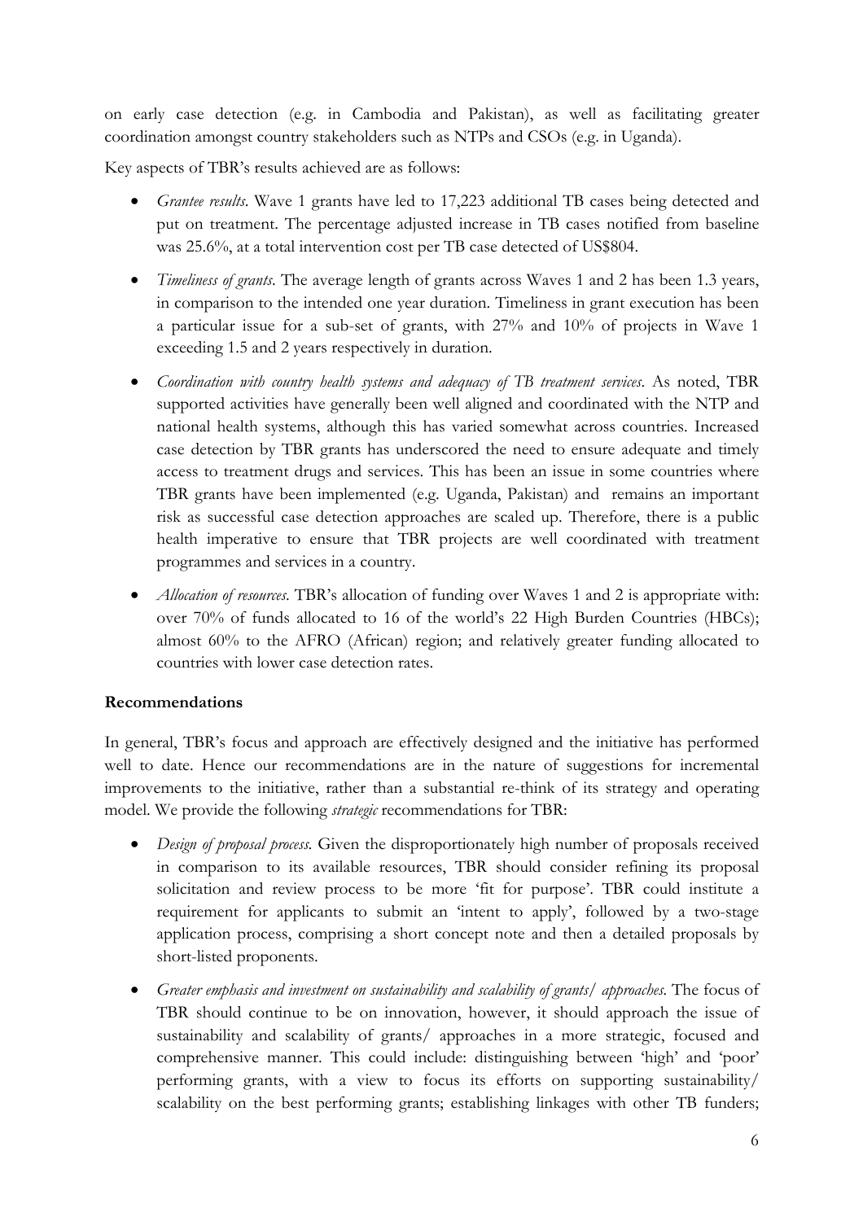on early case detection (e.g. in Cambodia and Pakistan), as well as facilitating greater coordination amongst country stakeholders such as NTPs and CSOs (e.g. in Uganda).

Key aspects of TBR's results achieved are as follows:

- *Grantee results*. Wave 1 grants have led to 17,223 additional TB cases being detected and put on treatment. The percentage adjusted increase in TB cases notified from baseline was 25.6%, at a total intervention cost per TB case detected of US$804.
- *Timeliness of grants*. The average length of grants across Waves 1 and 2 has been 1.3 years, in comparison to the intended one year duration. Timeliness in grant execution has been a particular issue for a sub-set of grants, with 27% and 10% of projects in Wave 1 exceeding 1.5 and 2 years respectively in duration.
- *Coordination with country health systems and adequacy of TB treatment services*. As noted, TBR supported activities have generally been well aligned and coordinated with the NTP and national health systems, although this has varied somewhat across countries. Increased case detection by TBR grants has underscored the need to ensure adequate and timely access to treatment drugs and services. This has been an issue in some countries where TBR grants have been implemented (e.g. Uganda, Pakistan) and remains an important risk as successful case detection approaches are scaled up. Therefore, there is a public health imperative to ensure that TBR projects are well coordinated with treatment programmes and services in a country.
- *Allocation of resources*. TBR's allocation of funding over Waves 1 and 2 is appropriate with: over 70% of funds allocated to 16 of the world's 22 High Burden Countries (HBCs); almost 60% to the AFRO (African) region; and relatively greater funding allocated to countries with lower case detection rates.

**Recommendations**

In general, TBR's focus and approach are effectively designed and the initiative has performed well to date. Hence our recommendations are in the nature of suggestions for incremental improvements to the initiative, rather than a substantial re-think of its strategy and operating model. We provide the following *strategic* recommendations for TBR:

- *Design of proposal process*. Given the disproportionately high number of proposals received in comparison to its available resources, TBR should consider refining its proposal solicitation and review process to be more 'fit for purpose'. TBR could institute a requirement for applicants to submit an 'intent to apply', followed by a two-stage application process, comprising a short concept note and then a detailed proposals by short-listed proponents.
- *Greater emphasis and investment on sustainability and scalability of grants/ approaches*. The focus of TBR should continue to be on innovation, however, it should approach the issue of sustainability and scalability of grants/ approaches in a more strategic, focused and comprehensive manner. This could include: distinguishing between 'high' and 'poor' performing grants, with a view to focus its efforts on supporting sustainability/ scalability on the best performing grants; establishing linkages with other TB funders;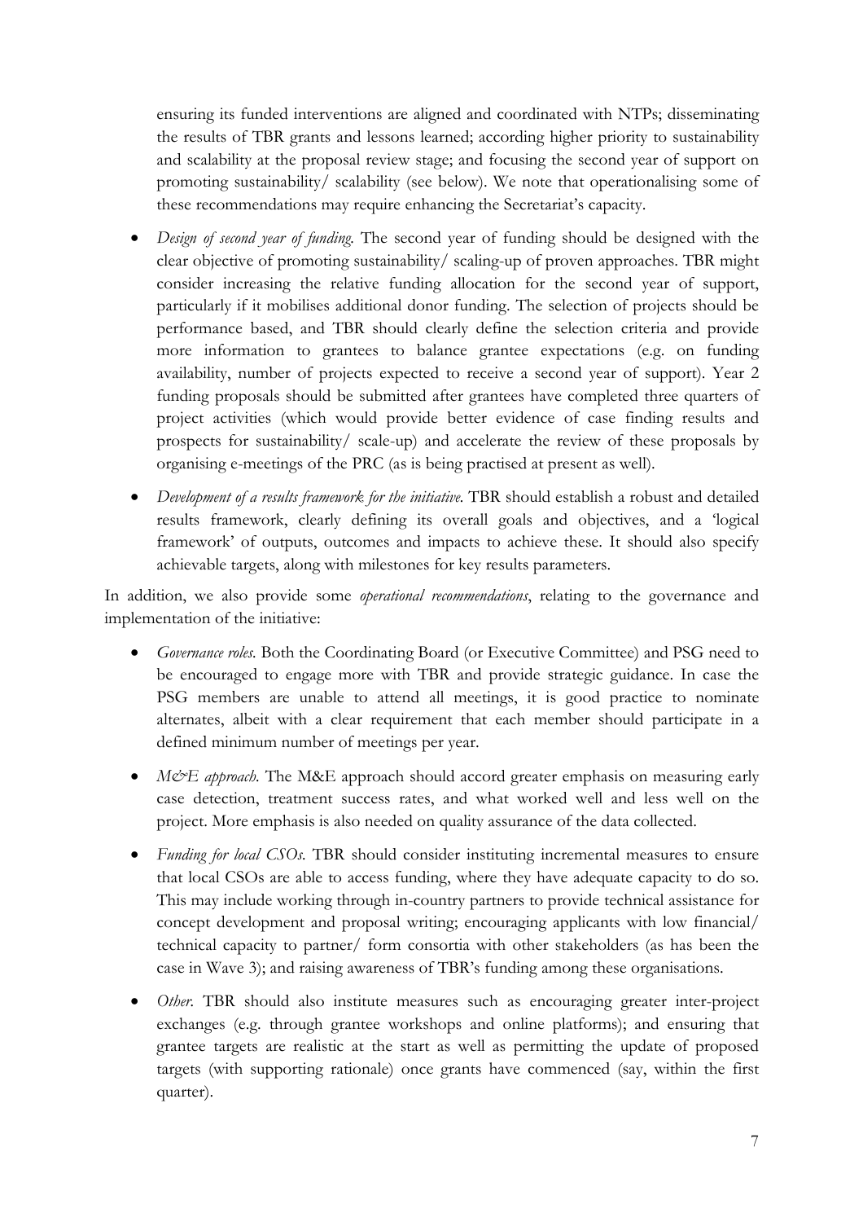ensuring its funded interventions are aligned and coordinated with NTPs; disseminating the results of TBR grants and lessons learned; according higher priority to sustainability and scalability at the proposal review stage; and focusing the second year of support on promoting sustainability/ scalability (see below). We note that operationalising some of these recommendations may require enhancing the Secretariat's capacity.

- *Design of second year of funding.* The second year of funding should be designed with the clear objective of promoting sustainability/ scaling-up of proven approaches. TBR might consider increasing the relative funding allocation for the second year of support, particularly if it mobilises additional donor funding. The selection of projects should be performance based, and TBR should clearly define the selection criteria and provide more information to grantees to balance grantee expectations (e.g. on funding availability, number of projects expected to receive a second year of support). Year 2 funding proposals should be submitted after grantees have completed three quarters of project activities (which would provide better evidence of case finding results and prospects for sustainability/ scale-up) and accelerate the review of these proposals by organising e-meetings of the PRC (as is being practised at present as well).
- *Development of a results framework for the initiative.* TBR should establish a robust and detailed results framework, clearly defining its overall goals and objectives, and a 'logical framework' of outputs, outcomes and impacts to achieve these. It should also specify achievable targets, along with milestones for key results parameters.

In addition, we also provide some *operational recommendations*, relating to the governance and implementation of the initiative:

- *Governance roles.* Both the Coordinating Board (or Executive Committee) and PSG need to be encouraged to engage more with TBR and provide strategic guidance. In case the PSG members are unable to attend all meetings, it is good practice to nominate alternates, albeit with a clear requirement that each member should participate in a defined minimum number of meetings per year.
- *M&E approach.* The M&E approach should accord greater emphasis on measuring early case detection, treatment success rates, and what worked well and less well on the project. More emphasis is also needed on quality assurance of the data collected.
- *Funding for local CSOs.* TBR should consider instituting incremental measures to ensure that local CSOs are able to access funding, where they have adequate capacity to do so. This may include working through in-country partners to provide technical assistance for concept development and proposal writing; encouraging applicants with low financial/ technical capacity to partner/ form consortia with other stakeholders (as has been the case in Wave 3); and raising awareness of TBR's funding among these organisations.
- *Other.* TBR should also institute measures such as encouraging greater inter-project exchanges (e.g. through grantee workshops and online platforms); and ensuring that grantee targets are realistic at the start as well as permitting the update of proposed targets (with supporting rationale) once grants have commenced (say, within the first quarter).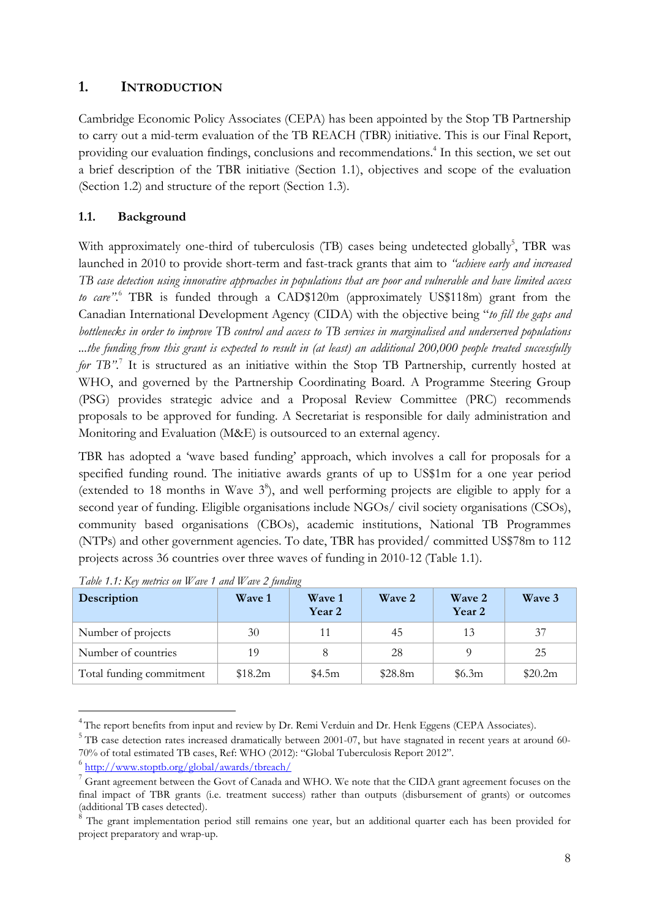# 1. INTRODUCTION

Cambridge Economic Policy Associates (CEPA) has been appointed by the Stop TB Partnership to carry out a mid-term evaluation of the TB REACH (TBR) initiative. This is our Final Report, providing our evaluation findings, conclusions and recommendations.[4] In this section, we set out a brief description of the TBR initiative (Section 1.1), objectives and scope of the evaluation (Section 1.2) and structure of the report (Section 1.3).

## 1.1. Background

With approximately one-third of tuberculosis (TB) cases being undetected globally[5], TBR was launched in 2010 to provide short-term and fast-track grants that aim to *"achieve early and increased TB case detection using innovative approaches in populations that are poor and vulnerable and have limited access to care"*.[6] TBR is funded through a CAD$120m (approximately US$118m) grant from the Canadian International Development Agency (CIDA) with the objective being "*to fill the gaps and bottlenecks in order to improve TB control and access to TB services in marginalised and underserved populations ...the funding from this grant is expected to result in (at least) an additional 200,000 people treated successfully for TB"*.[7] It is structured as an initiative within the Stop TB Partnership, currently hosted at WHO, and governed by the Partnership Coordinating Board. A Programme Steering Group (PSG) provides strategic advice and a Proposal Review Committee (PRC) recommends proposals to be approved for funding. A Secretariat is responsible for daily administration and Monitoring and Evaluation (M&E) is outsourced to an external agency.

TBR has adopted a 'wave based funding' approach, which involves a call for proposals for a specified funding round. The initiative awards grants of up to US$1m for a one year period (extended to 18 months in Wave 3[8]), and well performing projects are eligible to apply for a second year of funding. Eligible organisations include NGOs/ civil society organisations (CSOs), community based organisations (CBOs), academic institutions, National TB Programmes (NTPs) and other government agencies. To date, TBR has provided/ committed US$78m to 112 projects across 36 countries over three waves of funding in 2010-12 (Table 1.1).

*Table 1.1: Key metrics on Wave 1 and Wave 2 funding*

| Description | Wave 1 | Wave 1 Year 2 | Wave 2 | Wave 2 Year 2 | Wave 3 |
|---|---|---|---|---|---|
| Number of projects | 30 | 11 | 45 | 13 | 37 |
| Number of countries | 19 | 8 | 28 | 9 | 25 |
| Total funding commitment | $18.2m | $4.5m | $28.8m | $6.3m | $20.2m |

[4] The report benefits from input and review by Dr. Remi Verduin and Dr. Henk Eggens (CEPA Associates).

[5] TB case detection rates increased dramatically between 2001-07, but have stagnated in recent years at around 60-70% of total estimated TB cases, Ref: WHO (2012): "Global Tuberculosis Report 2012".

[6] http://www.stoptb.org/global/awards/tbreach/

[7] Grant agreement between the Govt of Canada and WHO. We note that the CIDA grant agreement focuses on the final impact of TBR grants (i.e. treatment success) rather than outputs (disbursement of grants) or outcomes (additional TB cases detected).

[8] The grant implementation period still remains one year, but an additional quarter each has been provided for project preparatory and wrap-up.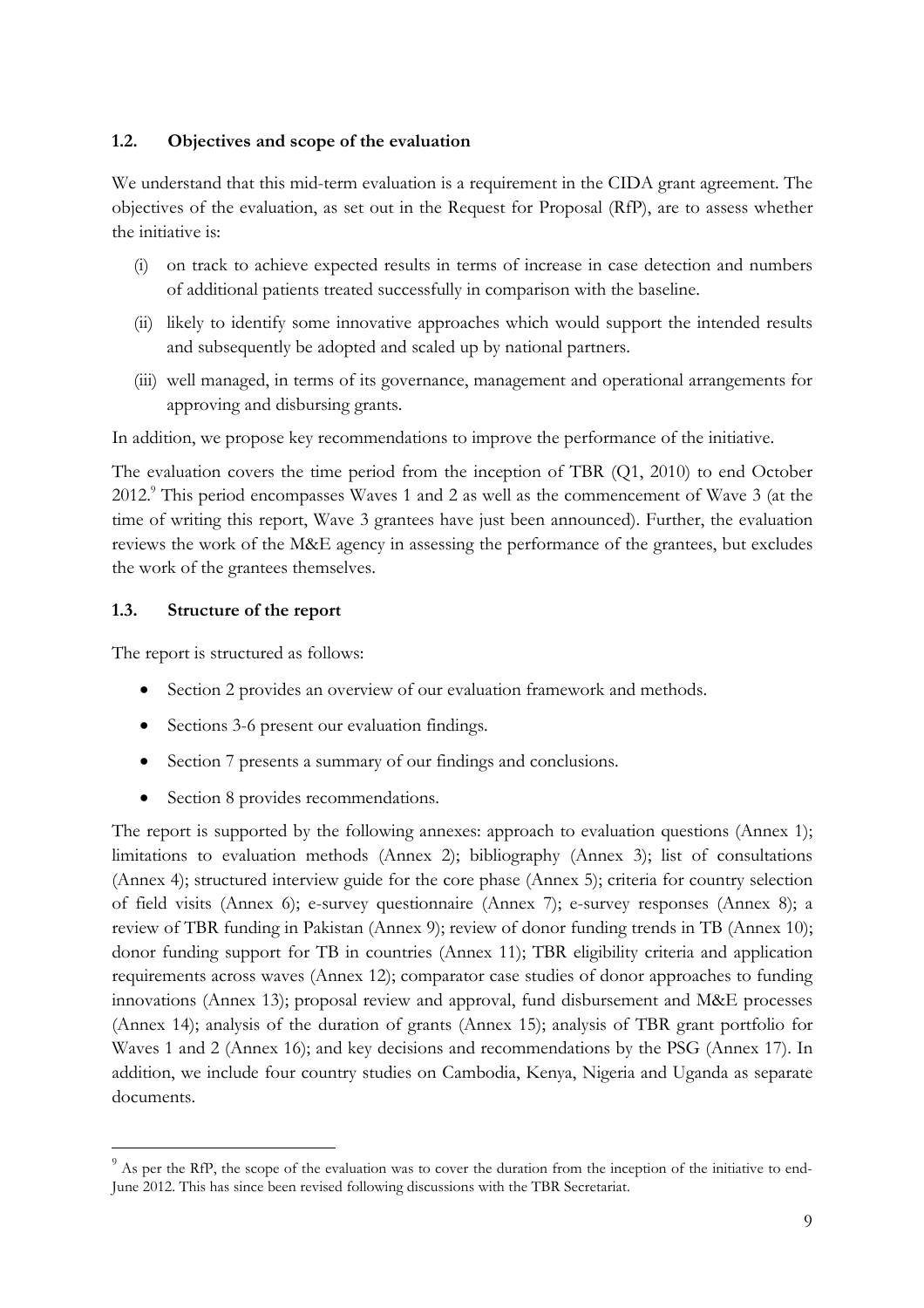### 1.2. Objectives and scope of the evaluation

We understand that this mid-term evaluation is a requirement in the CIDA grant agreement. The objectives of the evaluation, as set out in the Request for Proposal (RfP), are to assess whether the initiative is:

(i) on track to achieve expected results in terms of increase in case detection and numbers of additional patients treated successfully in comparison with the baseline.

(ii) likely to identify some innovative approaches which would support the intended results and subsequently be adopted and scaled up by national partners.

(iii) well managed, in terms of its governance, management and operational arrangements for approving and disbursing grants.

In addition, we propose key recommendations to improve the performance of the initiative.

The evaluation covers the time period from the inception of TBR (Q1, 2010) to end October 2012.[9] This period encompasses Waves 1 and 2 as well as the commencement of Wave 3 (at the time of writing this report, Wave 3 grantees have just been announced). Further, the evaluation reviews the work of the M&E agency in assessing the performance of the grantees, but excludes the work of the grantees themselves.

### 1.3. Structure of the report

The report is structured as follows:

- Section 2 provides an overview of our evaluation framework and methods.
- Sections 3-6 present our evaluation findings.
- Section 7 presents a summary of our findings and conclusions.
- Section 8 provides recommendations.

The report is supported by the following annexes: approach to evaluation questions (Annex 1); limitations to evaluation methods (Annex 2); bibliography (Annex 3); list of consultations (Annex 4); structured interview guide for the core phase (Annex 5); criteria for country selection of field visits (Annex 6); e-survey questionnaire (Annex 7); e-survey responses (Annex 8); a review of TBR funding in Pakistan (Annex 9); review of donor funding trends in TB (Annex 10); donor funding support for TB in countries (Annex 11); TBR eligibility criteria and application requirements across waves (Annex 12); comparator case studies of donor approaches to funding innovations (Annex 13); proposal review and approval, fund disbursement and M&E processes (Annex 14); analysis of the duration of grants (Annex 15); analysis of TBR grant portfolio for Waves 1 and 2 (Annex 16); and key decisions and recommendations by the PSG (Annex 17). In addition, we include four country studies on Cambodia, Kenya, Nigeria and Uganda as separate documents.

---

[9] As per the RfP, the scope of the evaluation was to cover the duration from the inception of the initiative to end-June 2012. This has since been revised following discussions with the TBR Secretariat.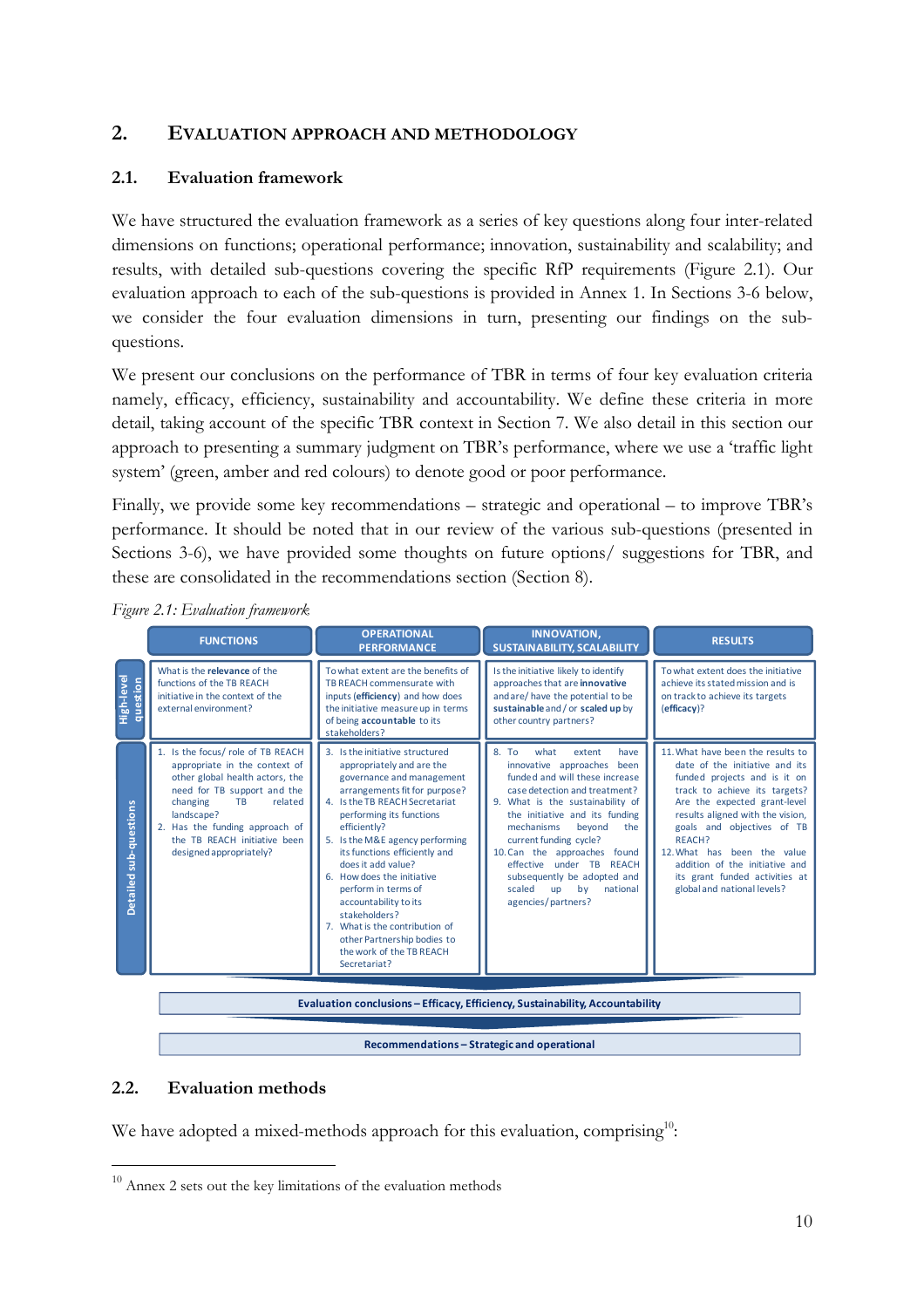## 2. EVALUATION APPROACH AND METHODOLOGY

### 2.1. Evaluation framework

We have structured the evaluation framework as a series of key questions along four inter-related dimensions on functions; operational performance; innovation, sustainability and scalability; and results, with detailed sub-questions covering the specific RfP requirements (Figure 2.1). Our evaluation approach to each of the sub-questions is provided in Annex 1. In Sections 3-6 below, we consider the four evaluation dimensions in turn, presenting our findings on the sub-questions.

We present our conclusions on the performance of TBR in terms of four key evaluation criteria namely, efficacy, efficiency, sustainability and accountability. We define these criteria in more detail, taking account of the specific TBR context in Section 7. We also detail in this section our approach to presenting a summary judgment on TBR's performance, where we use a 'traffic light system' (green, amber and red colours) to denote good or poor performance.

Finally, we provide some key recommendations – strategic and operational – to improve TBR's performance. It should be noted that in our review of the various sub-questions (presented in Sections 3-6), we have provided some thoughts on future options/ suggestions for TBR, and these are consolidated in the recommendations section (Section 8).

*Figure 2.1: Evaluation framework*

| | FUNCTIONS | OPERATIONAL PERFORMANCE | INNOVATION, SUSTAINABILITY, SCALABILITY | RESULTS |
|---|---|---|---|---|
| High-level question | What is the **relevance** of the functions of the TB REACH initiative in the context of the external environment? | To what extent are the benefits of TB REACH commensurate with inputs (**efficiency**) and how does the initiative measure up in terms of being **accountable** to its stakeholders? | Is the initiative likely to identify approaches that are **innovative** and are/ have the potential to be **sustainable** and / or **scaled up** by other country partners? | To what extent does the initiative achieve its stated mission and is on track to achieve its targets (**efficacy**)? |
| Detailed sub-questions | 1. Is the focus/ role of TB REACH appropriate in the context of other global health actors, the need for TB support and the changing TB related landscape?<br>2. Has the funding approach of the TB REACH initiative been designed appropriately? | 3. Is the initiative structured appropriately and are the governance and management arrangements fit for purpose?<br>4. Is the TB REACH Secretariat performing its functions efficiently?<br>5. Is the M&E agency performing its functions efficiently and does it add value?<br>6. How does the initiative perform in terms of accountability to its stakeholders?<br>7. What is the contribution of other Partnership bodies to the work of the TB REACH Secretariat? | 8. To what extent have innovative approaches been funded and will these increase case detection and treatment?<br>9. What is the sustainability of the initiative and its funding mechanisms beyond the current funding cycle?<br>10. Can the approaches found effective under TB REACH subsequently be adopted and scaled up by national agencies/ partners? | 11. What have been the results to date of the initiative and its funded projects and is it on track to achieve its targets? Are the expected grant-level results aligned with the vision, goals and objectives of TB REACH?<br>12. What has been the value addition of the initiative and its grant funded activities at global and national levels? |

**Evaluation conclusions – Efficacy, Efficiency, Sustainability, Accountability**

**Recommendations – Strategic and operational**

### 2.2. Evaluation methods

We have adopted a mixed-methods approach for this evaluation, comprising[10]:

[10] Annex 2 sets out the key limitations of the evaluation methods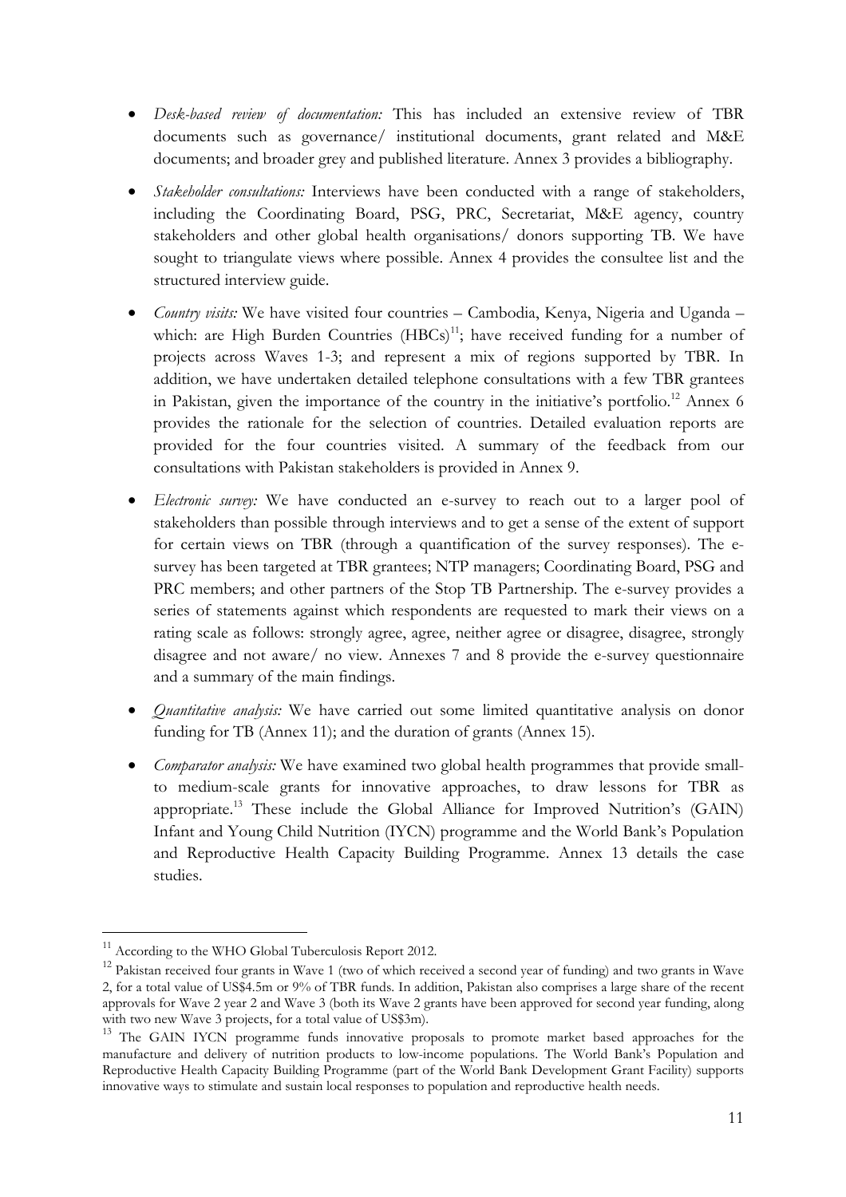- *Desk-based review of documentation:* This has included an extensive review of TBR documents such as governance/ institutional documents, grant related and M&E documents; and broader grey and published literature. Annex 3 provides a bibliography.

- *Stakeholder consultations:* Interviews have been conducted with a range of stakeholders, including the Coordinating Board, PSG, PRC, Secretariat, M&E agency, country stakeholders and other global health organisations/ donors supporting TB. We have sought to triangulate views where possible. Annex 4 provides the consultee list and the structured interview guide.

- *Country visits:* We have visited four countries – Cambodia, Kenya, Nigeria and Uganda – which: are High Burden Countries (HBCs)[11]; have received funding for a number of projects across Waves 1-3; and represent a mix of regions supported by TBR. In addition, we have undertaken detailed telephone consultations with a few TBR grantees in Pakistan, given the importance of the country in the initiative's portfolio.[12] Annex 6 provides the rationale for the selection of countries. Detailed evaluation reports are provided for the four countries visited. A summary of the feedback from our consultations with Pakistan stakeholders is provided in Annex 9.

- *Electronic survey:* We have conducted an e-survey to reach out to a larger pool of stakeholders than possible through interviews and to get a sense of the extent of support for certain views on TBR (through a quantification of the survey responses). The e-survey has been targeted at TBR grantees; NTP managers; Coordinating Board, PSG and PRC members; and other partners of the Stop TB Partnership. The e-survey provides a series of statements against which respondents are requested to mark their views on a rating scale as follows: strongly agree, agree, neither agree or disagree, disagree, strongly disagree and not aware/ no view. Annexes 7 and 8 provide the e-survey questionnaire and a summary of the main findings.

- *Quantitative analysis:* We have carried out some limited quantitative analysis on donor funding for TB (Annex 11); and the duration of grants (Annex 15).

- *Comparator analysis:* We have examined two global health programmes that provide small- to medium-scale grants for innovative approaches, to draw lessons for TBR as appropriate.[13] These include the Global Alliance for Improved Nutrition's (GAIN) Infant and Young Child Nutrition (IYCN) programme and the World Bank's Population and Reproductive Health Capacity Building Programme. Annex 13 details the case studies.

---

[11] According to the WHO Global Tuberculosis Report 2012.

[12] Pakistan received four grants in Wave 1 (two of which received a second year of funding) and two grants in Wave 2, for a total value of US$4.5m or 9% of TBR funds. In addition, Pakistan also comprises a large share of the recent approvals for Wave 2 year 2 and Wave 3 (both its Wave 2 grants have been approved for second year funding, along with two new Wave 3 projects, for a total value of US$3m).

[13] The GAIN IYCN programme funds innovative proposals to promote market based approaches for the manufacture and delivery of nutrition products to low-income populations. The World Bank's Population and Reproductive Health Capacity Building Programme (part of the World Bank Development Grant Facility) supports innovative ways to stimulate and sustain local responses to population and reproductive health needs.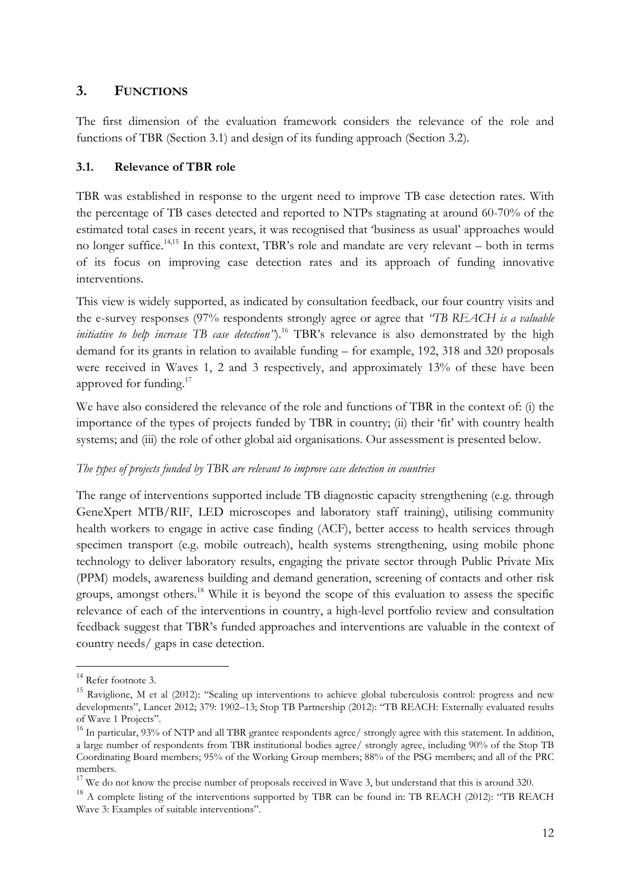# 3. FUNCTIONS

The first dimension of the evaluation framework considers the relevance of the role and functions of TBR (Section 3.1) and design of its funding approach (Section 3.2).

## 3.1. Relevance of TBR role

TBR was established in response to the urgent need to improve TB case detection rates. With the percentage of TB cases detected and reported to NTPs stagnating at around 60-70% of the estimated total cases in recent years, it was recognised that 'business as usual' approaches would no longer suffice.[14,15] In this context, TBR's role and mandate are very relevant – both in terms of its focus on improving case detection rates and its approach of funding innovative interventions.

This view is widely supported, as indicated by consultation feedback, our four country visits and the e-survey responses (97% respondents strongly agree or agree that *"TB REACH is a valuable initiative to help increase TB case detection"*).[16] TBR's relevance is also demonstrated by the high demand for its grants in relation to available funding – for example, 192, 318 and 320 proposals were received in Waves 1, 2 and 3 respectively, and approximately 13% of these have been approved for funding.[17]

We have also considered the relevance of the role and functions of TBR in the context of: (i) the importance of the types of projects funded by TBR in country; (ii) their 'fit' with country health systems; and (iii) the role of other global aid organisations. Our assessment is presented below.

*The types of projects funded by TBR are relevant to improve case detection in countries*

The range of interventions supported include TB diagnostic capacity strengthening (e.g. through GeneXpert MTB/RIF, LED microscopes and laboratory staff training), utilising community health workers to engage in active case finding (ACF), better access to health services through specimen transport (e.g. mobile outreach), health systems strengthening, using mobile phone technology to deliver laboratory results, engaging the private sector through Public Private Mix (PPM) models, awareness building and demand generation, screening of contacts and other risk groups, amongst others.[18] While it is beyond the scope of this evaluation to assess the specific relevance of each of the interventions in country, a high-level portfolio review and consultation feedback suggest that TBR's funded approaches and interventions are valuable in the context of country needs/ gaps in case detection.

---

[14] Refer footnote 3.

[15] Raviglione, M et al (2012): "Scaling up interventions to achieve global tuberculosis control: progress and new developments", Lancet 2012; 379: 1902–13; Stop TB Partnership (2012): "TB REACH: Externally evaluated results of Wave 1 Projects".

[16] In particular, 93% of NTP and all TBR grantee respondents agree/ strongly agree with this statement. In addition, a large number of respondents from TBR institutional bodies agree/ strongly agree, including 90% of the Stop TB Coordinating Board members; 95% of the Working Group members; 88% of the PSG members; and all of the PRC members.

[17] We do not know the precise number of proposals received in Wave 3, but understand that this is around 320.

[18] A complete listing of the interventions supported by TBR can be found in: TB REACH (2012): "TB REACH Wave 3: Examples of suitable interventions".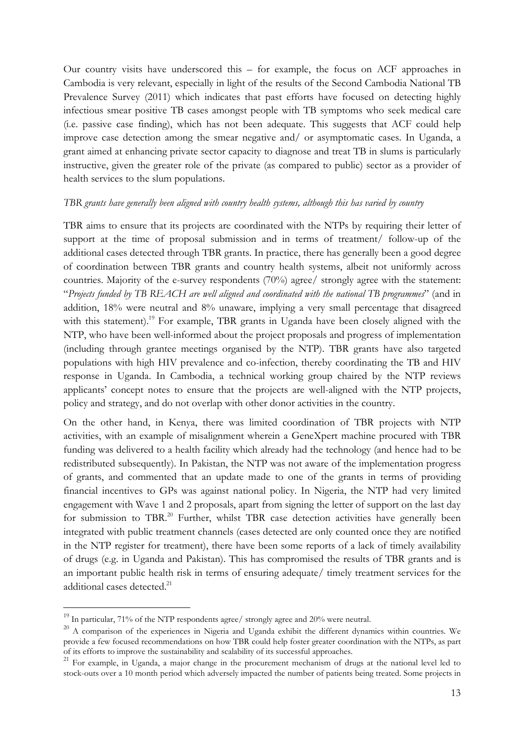Our country visits have underscored this – for example, the focus on ACF approaches in Cambodia is very relevant, especially in light of the results of the Second Cambodia National TB Prevalence Survey (2011) which indicates that past efforts have focused on detecting highly infectious smear positive TB cases amongst people with TB symptoms who seek medical care (i.e. passive case finding), which has not been adequate. This suggests that ACF could help improve case detection among the smear negative and/ or asymptomatic cases. In Uganda, a grant aimed at enhancing private sector capacity to diagnose and treat TB in slums is particularly instructive, given the greater role of the private (as compared to public) sector as a provider of health services to the slum populations.

*TBR grants have generally been aligned with country health systems, although this has varied by country*

TBR aims to ensure that its projects are coordinated with the NTPs by requiring their letter of support at the time of proposal submission and in terms of treatment/ follow-up of the additional cases detected through TBR grants. In practice, there has generally been a good degree of coordination between TBR grants and country health systems, albeit not uniformly across countries. Majority of the e-survey respondents (70%) agree/ strongly agree with the statement: "*Projects funded by TB REACH are well aligned and coordinated with the national TB programmes*" (and in addition, 18% were neutral and 8% unaware, implying a very small percentage that disagreed with this statement).[19] For example, TBR grants in Uganda have been closely aligned with the NTP, who have been well-informed about the project proposals and progress of implementation (including through grantee meetings organised by the NTP). TBR grants have also targeted populations with high HIV prevalence and co-infection, thereby coordinating the TB and HIV response in Uganda. In Cambodia, a technical working group chaired by the NTP reviews applicants' concept notes to ensure that the projects are well-aligned with the NTP projects, policy and strategy, and do not overlap with other donor activities in the country.

On the other hand, in Kenya, there was limited coordination of TBR projects with NTP activities, with an example of misalignment wherein a GeneXpert machine procured with TBR funding was delivered to a health facility which already had the technology (and hence had to be redistributed subsequently). In Pakistan, the NTP was not aware of the implementation progress of grants, and commented that an update made to one of the grants in terms of providing financial incentives to GPs was against national policy. In Nigeria, the NTP had very limited engagement with Wave 1 and 2 proposals, apart from signing the letter of support on the last day for submission to TBR.[20] Further, whilst TBR case detection activities have generally been integrated with public treatment channels (cases detected are only counted once they are notified in the NTP register for treatment), there have been some reports of a lack of timely availability of drugs (e.g. in Uganda and Pakistan). This has compromised the results of TBR grants and is an important public health risk in terms of ensuring adequate/ timely treatment services for the additional cases detected.[21]

---

[19] In particular, 71% of the NTP respondents agree/ strongly agree and 20% were neutral.

[20] A comparison of the experiences in Nigeria and Uganda exhibit the different dynamics within countries. We provide a few focused recommendations on how TBR could help foster greater coordination with the NTPs, as part of its efforts to improve the sustainability and scalability of its successful approaches.

[21] For example, in Uganda, a major change in the procurement mechanism of drugs at the national level led to stock-outs over a 10 month period which adversely impacted the number of patients being treated. Some projects in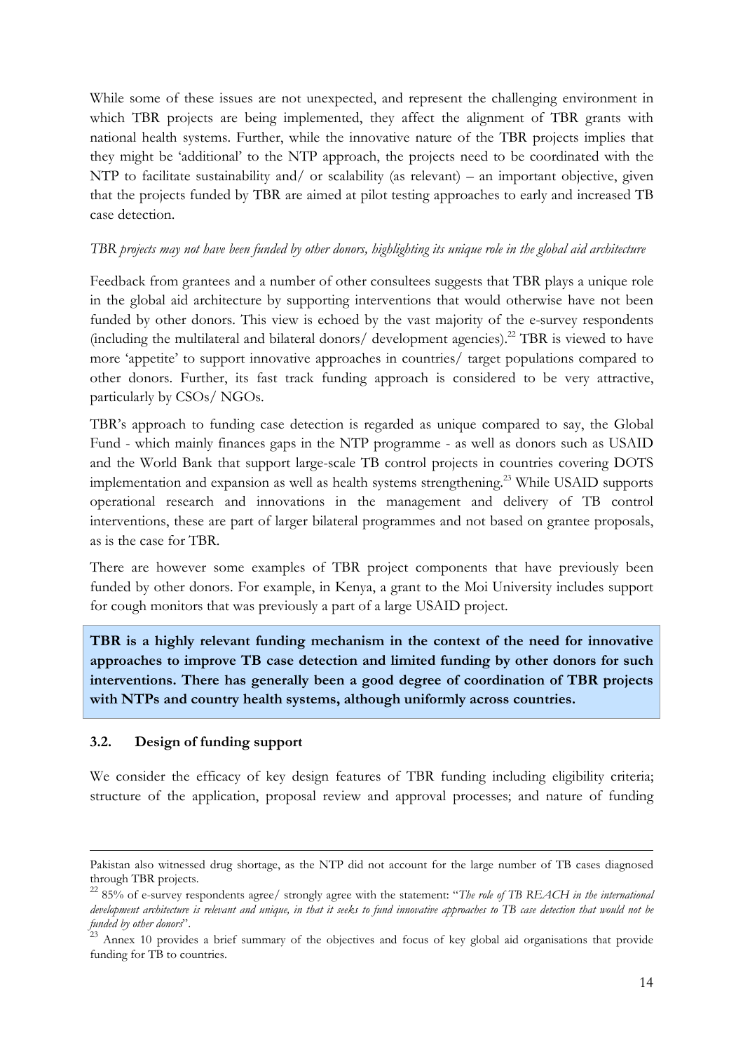While some of these issues are not unexpected, and represent the challenging environment in which TBR projects are being implemented, they affect the alignment of TBR grants with national health systems. Further, while the innovative nature of the TBR projects implies that they might be 'additional' to the NTP approach, the projects need to be coordinated with the NTP to facilitate sustainability and/ or scalability (as relevant) – an important objective, given that the projects funded by TBR are aimed at pilot testing approaches to early and increased TB case detection.

*TBR projects may not have been funded by other donors, highlighting its unique role in the global aid architecture*

Feedback from grantees and a number of other consultees suggests that TBR plays a unique role in the global aid architecture by supporting interventions that would otherwise have not been funded by other donors. This view is echoed by the vast majority of the e-survey respondents (including the multilateral and bilateral donors/ development agencies).[22] TBR is viewed to have more 'appetite' to support innovative approaches in countries/ target populations compared to other donors. Further, its fast track funding approach is considered to be very attractive, particularly by CSOs/ NGOs.

TBR's approach to funding case detection is regarded as unique compared to say, the Global Fund - which mainly finances gaps in the NTP programme - as well as donors such as USAID and the World Bank that support large-scale TB control projects in countries covering DOTS implementation and expansion as well as health systems strengthening.[23] While USAID supports operational research and innovations in the management and delivery of TB control interventions, these are part of larger bilateral programmes and not based on grantee proposals, as is the case for TBR.

There are however some examples of TBR project components that have previously been funded by other donors. For example, in Kenya, a grant to the Moi University includes support for cough monitors that was previously a part of a large USAID project.

**TBR is a highly relevant funding mechanism in the context of the need for innovative approaches to improve TB case detection and limited funding by other donors for such interventions. There has generally been a good degree of coordination of TBR projects with NTPs and country health systems, although uniformly across countries.**

### 3.2. Design of funding support

We consider the efficacy of key design features of TBR funding including eligibility criteria; structure of the application, proposal review and approval processes; and nature of funding

---

Pakistan also witnessed drug shortage, as the NTP did not account for the large number of TB cases diagnosed through TBR projects.

[22] 85% of e-survey respondents agree/ strongly agree with the statement: "*The role of TB REACH in the international development architecture is relevant and unique, in that it seeks to fund innovative approaches to TB case detection that would not be funded by other donors*".

[23] Annex 10 provides a brief summary of the objectives and focus of key global aid organisations that provide funding for TB to countries.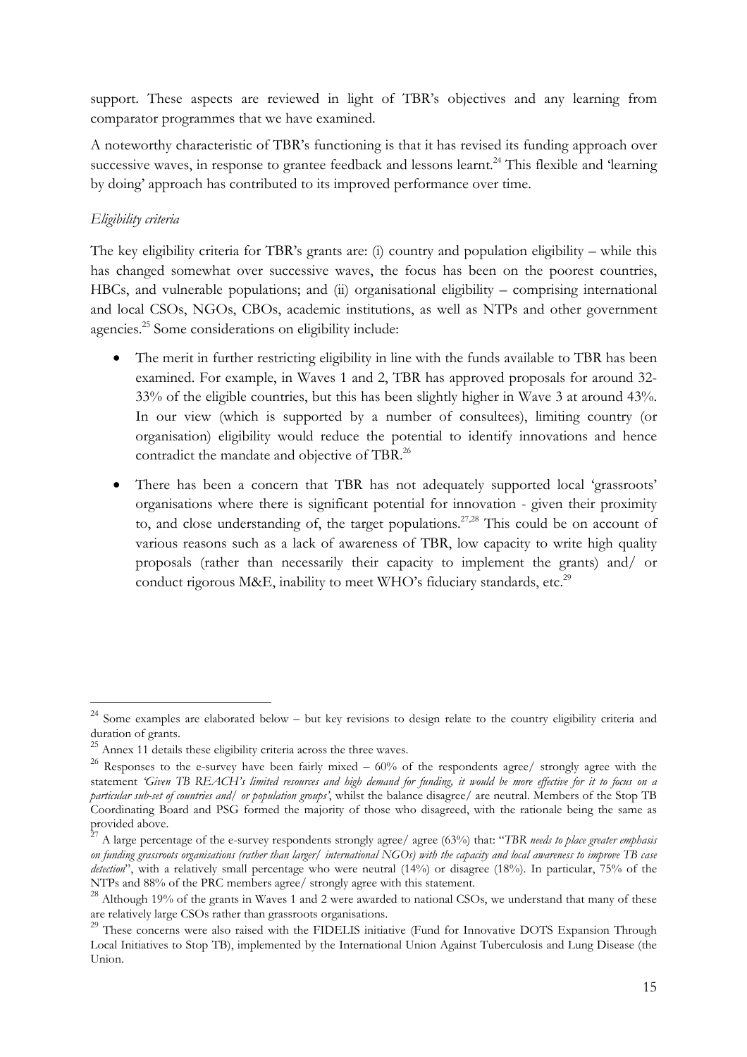support. These aspects are reviewed in light of TBR's objectives and any learning from comparator programmes that we have examined.

A noteworthy characteristic of TBR's functioning is that it has revised its funding approach over successive waves, in response to grantee feedback and lessons learnt.[24] This flexible and 'learning by doing' approach has contributed to its improved performance over time.

*Eligibility criteria*

The key eligibility criteria for TBR's grants are: (i) country and population eligibility – while this has changed somewhat over successive waves, the focus has been on the poorest countries, HBCs, and vulnerable populations; and (ii) organisational eligibility – comprising international and local CSOs, NGOs, CBOs, academic institutions, as well as NTPs and other government agencies.[25] Some considerations on eligibility include:

- The merit in further restricting eligibility in line with the funds available to TBR has been examined. For example, in Waves 1 and 2, TBR has approved proposals for around 32-33% of the eligible countries, but this has been slightly higher in Wave 3 at around 43%. In our view (which is supported by a number of consultees), limiting country (or organisation) eligibility would reduce the potential to identify innovations and hence contradict the mandate and objective of TBR.[26]
- There has been a concern that TBR has not adequately supported local 'grassroots' organisations where there is significant potential for innovation - given their proximity to, and close understanding of, the target populations.[27,28] This could be on account of various reasons such as a lack of awareness of TBR, low capacity to write high quality proposals (rather than necessarily their capacity to implement the grants) and/ or conduct rigorous M&E, inability to meet WHO's fiduciary standards, etc.[29]

---

[24] Some examples are elaborated below – but key revisions to design relate to the country eligibility criteria and duration of grants.

[25] Annex 11 details these eligibility criteria across the three waves.

[26] Responses to the e-survey have been fairly mixed – 60% of the respondents agree/ strongly agree with the statement *'Given TB REACH's limited resources and high demand for funding, it would be more effective for it to focus on a particular sub-set of countries and/ or population groups'*, whilst the balance disagree/ are neutral. Members of the Stop TB Coordinating Board and PSG formed the majority of those who disagreed, with the rationale being the same as provided above.

[27] A large percentage of the e-survey respondents strongly agree/ agree (63%) that: "*TBR needs to place greater emphasis on funding grassroots organisations (rather than larger/ international NGOs) with the capacity and local awareness to improve TB case detection*", with a relatively small percentage who were neutral (14%) or disagree (18%). In particular, 75% of the NTPs and 88% of the PRC members agree/ strongly agree with this statement.

[28] Although 19% of the grants in Waves 1 and 2 were awarded to national CSOs, we understand that many of these are relatively large CSOs rather than grassroots organisations.

[29] These concerns were also raised with the FIDELIS initiative (Fund for Innovative DOTS Expansion Through Local Initiatives to Stop TB), implemented by the International Union Against Tuberculosis and Lung Disease (the Union.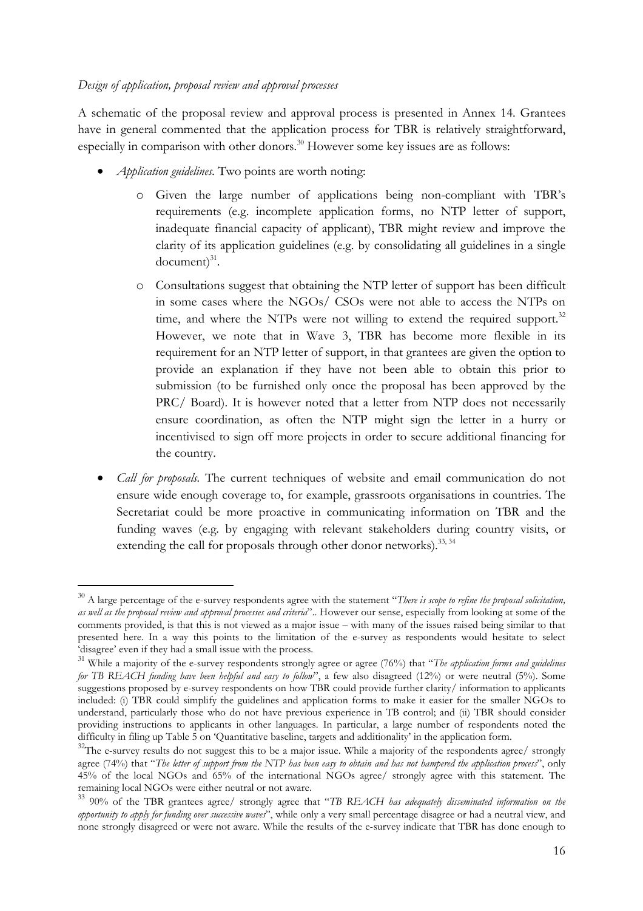*Design of application, proposal review and approval processes*

A schematic of the proposal review and approval process is presented in Annex 14. Grantees have in general commented that the application process for TBR is relatively straightforward, especially in comparison with other donors.[30] However some key issues are as follows:

- *Application guidelines.* Two points are worth noting:
  - Given the large number of applications being non-compliant with TBR's requirements (e.g. incomplete application forms, no NTP letter of support, inadequate financial capacity of applicant), TBR might review and improve the clarity of its application guidelines (e.g. by consolidating all guidelines in a single document)[31].
  - Consultations suggest that obtaining the NTP letter of support has been difficult in some cases where the NGOs/ CSOs were not able to access the NTPs on time, and where the NTPs were not willing to extend the required support.[32] However, we note that in Wave 3, TBR has become more flexible in its requirement for an NTP letter of support, in that grantees are given the option to provide an explanation if they have not been able to obtain this prior to submission (to be furnished only once the proposal has been approved by the PRC/ Board). It is however noted that a letter from NTP does not necessarily ensure coordination, as often the NTP might sign the letter in a hurry or incentivised to sign off more projects in order to secure additional financing for the country.
- *Call for proposals.* The current techniques of website and email communication do not ensure wide enough coverage to, for example, grassroots organisations in countries. The Secretariat could be more proactive in communicating information on TBR and the funding waves (e.g. by engaging with relevant stakeholders during country visits, or extending the call for proposals through other donor networks).[33, 34]

---

[30] A large percentage of the e-survey respondents agree with the statement "*There is scope to refine the proposal solicitation, as well as the proposal review and approval processes and criteria*".. However our sense, especially from looking at some of the comments provided, is that this is not viewed as a major issue – with many of the issues raised being similar to that presented here. In a way this points to the limitation of the e-survey as respondents would hesitate to select 'disagree' even if they had a small issue with the process.

[31] While a majority of the e-survey respondents strongly agree or agree (76%) that "*The application forms and guidelines for TB REACH funding have been helpful and easy to follow*", a few also disagreed (12%) or were neutral (5%). Some suggestions proposed by e-survey respondents on how TBR could provide further clarity/ information to applicants included: (i) TBR could simplify the guidelines and application forms to make it easier for the smaller NGOs to understand, particularly those who do not have previous experience in TB control; and (ii) TBR should consider providing instructions to applicants in other languages. In particular, a large number of respondents noted the difficulty in filing up Table 5 on 'Quantitative baseline, targets and additionality' in the application form.

[32] The e-survey results do not suggest this to be a major issue. While a majority of the respondents agree/ strongly agree (74%) that "*The letter of support from the NTP has been easy to obtain and has not hampered the application process*", only 45% of the local NGOs and 65% of the international NGOs agree/ strongly agree with this statement. The remaining local NGOs were either neutral or not aware.

[33] 90% of the TBR grantees agree/ strongly agree that "*TB REACH has adequately disseminated information on the opportunity to apply for funding over successive waves*", while only a very small percentage disagree or had a neutral view, and none strongly disagreed or were not aware. While the results of the e-survey indicate that TBR has done enough to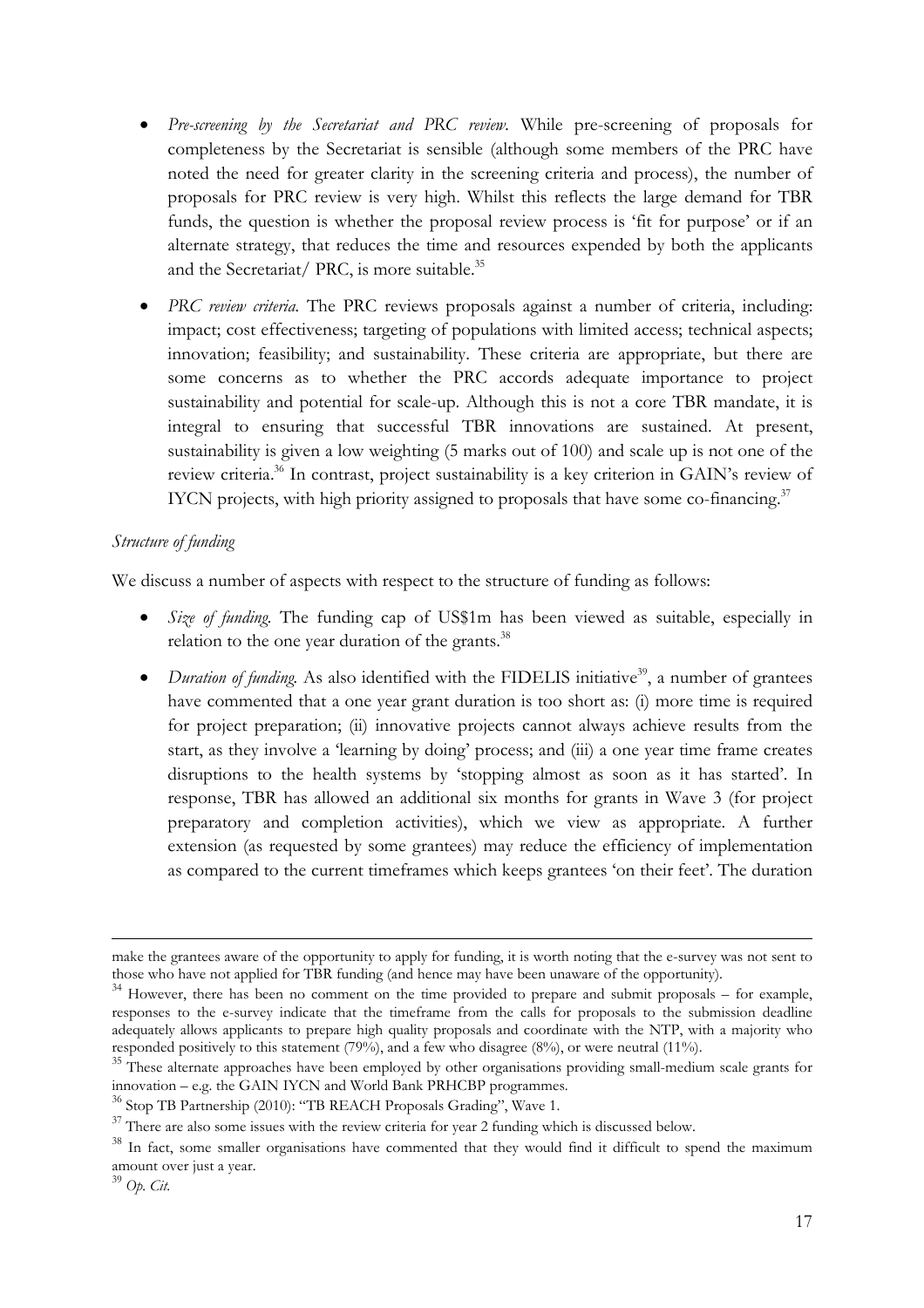- *Pre-screening by the Secretariat and PRC review*. While pre-screening of proposals for completeness by the Secretariat is sensible (although some members of the PRC have noted the need for greater clarity in the screening criteria and process), the number of proposals for PRC review is very high. Whilst this reflects the large demand for TBR funds, the question is whether the proposal review process is 'fit for purpose' or if an alternate strategy, that reduces the time and resources expended by both the applicants and the Secretariat/ PRC, is more suitable.[35]

- *PRC review criteria*. The PRC reviews proposals against a number of criteria, including: impact; cost effectiveness; targeting of populations with limited access; technical aspects; innovation; feasibility; and sustainability. These criteria are appropriate, but there are some concerns as to whether the PRC accords adequate importance to project sustainability and potential for scale-up. Although this is not a core TBR mandate, it is integral to ensuring that successful TBR innovations are sustained. At present, sustainability is given a low weighting (5 marks out of 100) and scale up is not one of the review criteria.[36] In contrast, project sustainability is a key criterion in GAIN's review of IYCN projects, with high priority assigned to proposals that have some co-financing.[37]

*Structure of funding*

We discuss a number of aspects with respect to the structure of funding as follows:

- *Size of funding*. The funding cap of US$1m has been viewed as suitable, especially in relation to the one year duration of the grants.[38]

- *Duration of funding*. As also identified with the FIDELIS initiative[39], a number of grantees have commented that a one year grant duration is too short as: (i) more time is required for project preparation; (ii) innovative projects cannot always achieve results from the start, as they involve a 'learning by doing' process; and (iii) a one year time frame creates disruptions to the health systems by 'stopping almost as soon as it has started'. In response, TBR has allowed an additional six months for grants in Wave 3 (for project preparatory and completion activities), which we view as appropriate. A further extension (as requested by some grantees) may reduce the efficiency of implementation as compared to the current timeframes which keeps grantees 'on their feet'. The duration

---

make the grantees aware of the opportunity to apply for funding, it is worth noting that the e-survey was not sent to those who have not applied for TBR funding (and hence may have been unaware of the opportunity).

[34] However, there has been no comment on the time provided to prepare and submit proposals – for example, responses to the e-survey indicate that the timeframe from the calls for proposals to the submission deadline adequately allows applicants to prepare high quality proposals and coordinate with the NTP, with a majority who responded positively to this statement (79%), and a few who disagree (8%), or were neutral (11%).

[35] These alternate approaches have been employed by other organisations providing small-medium scale grants for innovation – e.g. the GAIN IYCN and World Bank PRHCBP programmes.

[36] Stop TB Partnership (2010): "TB REACH Proposals Grading", Wave 1.

[37] There are also some issues with the review criteria for year 2 funding which is discussed below.

[38] In fact, some smaller organisations have commented that they would find it difficult to spend the maximum amount over just a year.

[39] *Op. Cit.*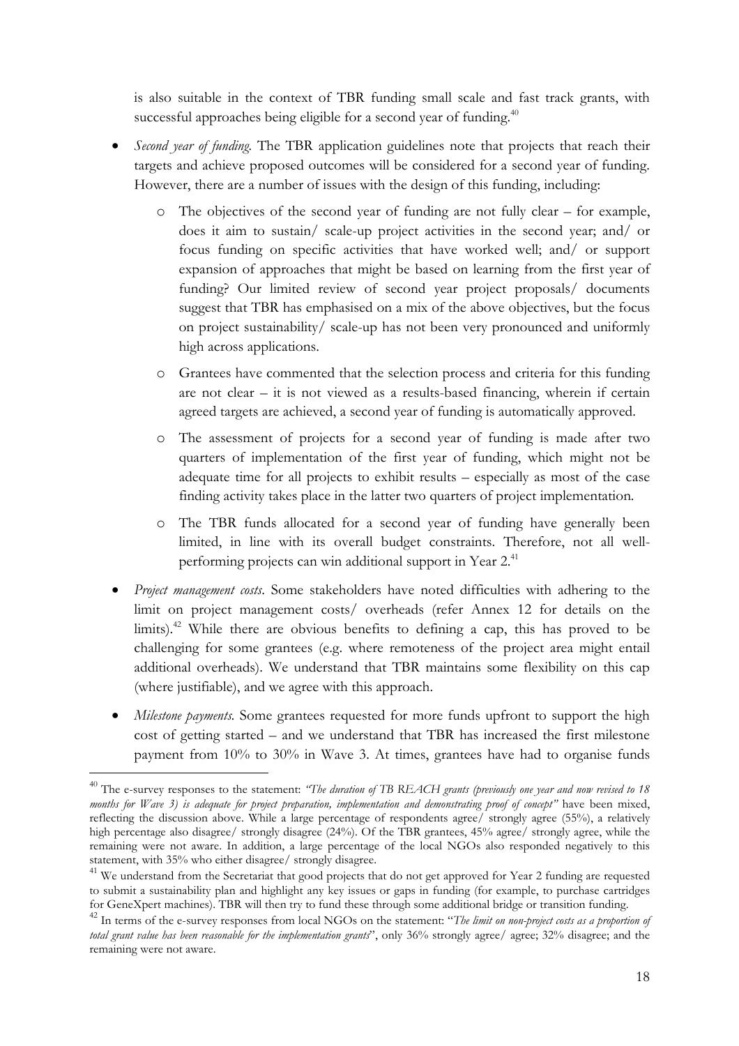is also suitable in the context of TBR funding small scale and fast track grants, with successful approaches being eligible for a second year of funding.[40]

- *Second year of funding.* The TBR application guidelines note that projects that reach their targets and achieve proposed outcomes will be considered for a second year of funding. However, there are a number of issues with the design of this funding, including:
  - The objectives of the second year of funding are not fully clear – for example, does it aim to sustain/ scale-up project activities in the second year; and/ or focus funding on specific activities that have worked well; and/ or support expansion of approaches that might be based on learning from the first year of funding? Our limited review of second year project proposals/ documents suggest that TBR has emphasised on a mix of the above objectives, but the focus on project sustainability/ scale-up has not been very pronounced and uniformly high across applications.
  - Grantees have commented that the selection process and criteria for this funding are not clear – it is not viewed as a results-based financing, wherein if certain agreed targets are achieved, a second year of funding is automatically approved.
  - The assessment of projects for a second year of funding is made after two quarters of implementation of the first year of funding, which might not be adequate time for all projects to exhibit results – especially as most of the case finding activity takes place in the latter two quarters of project implementation.
  - The TBR funds allocated for a second year of funding have generally been limited, in line with its overall budget constraints. Therefore, not all well-performing projects can win additional support in Year 2.[41]
- *Project management costs*. Some stakeholders have noted difficulties with adhering to the limit on project management costs/ overheads (refer Annex 12 for details on the limits).[42] While there are obvious benefits to defining a cap, this has proved to be challenging for some grantees (e.g. where remoteness of the project area might entail additional overheads). We understand that TBR maintains some flexibility on this cap (where justifiable), and we agree with this approach.
- *Milestone payments.* Some grantees requested for more funds upfront to support the high cost of getting started – and we understand that TBR has increased the first milestone payment from 10% to 30% in Wave 3. At times, grantees have had to organise funds

---

[40] The e-survey responses to the statement: *"The duration of TB REACH grants (previously one year and now revised to 18 months for Wave 3) is adequate for project preparation, implementation and demonstrating proof of concept"* have been mixed, reflecting the discussion above. While a large percentage of respondents agree/ strongly agree (55%), a relatively high percentage also disagree/ strongly disagree (24%). Of the TBR grantees, 45% agree/ strongly agree, while the remaining were not aware. In addition, a large percentage of the local NGOs also responded negatively to this statement, with 35% who either disagree/ strongly disagree.

[41] We understand from the Secretariat that good projects that do not get approved for Year 2 funding are requested to submit a sustainability plan and highlight any key issues or gaps in funding (for example, to purchase cartridges for GeneXpert machines). TBR will then try to fund these through some additional bridge or transition funding.

[42] In terms of the e-survey responses from local NGOs on the statement: "*The limit on non-project costs as a proportion of total grant value has been reasonable for the implementation grants*", only 36% strongly agree/ agree; 32% disagree; and the remaining were not aware.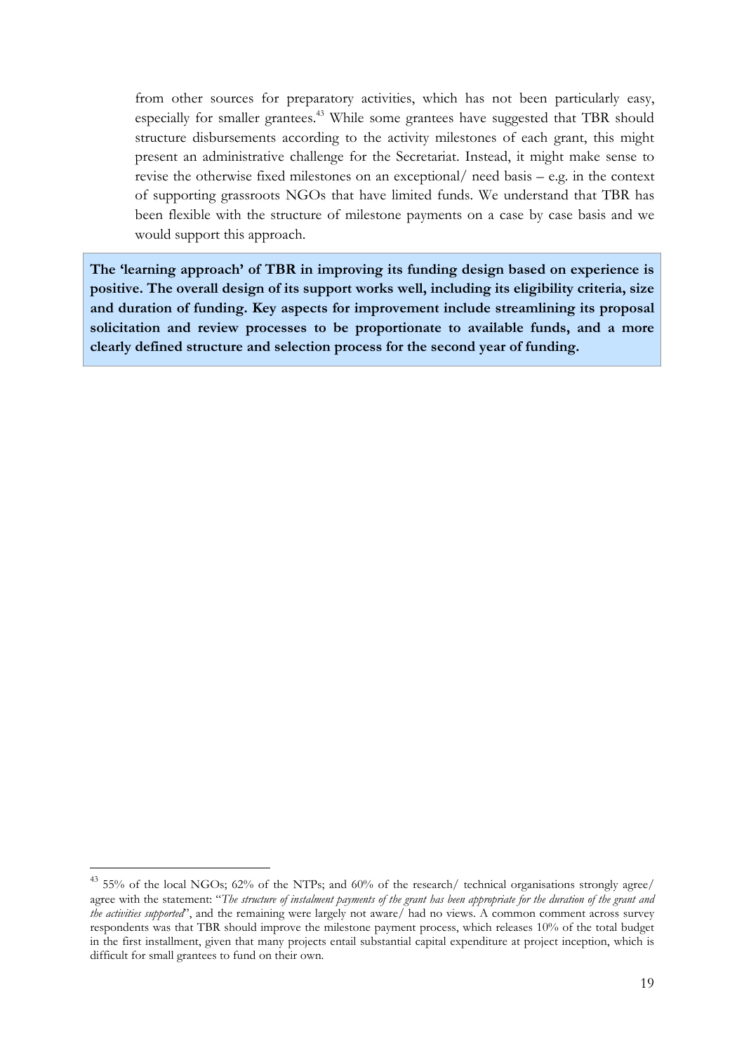from other sources for preparatory activities, which has not been particularly easy, especially for smaller grantees.[43] While some grantees have suggested that TBR should structure disbursements according to the activity milestones of each grant, this might present an administrative challenge for the Secretariat. Instead, it might make sense to revise the otherwise fixed milestones on an exceptional/ need basis – e.g. in the context of supporting grassroots NGOs that have limited funds. We understand that TBR has been flexible with the structure of milestone payments on a case by case basis and we would support this approach.

**The 'learning approach' of TBR in improving its funding design based on experience is positive. The overall design of its support works well, including its eligibility criteria, size and duration of funding. Key aspects for improvement include streamlining its proposal solicitation and review processes to be proportionate to available funds, and a more clearly defined structure and selection process for the second year of funding.**

---

[43] 55% of the local NGOs; 62% of the NTPs; and 60% of the research/ technical organisations strongly agree/ agree with the statement: "*The structure of instalment payments of the grant has been appropriate for the duration of the grant and the activities supported*", and the remaining were largely not aware/ had no views. A common comment across survey respondents was that TBR should improve the milestone payment process, which releases 10% of the total budget in the first installment, given that many projects entail substantial capital expenditure at project inception, which is difficult for small grantees to fund on their own.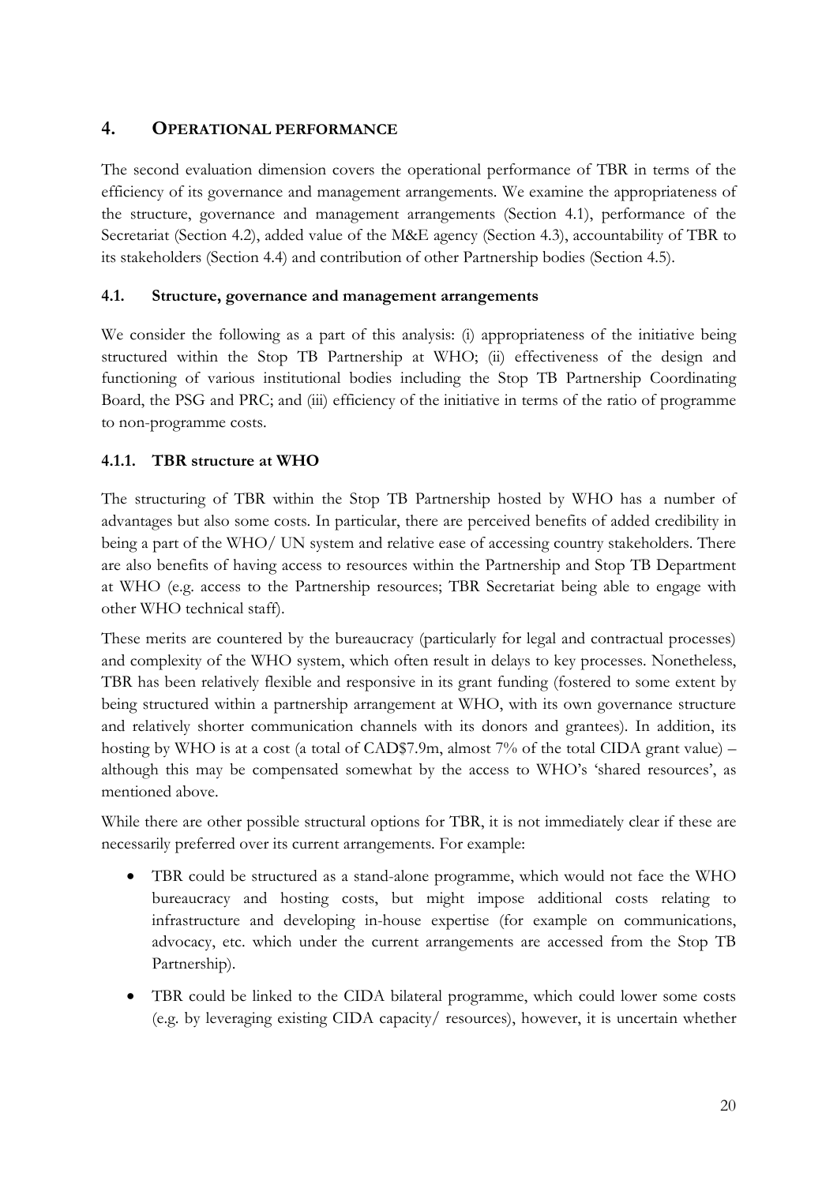## 4. OPERATIONAL PERFORMANCE

The second evaluation dimension covers the operational performance of TBR in terms of the efficiency of its governance and management arrangements. We examine the appropriateness of the structure, governance and management arrangements (Section 4.1), performance of the Secretariat (Section 4.2), added value of the M&E agency (Section 4.3), accountability of TBR to its stakeholders (Section 4.4) and contribution of other Partnership bodies (Section 4.5).

### 4.1. Structure, governance and management arrangements

We consider the following as a part of this analysis: (i) appropriateness of the initiative being structured within the Stop TB Partnership at WHO; (ii) effectiveness of the design and functioning of various institutional bodies including the Stop TB Partnership Coordinating Board, the PSG and PRC; and (iii) efficiency of the initiative in terms of the ratio of programme to non-programme costs.

#### 4.1.1. TBR structure at WHO

The structuring of TBR within the Stop TB Partnership hosted by WHO has a number of advantages but also some costs. In particular, there are perceived benefits of added credibility in being a part of the WHO/ UN system and relative ease of accessing country stakeholders. There are also benefits of having access to resources within the Partnership and Stop TB Department at WHO (e.g. access to the Partnership resources; TBR Secretariat being able to engage with other WHO technical staff).

These merits are countered by the bureaucracy (particularly for legal and contractual processes) and complexity of the WHO system, which often result in delays to key processes. Nonetheless, TBR has been relatively flexible and responsive in its grant funding (fostered to some extent by being structured within a partnership arrangement at WHO, with its own governance structure and relatively shorter communication channels with its donors and grantees). In addition, its hosting by WHO is at a cost (a total of CAD$7.9m, almost 7% of the total CIDA grant value) – although this may be compensated somewhat by the access to WHO's 'shared resources', as mentioned above.

While there are other possible structural options for TBR, it is not immediately clear if these are necessarily preferred over its current arrangements. For example:

- TBR could be structured as a stand-alone programme, which would not face the WHO bureaucracy and hosting costs, but might impose additional costs relating to infrastructure and developing in-house expertise (for example on communications, advocacy, etc. which under the current arrangements are accessed from the Stop TB Partnership).
- TBR could be linked to the CIDA bilateral programme, which could lower some costs (e.g. by leveraging existing CIDA capacity/ resources), however, it is uncertain whether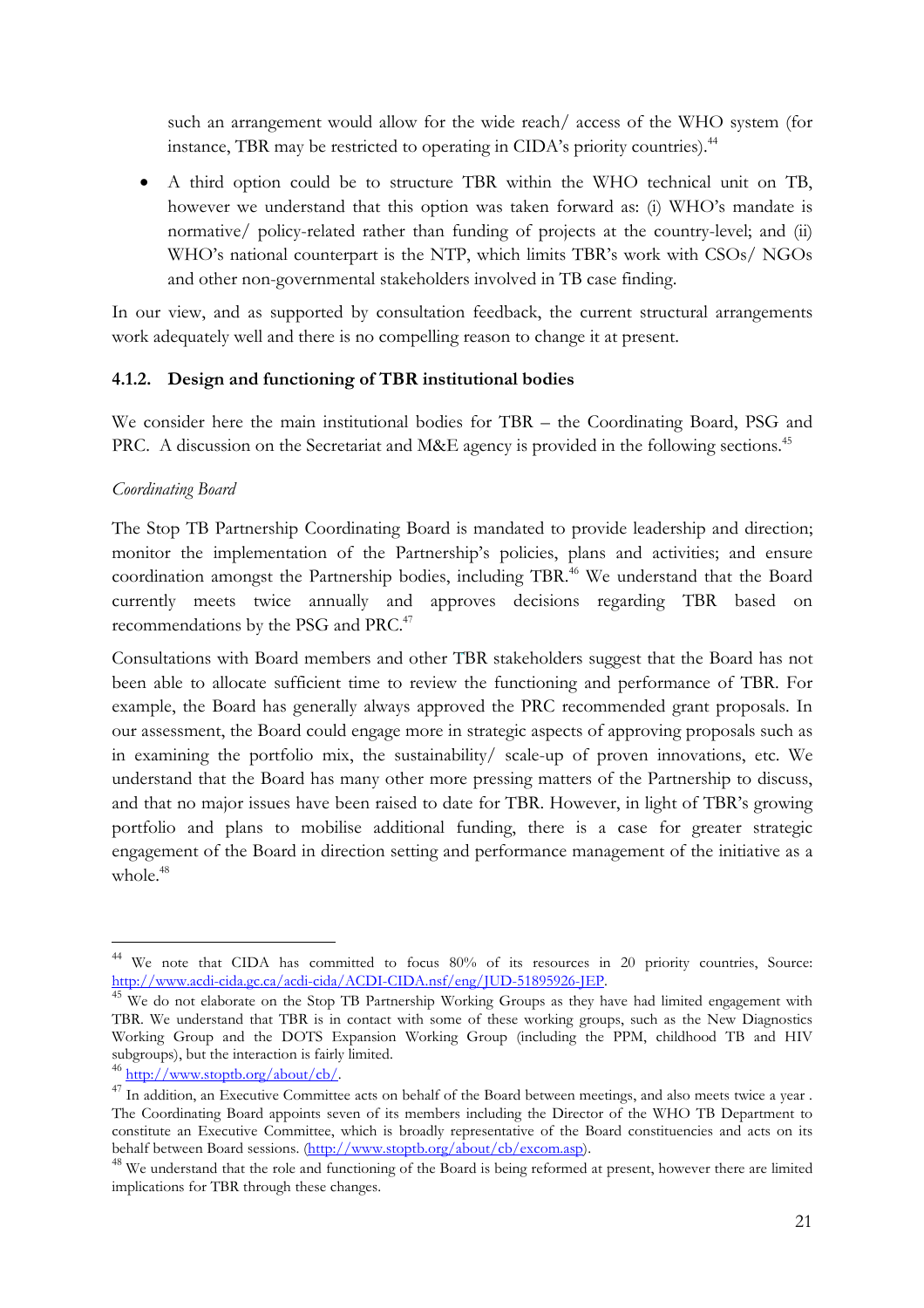such an arrangement would allow for the wide reach/ access of the WHO system (for instance, TBR may be restricted to operating in CIDA's priority countries).[44]

- A third option could be to structure TBR within the WHO technical unit on TB, however we understand that this option was taken forward as: (i) WHO's mandate is normative/ policy-related rather than funding of projects at the country-level; and (ii) WHO's national counterpart is the NTP, which limits TBR's work with CSOs/ NGOs and other non-governmental stakeholders involved in TB case finding.

In our view, and as supported by consultation feedback, the current structural arrangements work adequately well and there is no compelling reason to change it at present.

### 4.1.2. Design and functioning of TBR institutional bodies

We consider here the main institutional bodies for TBR – the Coordinating Board, PSG and PRC. A discussion on the Secretariat and M&E agency is provided in the following sections.[45]

*Coordinating Board*

The Stop TB Partnership Coordinating Board is mandated to provide leadership and direction; monitor the implementation of the Partnership's policies, plans and activities; and ensure coordination amongst the Partnership bodies, including TBR.[46] We understand that the Board currently meets twice annually and approves decisions regarding TBR based on recommendations by the PSG and PRC.[47]

Consultations with Board members and other TBR stakeholders suggest that the Board has not been able to allocate sufficient time to review the functioning and performance of TBR. For example, the Board has generally always approved the PRC recommended grant proposals. In our assessment, the Board could engage more in strategic aspects of approving proposals such as in examining the portfolio mix, the sustainability/ scale-up of proven innovations, etc. We understand that the Board has many other more pressing matters of the Partnership to discuss, and that no major issues have been raised to date for TBR. However, in light of TBR's growing portfolio and plans to mobilise additional funding, there is a case for greater strategic engagement of the Board in direction setting and performance management of the initiative as a whole.[48]

---

[44] We note that CIDA has committed to focus 80% of its resources in 20 priority countries, Source: http://www.acdi-cida.gc.ca/acdi-cida/ACDI-CIDA.nsf/eng/JUD-51895926-JEP.

[45] We do not elaborate on the Stop TB Partnership Working Groups as they have had limited engagement with TBR. We understand that TBR is in contact with some of these working groups, such as the New Diagnostics Working Group and the DOTS Expansion Working Group (including the PPM, childhood TB and HIV subgroups), but the interaction is fairly limited.

[46] http://www.stoptb.org/about/cb/.

[47] In addition, an Executive Committee acts on behalf of the Board between meetings, and also meets twice a year . The Coordinating Board appoints seven of its members including the Director of the WHO TB Department to constitute an Executive Committee, which is broadly representative of the Board constituencies and acts on its behalf between Board sessions. (http://www.stoptb.org/about/cb/excom.asp).

[48] We understand that the role and functioning of the Board is being reformed at present, however there are limited implications for TBR through these changes.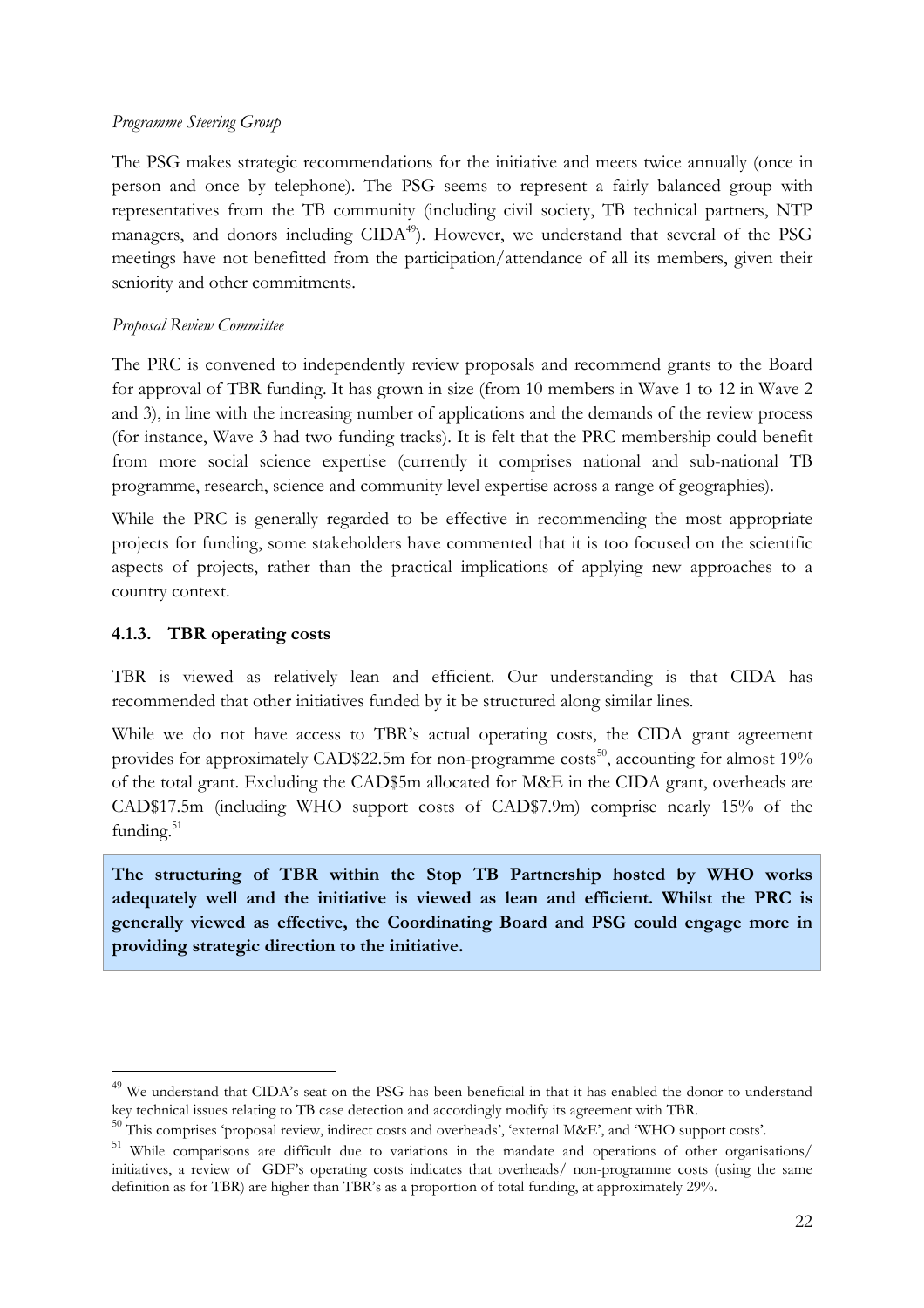*Programme Steering Group*

The PSG makes strategic recommendations for the initiative and meets twice annually (once in person and once by telephone). The PSG seems to represent a fairly balanced group with representatives from the TB community (including civil society, TB technical partners, NTP managers, and donors including CIDA[49]). However, we understand that several of the PSG meetings have not benefitted from the participation/attendance of all its members, given their seniority and other commitments.

*Proposal Review Committee*

The PRC is convened to independently review proposals and recommend grants to the Board for approval of TBR funding. It has grown in size (from 10 members in Wave 1 to 12 in Wave 2 and 3), in line with the increasing number of applications and the demands of the review process (for instance, Wave 3 had two funding tracks). It is felt that the PRC membership could benefit from more social science expertise (currently it comprises national and sub-national TB programme, research, science and community level expertise across a range of geographies).

While the PRC is generally regarded to be effective in recommending the most appropriate projects for funding, some stakeholders have commented that it is too focused on the scientific aspects of projects, rather than the practical implications of applying new approaches to a country context.

### 4.1.3. TBR operating costs

TBR is viewed as relatively lean and efficient. Our understanding is that CIDA has recommended that other initiatives funded by it be structured along similar lines.

While we do not have access to TBR's actual operating costs, the CIDA grant agreement provides for approximately CAD$22.5m for non-programme costs[50], accounting for almost 19% of the total grant. Excluding the CAD$5m allocated for M&E in the CIDA grant, overheads are CAD$17.5m (including WHO support costs of CAD$7.9m) comprise nearly 15% of the funding.[51]

**The structuring of TBR within the Stop TB Partnership hosted by WHO works adequately well and the initiative is viewed as lean and efficient. Whilst the PRC is generally viewed as effective, the Coordinating Board and PSG could engage more in providing strategic direction to the initiative.**

---

[49] We understand that CIDA's seat on the PSG has been beneficial in that it has enabled the donor to understand key technical issues relating to TB case detection and accordingly modify its agreement with TBR.

[50] This comprises 'proposal review, indirect costs and overheads', 'external M&E', and 'WHO support costs'.

[51] While comparisons are difficult due to variations in the mandate and operations of other organisations/ initiatives, a review of GDF's operating costs indicates that overheads/ non-programme costs (using the same definition as for TBR) are higher than TBR's as a proportion of total funding, at approximately 29%.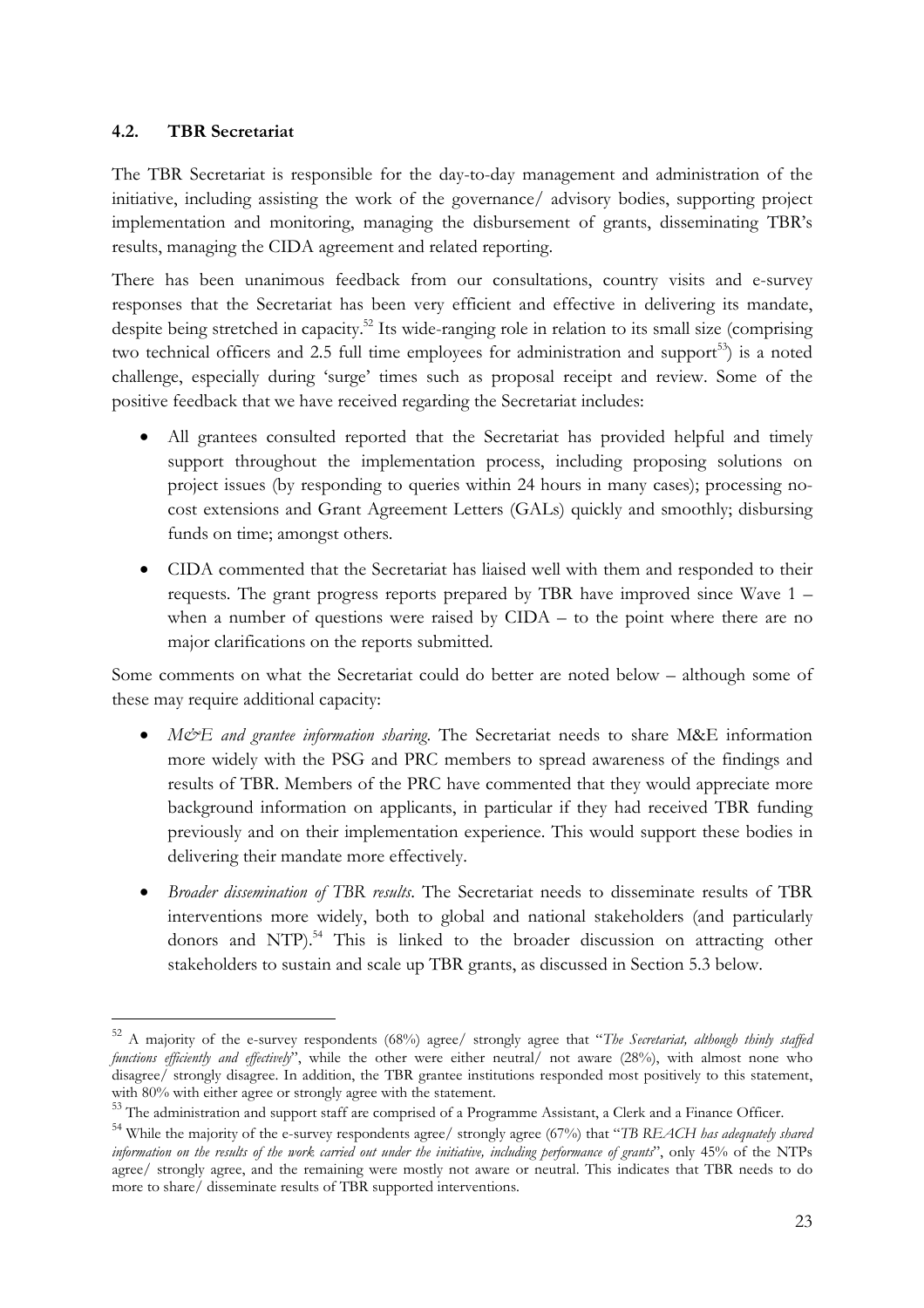### 4.2. TBR Secretariat

The TBR Secretariat is responsible for the day-to-day management and administration of the initiative, including assisting the work of the governance/ advisory bodies, supporting project implementation and monitoring, managing the disbursement of grants, disseminating TBR's results, managing the CIDA agreement and related reporting.

There has been unanimous feedback from our consultations, country visits and e-survey responses that the Secretariat has been very efficient and effective in delivering its mandate, despite being stretched in capacity.[52] Its wide-ranging role in relation to its small size (comprising two technical officers and 2.5 full time employees for administration and support[53]) is a noted challenge, especially during 'surge' times such as proposal receipt and review. Some of the positive feedback that we have received regarding the Secretariat includes:

- All grantees consulted reported that the Secretariat has provided helpful and timely support throughout the implementation process, including proposing solutions on project issues (by responding to queries within 24 hours in many cases); processing no-cost extensions and Grant Agreement Letters (GALs) quickly and smoothly; disbursing funds on time; amongst others.
- CIDA commented that the Secretariat has liaised well with them and responded to their requests. The grant progress reports prepared by TBR have improved since Wave 1 – when a number of questions were raised by CIDA – to the point where there are no major clarifications on the reports submitted.

Some comments on what the Secretariat could do better are noted below – although some of these may require additional capacity:

- *M&E and grantee information sharing.* The Secretariat needs to share M&E information more widely with the PSG and PRC members to spread awareness of the findings and results of TBR. Members of the PRC have commented that they would appreciate more background information on applicants, in particular if they had received TBR funding previously and on their implementation experience. This would support these bodies in delivering their mandate more effectively.
- *Broader dissemination of TBR results*. The Secretariat needs to disseminate results of TBR interventions more widely, both to global and national stakeholders (and particularly donors and NTP).[54] This is linked to the broader discussion on attracting other stakeholders to sustain and scale up TBR grants, as discussed in Section 5.3 below.

---

[52] A majority of the e-survey respondents (68%) agree/ strongly agree that "*The Secretariat, although thinly staffed functions efficiently and effectively*", while the other were either neutral/ not aware (28%), with almost none who disagree/ strongly disagree. In addition, the TBR grantee institutions responded most positively to this statement, with 80% with either agree or strongly agree with the statement.

[53] The administration and support staff are comprised of a Programme Assistant, a Clerk and a Finance Officer.

[54] While the majority of the e-survey respondents agree/ strongly agree (67%) that "*TB REACH has adequately shared information on the results of the work carried out under the initiative, including performance of grants*", only 45% of the NTPs agree/ strongly agree, and the remaining were mostly not aware or neutral. This indicates that TBR needs to do more to share/ disseminate results of TBR supported interventions.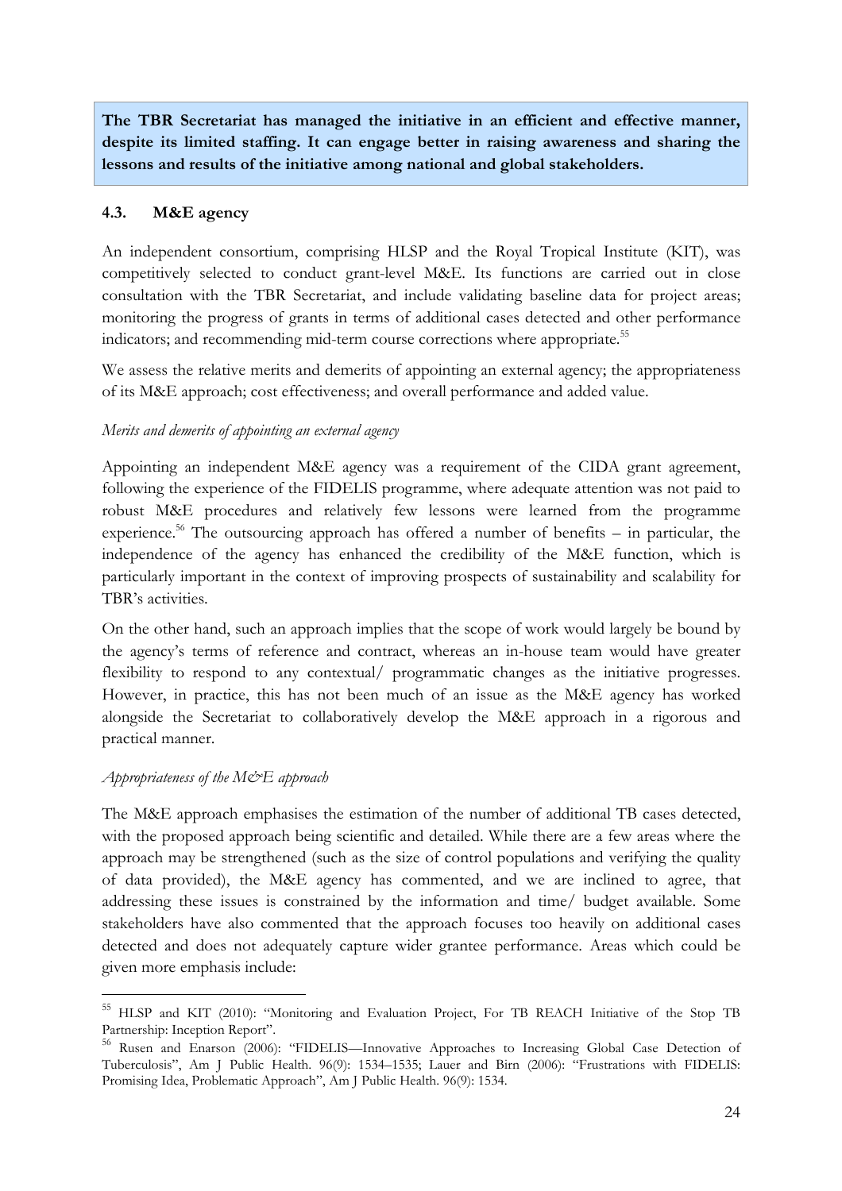**The TBR Secretariat has managed the initiative in an efficient and effective manner, despite its limited staffing. It can engage better in raising awareness and sharing the lessons and results of the initiative among national and global stakeholders.**

### 4.3. M&E agency

An independent consortium, comprising HLSP and the Royal Tropical Institute (KIT), was competitively selected to conduct grant-level M&E. Its functions are carried out in close consultation with the TBR Secretariat, and include validating baseline data for project areas; monitoring the progress of grants in terms of additional cases detected and other performance indicators; and recommending mid-term course corrections where appropriate.[55]

We assess the relative merits and demerits of appointing an external agency; the appropriateness of its M&E approach; cost effectiveness; and overall performance and added value.

*Merits and demerits of appointing an external agency*

Appointing an independent M&E agency was a requirement of the CIDA grant agreement, following the experience of the FIDELIS programme, where adequate attention was not paid to robust M&E procedures and relatively few lessons were learned from the programme experience.[56] The outsourcing approach has offered a number of benefits – in particular, the independence of the agency has enhanced the credibility of the M&E function, which is particularly important in the context of improving prospects of sustainability and scalability for TBR's activities.

On the other hand, such an approach implies that the scope of work would largely be bound by the agency's terms of reference and contract, whereas an in-house team would have greater flexibility to respond to any contextual/ programmatic changes as the initiative progresses. However, in practice, this has not been much of an issue as the M&E agency has worked alongside the Secretariat to collaboratively develop the M&E approach in a rigorous and practical manner.

*Appropriateness of the M&E approach*

The M&E approach emphasises the estimation of the number of additional TB cases detected, with the proposed approach being scientific and detailed. While there are a few areas where the approach may be strengthened (such as the size of control populations and verifying the quality of data provided), the M&E agency has commented, and we are inclined to agree, that addressing these issues is constrained by the information and time/ budget available. Some stakeholders have also commented that the approach focuses too heavily on additional cases detected and does not adequately capture wider grantee performance. Areas which could be given more emphasis include:

---

[55] HLSP and KIT (2010): "Monitoring and Evaluation Project, For TB REACH Initiative of the Stop TB Partnership: Inception Report".

[56] Rusen and Enarson (2006): "FIDELIS—Innovative Approaches to Increasing Global Case Detection of Tuberculosis", Am J Public Health. 96(9): 1534–1535; Lauer and Birn (2006): "Frustrations with FIDELIS: Promising Idea, Problematic Approach", Am J Public Health. 96(9): 1534.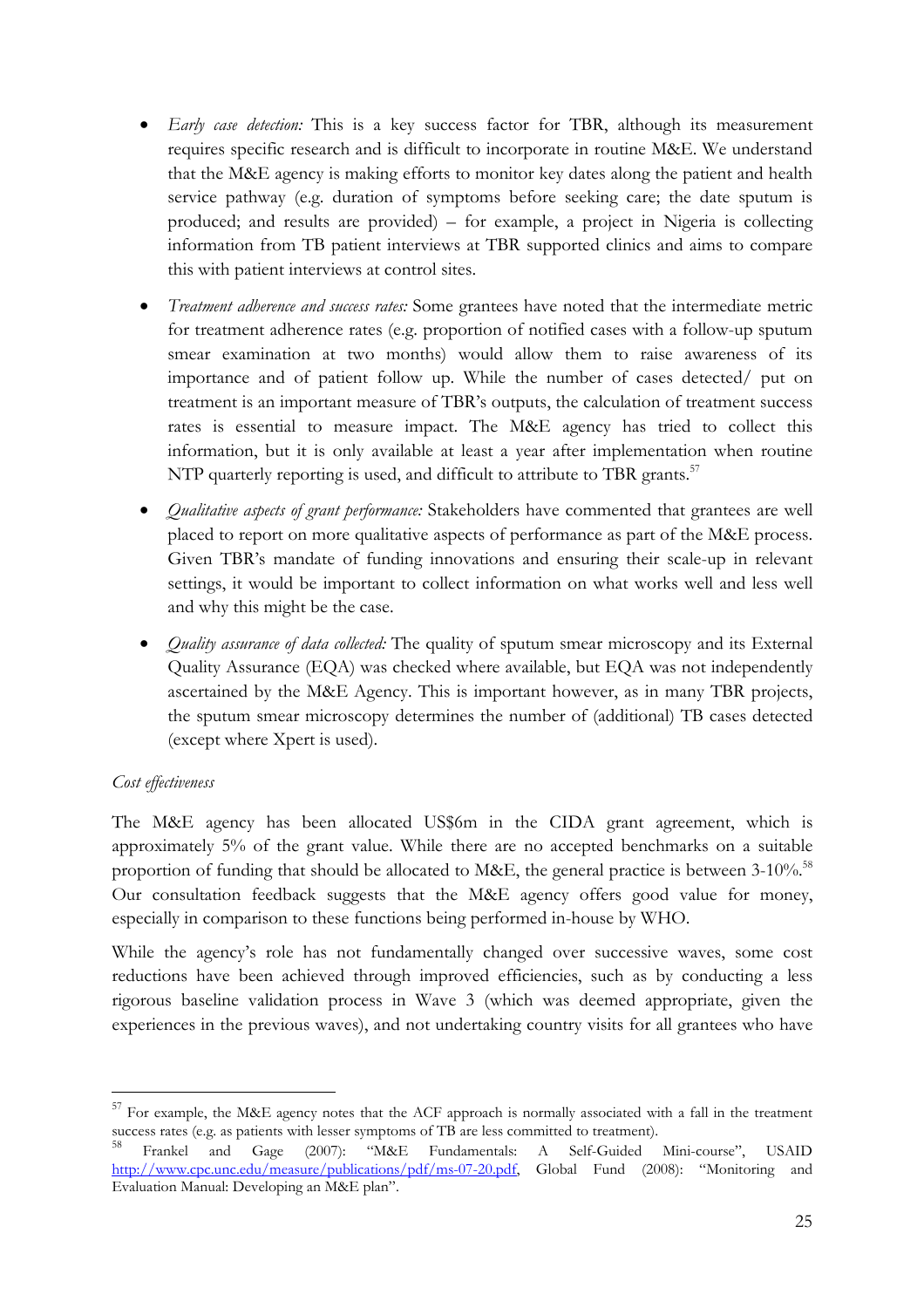- *Early case detection:* This is a key success factor for TBR, although its measurement requires specific research and is difficult to incorporate in routine M&E. We understand that the M&E agency is making efforts to monitor key dates along the patient and health service pathway (e.g. duration of symptoms before seeking care; the date sputum is produced; and results are provided) – for example, a project in Nigeria is collecting information from TB patient interviews at TBR supported clinics and aims to compare this with patient interviews at control sites.

- *Treatment adherence and success rates:* Some grantees have noted that the intermediate metric for treatment adherence rates (e.g. proportion of notified cases with a follow-up sputum smear examination at two months) would allow them to raise awareness of its importance and of patient follow up. While the number of cases detected/ put on treatment is an important measure of TBR's outputs, the calculation of treatment success rates is essential to measure impact. The M&E agency has tried to collect this information, but it is only available at least a year after implementation when routine NTP quarterly reporting is used, and difficult to attribute to TBR grants.[57]

- *Qualitative aspects of grant performance:* Stakeholders have commented that grantees are well placed to report on more qualitative aspects of performance as part of the M&E process. Given TBR's mandate of funding innovations and ensuring their scale-up in relevant settings, it would be important to collect information on what works well and less well and why this might be the case.

- *Quality assurance of data collected:* The quality of sputum smear microscopy and its External Quality Assurance (EQA) was checked where available, but EQA was not independently ascertained by the M&E Agency. This is important however, as in many TBR projects, the sputum smear microscopy determines the number of (additional) TB cases detected (except where Xpert is used).

*Cost effectiveness*

The M&E agency has been allocated US$6m in the CIDA grant agreement, which is approximately 5% of the grant value. While there are no accepted benchmarks on a suitable proportion of funding that should be allocated to M&E, the general practice is between 3-10%.[58] Our consultation feedback suggests that the M&E agency offers good value for money, especially in comparison to these functions being performed in-house by WHO.

While the agency's role has not fundamentally changed over successive waves, some cost reductions have been achieved through improved efficiencies, such as by conducting a less rigorous baseline validation process in Wave 3 (which was deemed appropriate, given the experiences in the previous waves), and not undertaking country visits for all grantees who have

---

[57] For example, the M&E agency notes that the ACF approach is normally associated with a fall in the treatment success rates (e.g. as patients with lesser symptoms of TB are less committed to treatment).

[58] Frankel and Gage (2007): "M&E Fundamentals: A Self-Guided Mini-course", USAID http://www.cpc.unc.edu/measure/publications/pdf/ms-07-20.pdf, Global Fund (2008): "Monitoring and Evaluation Manual: Developing an M&E plan".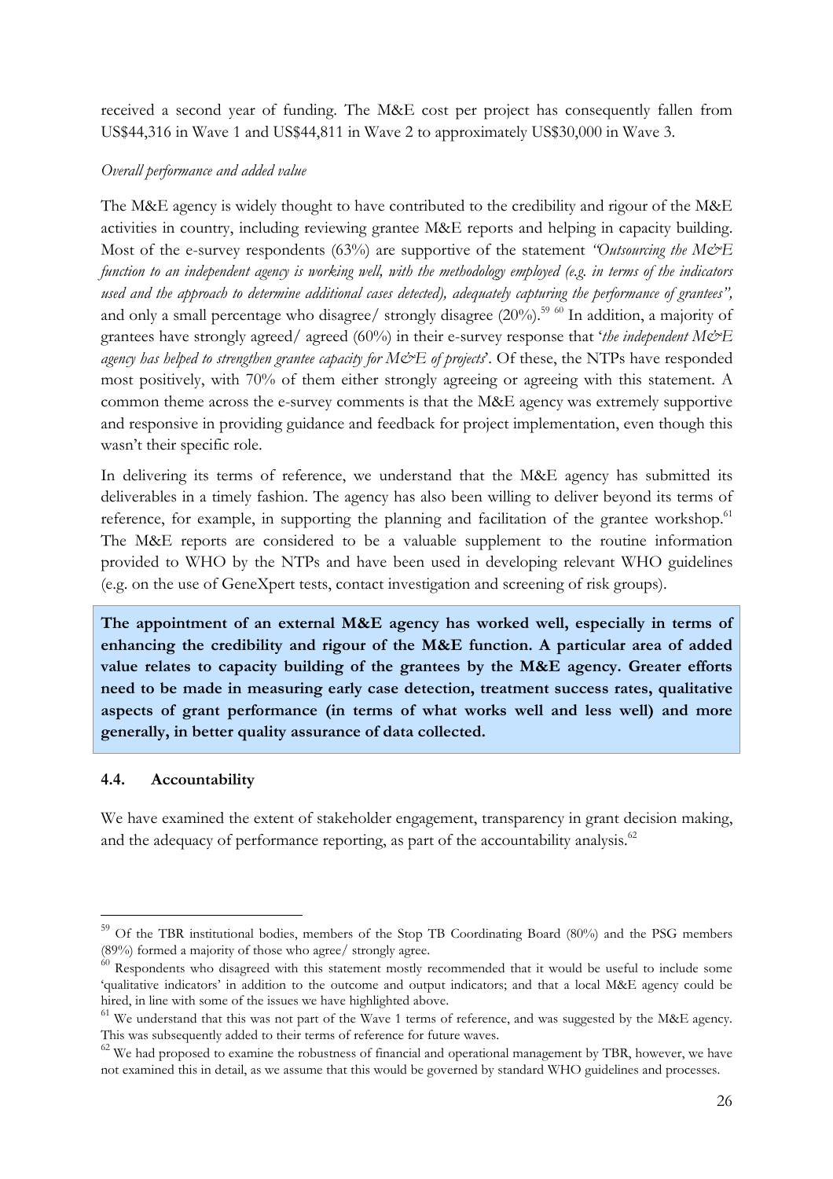received a second year of funding. The M&E cost per project has consequently fallen from US$44,316 in Wave 1 and US$44,811 in Wave 2 to approximately US$30,000 in Wave 3.

*Overall performance and added value*

The M&E agency is widely thought to have contributed to the credibility and rigour of the M&E activities in country, including reviewing grantee M&E reports and helping in capacity building. Most of the e-survey respondents (63%) are supportive of the statement *"Outsourcing the M&E function to an independent agency is working well, with the methodology employed (e.g. in terms of the indicators used and the approach to determine additional cases detected), adequately capturing the performance of grantees",* and only a small percentage who disagree/ strongly disagree (20%).[59] [60] In addition, a majority of grantees have strongly agreed/ agreed (60%) in their e-survey response that '*the independent M&E agency has helped to strengthen grantee capacity for M&E of projects*'. Of these, the NTPs have responded most positively, with 70% of them either strongly agreeing or agreeing with this statement. A common theme across the e-survey comments is that the M&E agency was extremely supportive and responsive in providing guidance and feedback for project implementation, even though this wasn't their specific role.

In delivering its terms of reference, we understand that the M&E agency has submitted its deliverables in a timely fashion. The agency has also been willing to deliver beyond its terms of reference, for example, in supporting the planning and facilitation of the grantee workshop.[61] The M&E reports are considered to be a valuable supplement to the routine information provided to WHO by the NTPs and have been used in developing relevant WHO guidelines (e.g. on the use of GeneXpert tests, contact investigation and screening of risk groups).

**The appointment of an external M&E agency has worked well, especially in terms of enhancing the credibility and rigour of the M&E function. A particular area of added value relates to capacity building of the grantees by the M&E agency. Greater efforts need to be made in measuring early case detection, treatment success rates, qualitative aspects of grant performance (in terms of what works well and less well) and more generally, in better quality assurance of data collected.**

### 4.4. Accountability

We have examined the extent of stakeholder engagement, transparency in grant decision making, and the adequacy of performance reporting, as part of the accountability analysis.[62]

---

[59] Of the TBR institutional bodies, members of the Stop TB Coordinating Board (80%) and the PSG members (89%) formed a majority of those who agree/ strongly agree.

[60] Respondents who disagreed with this statement mostly recommended that it would be useful to include some 'qualitative indicators' in addition to the outcome and output indicators; and that a local M&E agency could be hired, in line with some of the issues we have highlighted above.

[61] We understand that this was not part of the Wave 1 terms of reference, and was suggested by the M&E agency. This was subsequently added to their terms of reference for future waves.

[62] We had proposed to examine the robustness of financial and operational management by TBR, however, we have not examined this in detail, as we assume that this would be governed by standard WHO guidelines and processes.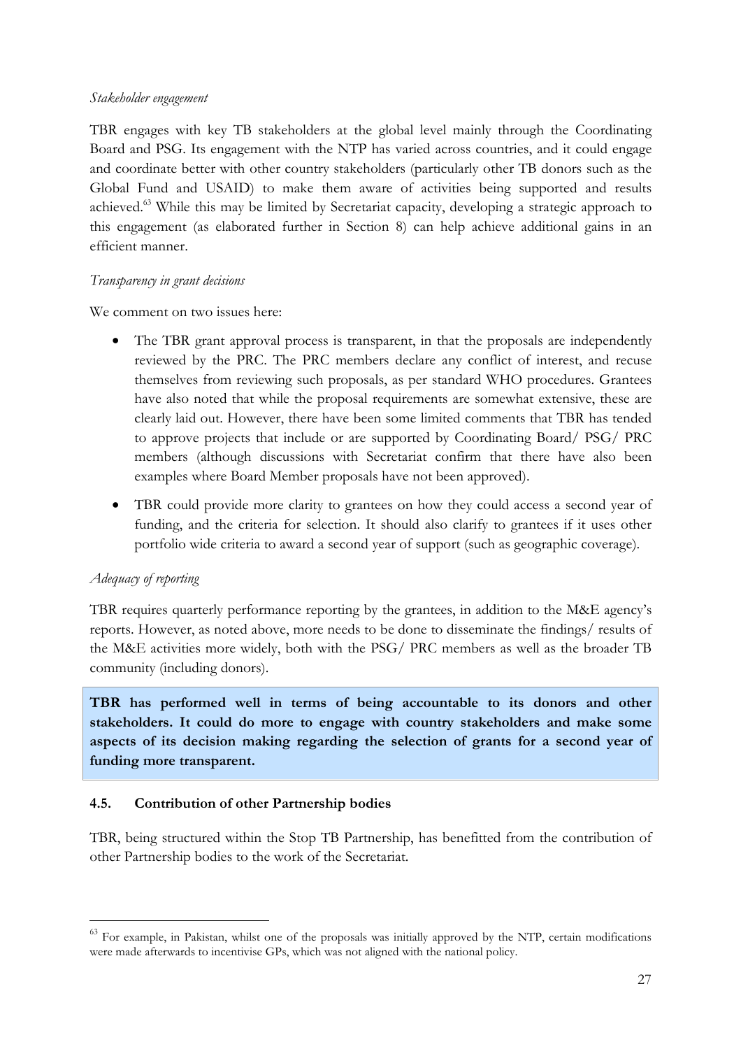*Stakeholder engagement*

TBR engages with key TB stakeholders at the global level mainly through the Coordinating Board and PSG. Its engagement with the NTP has varied across countries, and it could engage and coordinate better with other country stakeholders (particularly other TB donors such as the Global Fund and USAID) to make them aware of activities being supported and results achieved.[63] While this may be limited by Secretariat capacity, developing a strategic approach to this engagement (as elaborated further in Section 8) can help achieve additional gains in an efficient manner.

*Transparency in grant decisions*

We comment on two issues here:

- The TBR grant approval process is transparent, in that the proposals are independently reviewed by the PRC. The PRC members declare any conflict of interest, and recuse themselves from reviewing such proposals, as per standard WHO procedures. Grantees have also noted that while the proposal requirements are somewhat extensive, these are clearly laid out. However, there have been some limited comments that TBR has tended to approve projects that include or are supported by Coordinating Board/ PSG/ PRC members (although discussions with Secretariat confirm that there have also been examples where Board Member proposals have not been approved).
- TBR could provide more clarity to grantees on how they could access a second year of funding, and the criteria for selection. It should also clarify to grantees if it uses other portfolio wide criteria to award a second year of support (such as geographic coverage).

*Adequacy of reporting*

TBR requires quarterly performance reporting by the grantees, in addition to the M&E agency's reports. However, as noted above, more needs to be done to disseminate the findings/ results of the M&E activities more widely, both with the PSG/ PRC members as well as the broader TB community (including donors).

**TBR has performed well in terms of being accountable to its donors and other stakeholders. It could do more to engage with country stakeholders and make some aspects of its decision making regarding the selection of grants for a second year of funding more transparent.**

### 4.5. Contribution of other Partnership bodies

TBR, being structured within the Stop TB Partnership, has benefitted from the contribution of other Partnership bodies to the work of the Secretariat.

[63] For example, in Pakistan, whilst one of the proposals was initially approved by the NTP, certain modifications were made afterwards to incentivise GPs, which was not aligned with the national policy.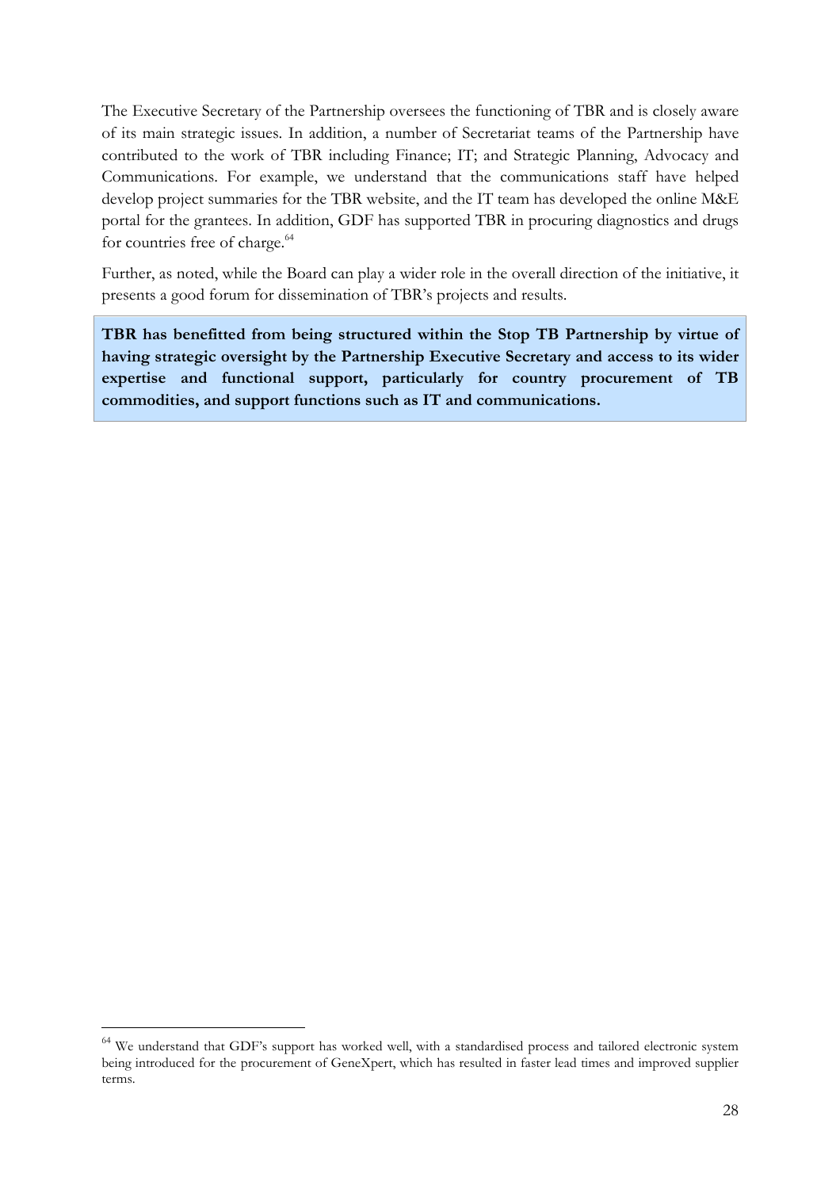The Executive Secretary of the Partnership oversees the functioning of TBR and is closely aware of its main strategic issues. In addition, a number of Secretariat teams of the Partnership have contributed to the work of TBR including Finance; IT; and Strategic Planning, Advocacy and Communications. For example, we understand that the communications staff have helped develop project summaries for the TBR website, and the IT team has developed the online M&E portal for the grantees. In addition, GDF has supported TBR in procuring diagnostics and drugs for countries free of charge.[64]

Further, as noted, while the Board can play a wider role in the overall direction of the initiative, it presents a good forum for dissemination of TBR's projects and results.

**TBR has benefitted from being structured within the Stop TB Partnership by virtue of having strategic oversight by the Partnership Executive Secretary and access to its wider expertise and functional support, particularly for country procurement of TB commodities, and support functions such as IT and communications.**

[64] We understand that GDF's support has worked well, with a standardised process and tailored electronic system being introduced for the procurement of GeneXpert, which has resulted in faster lead times and improved supplier terms.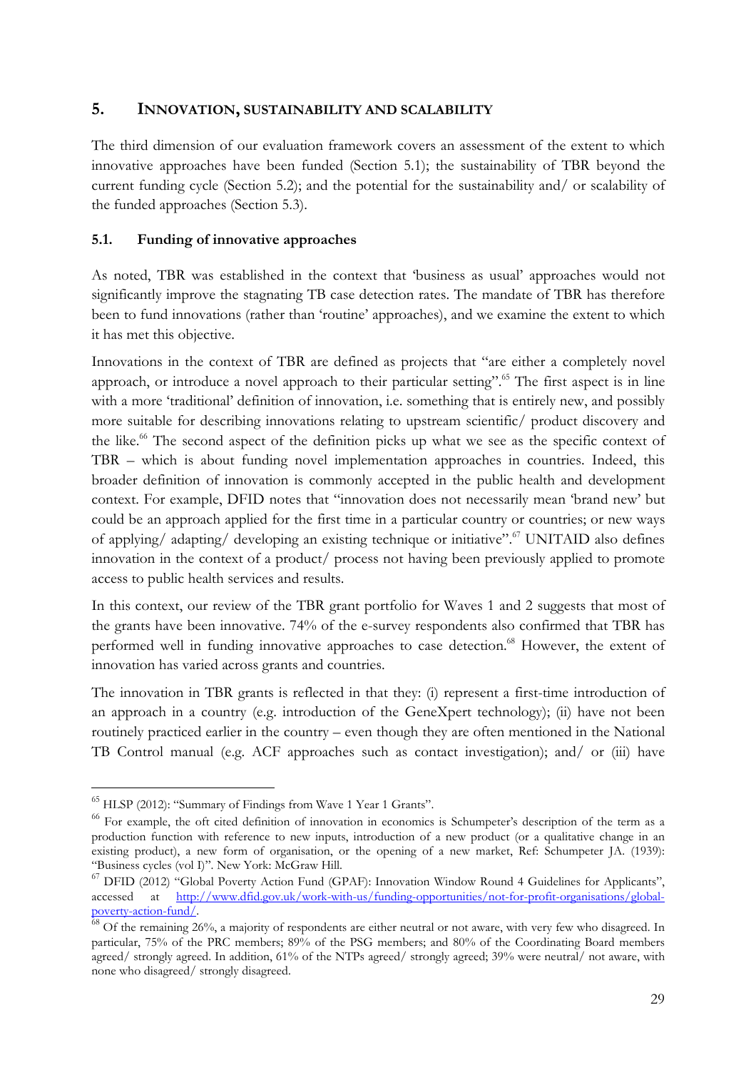## 5. INNOVATION, SUSTAINABILITY AND SCALABILITY

The third dimension of our evaluation framework covers an assessment of the extent to which innovative approaches have been funded (Section 5.1); the sustainability of TBR beyond the current funding cycle (Section 5.2); and the potential for the sustainability and/ or scalability of the funded approaches (Section 5.3).

### 5.1. Funding of innovative approaches

As noted, TBR was established in the context that 'business as usual' approaches would not significantly improve the stagnating TB case detection rates. The mandate of TBR has therefore been to fund innovations (rather than 'routine' approaches), and we examine the extent to which it has met this objective.

Innovations in the context of TBR are defined as projects that "are either a completely novel approach, or introduce a novel approach to their particular setting".[65] The first aspect is in line with a more 'traditional' definition of innovation, i.e. something that is entirely new, and possibly more suitable for describing innovations relating to upstream scientific/ product discovery and the like.[66] The second aspect of the definition picks up what we see as the specific context of TBR – which is about funding novel implementation approaches in countries. Indeed, this broader definition of innovation is commonly accepted in the public health and development context. For example, DFID notes that "innovation does not necessarily mean 'brand new' but could be an approach applied for the first time in a particular country or countries; or new ways of applying/ adapting/ developing an existing technique or initiative".[67] UNITAID also defines innovation in the context of a product/ process not having been previously applied to promote access to public health services and results.

In this context, our review of the TBR grant portfolio for Waves 1 and 2 suggests that most of the grants have been innovative. 74% of the e-survey respondents also confirmed that TBR has performed well in funding innovative approaches to case detection.[68] However, the extent of innovation has varied across grants and countries.

The innovation in TBR grants is reflected in that they: (i) represent a first-time introduction of an approach in a country (e.g. introduction of the GeneXpert technology); (ii) have not been routinely practiced earlier in the country – even though they are often mentioned in the National TB Control manual (e.g. ACF approaches such as contact investigation); and/ or (iii) have

---

[65] HLSP (2012): "Summary of Findings from Wave 1 Year 1 Grants".

[66] For example, the oft cited definition of innovation in economics is Schumpeter's description of the term as a production function with reference to new inputs, introduction of a new product (or a qualitative change in an existing product), a new form of organisation, or the opening of a new market, Ref: Schumpeter JA. (1939): "Business cycles (vol I)". New York: McGraw Hill.

[67] DFID (2012) "Global Poverty Action Fund (GPAF): Innovation Window Round 4 Guidelines for Applicants", accessed at http://www.dfid.gov.uk/work-with-us/funding-opportunities/not-for-profit-organisations/global-poverty-action-fund/.

[68] Of the remaining 26%, a majority of respondents are either neutral or not aware, with very few who disagreed. In particular, 75% of the PRC members; 89% of the PSG members; and 80% of the Coordinating Board members agreed/ strongly agreed. In addition, 61% of the NTPs agreed/ strongly agreed; 39% were neutral/ not aware, with none who disagreed/ strongly disagreed.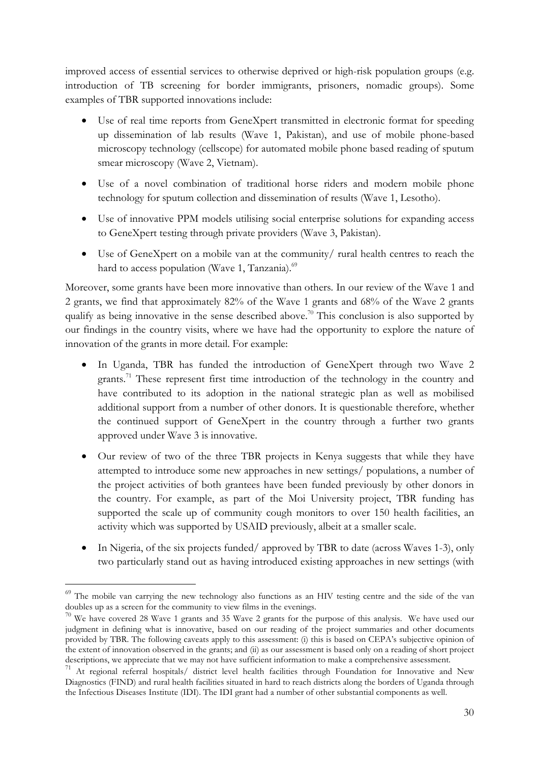improved access of essential services to otherwise deprived or high-risk population groups (e.g. introduction of TB screening for border immigrants, prisoners, nomadic groups). Some examples of TBR supported innovations include:

- Use of real time reports from GeneXpert transmitted in electronic format for speeding up dissemination of lab results (Wave 1, Pakistan), and use of mobile phone-based microscopy technology (cellscope) for automated mobile phone based reading of sputum smear microscopy (Wave 2, Vietnam).
- Use of a novel combination of traditional horse riders and modern mobile phone technology for sputum collection and dissemination of results (Wave 1, Lesotho).
- Use of innovative PPM models utilising social enterprise solutions for expanding access to GeneXpert testing through private providers (Wave 3, Pakistan).
- Use of GeneXpert on a mobile van at the community/ rural health centres to reach the hard to access population (Wave 1, Tanzania).[69]

Moreover, some grants have been more innovative than others. In our review of the Wave 1 and 2 grants, we find that approximately 82% of the Wave 1 grants and 68% of the Wave 2 grants qualify as being innovative in the sense described above.[70] This conclusion is also supported by our findings in the country visits, where we have had the opportunity to explore the nature of innovation of the grants in more detail. For example:

- In Uganda, TBR has funded the introduction of GeneXpert through two Wave 2 grants.[71] These represent first time introduction of the technology in the country and have contributed to its adoption in the national strategic plan as well as mobilised additional support from a number of other donors. It is questionable therefore, whether the continued support of GeneXpert in the country through a further two grants approved under Wave 3 is innovative.
- Our review of two of the three TBR projects in Kenya suggests that while they have attempted to introduce some new approaches in new settings/ populations, a number of the project activities of both grantees have been funded previously by other donors in the country. For example, as part of the Moi University project, TBR funding has supported the scale up of community cough monitors to over 150 health facilities, an activity which was supported by USAID previously, albeit at a smaller scale.
- In Nigeria, of the six projects funded/ approved by TBR to date (across Waves 1-3), only two particularly stand out as having introduced existing approaches in new settings (with

---

[69] The mobile van carrying the new technology also functions as an HIV testing centre and the side of the van doubles up as a screen for the community to view films in the evenings.

[70] We have covered 28 Wave 1 grants and 35 Wave 2 grants for the purpose of this analysis. We have used our judgment in defining what is innovative, based on our reading of the project summaries and other documents provided by TBR. The following caveats apply to this assessment: (i) this is based on CEPA's subjective opinion of the extent of innovation observed in the grants; and (ii) as our assessment is based only on a reading of short project descriptions, we appreciate that we may not have sufficient information to make a comprehensive assessment.

[71] At regional referral hospitals/ district level health facilities through Foundation for Innovative and New Diagnostics (FIND) and rural health facilities situated in hard to reach districts along the borders of Uganda through the Infectious Diseases Institute (IDI). The IDI grant had a number of other substantial components as well.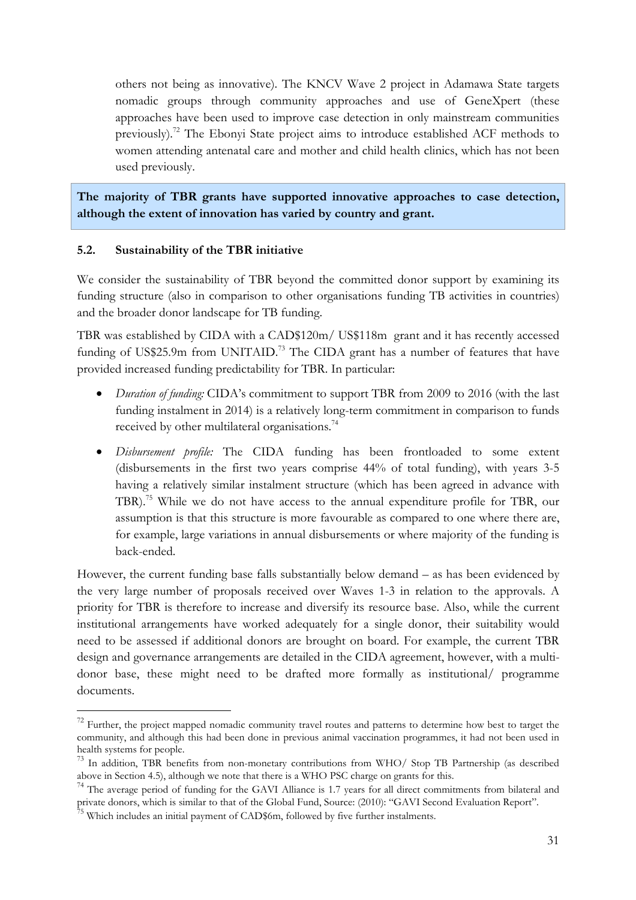others not being as innovative). The KNCV Wave 2 project in Adamawa State targets nomadic groups through community approaches and use of GeneXpert (these approaches have been used to improve case detection in only mainstream communities previously).[72] The Ebonyi State project aims to introduce established ACF methods to women attending antenatal care and mother and child health clinics, which has not been used previously.

**The majority of TBR grants have supported innovative approaches to case detection, although the extent of innovation has varied by country and grant.**

### 5.2. Sustainability of the TBR initiative

We consider the sustainability of TBR beyond the committed donor support by examining its funding structure (also in comparison to other organisations funding TB activities in countries) and the broader donor landscape for TB funding.

TBR was established by CIDA with a CAD$120m/ US$118m grant and it has recently accessed funding of US$25.9m from UNITAID.[73] The CIDA grant has a number of features that have provided increased funding predictability for TBR. In particular:

- *Duration of funding:* CIDA's commitment to support TBR from 2009 to 2016 (with the last funding instalment in 2014) is a relatively long-term commitment in comparison to funds received by other multilateral organisations.[74]
- *Disbursement profile:* The CIDA funding has been frontloaded to some extent (disbursements in the first two years comprise 44% of total funding), with years 3-5 having a relatively similar instalment structure (which has been agreed in advance with TBR).[75] While we do not have access to the annual expenditure profile for TBR, our assumption is that this structure is more favourable as compared to one where there are, for example, large variations in annual disbursements or where majority of the funding is back-ended.

However, the current funding base falls substantially below demand – as has been evidenced by the very large number of proposals received over Waves 1-3 in relation to the approvals. A priority for TBR is therefore to increase and diversify its resource base. Also, while the current institutional arrangements have worked adequately for a single donor, their suitability would need to be assessed if additional donors are brought on board. For example, the current TBR design and governance arrangements are detailed in the CIDA agreement, however, with a multi-donor base, these might need to be drafted more formally as institutional/ programme documents.

---

[72] Further, the project mapped nomadic community travel routes and patterns to determine how best to target the community, and although this had been done in previous animal vaccination programmes, it had not been used in health systems for people.

[73] In addition, TBR benefits from non-monetary contributions from WHO/ Stop TB Partnership (as described above in Section 4.5), although we note that there is a WHO PSC charge on grants for this.

[74] The average period of funding for the GAVI Alliance is 1.7 years for all direct commitments from bilateral and private donors, which is similar to that of the Global Fund, Source: (2010): "GAVI Second Evaluation Report".

[75] Which includes an initial payment of CAD$6m, followed by five further instalments.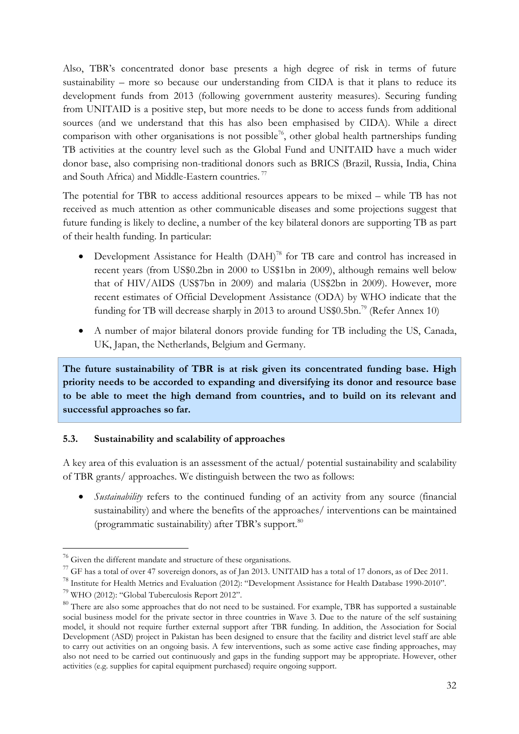Also, TBR's concentrated donor base presents a high degree of risk in terms of future sustainability – more so because our understanding from CIDA is that it plans to reduce its development funds from 2013 (following government austerity measures). Securing funding from UNITAID is a positive step, but more needs to be done to access funds from additional sources (and we understand that this has also been emphasised by CIDA). While a direct comparison with other organisations is not possible[76], other global health partnerships funding TB activities at the country level such as the Global Fund and UNITAID have a much wider donor base, also comprising non-traditional donors such as BRICS (Brazil, Russia, India, China and South Africa) and Middle-Eastern countries.[77]

The potential for TBR to access additional resources appears to be mixed – while TB has not received as much attention as other communicable diseases and some projections suggest that future funding is likely to decline, a number of the key bilateral donors are supporting TB as part of their health funding. In particular:

- Development Assistance for Health (DAH)[78] for TB care and control has increased in recent years (from US$0.2bn in 2000 to US$1bn in 2009), although remains well below that of HIV/AIDS (US$7bn in 2009) and malaria (US$2bn in 2009). However, more recent estimates of Official Development Assistance (ODA) by WHO indicate that the funding for TB will decrease sharply in 2013 to around US$0.5bn.[79] (Refer Annex 10)
- A number of major bilateral donors provide funding for TB including the US, Canada, UK, Japan, the Netherlands, Belgium and Germany.

**The future sustainability of TBR is at risk given its concentrated funding base. High priority needs to be accorded to expanding and diversifying its donor and resource base to be able to meet the high demand from countries, and to build on its relevant and successful approaches so far.**

### 5.3. Sustainability and scalability of approaches

A key area of this evaluation is an assessment of the actual/ potential sustainability and scalability of TBR grants/ approaches. We distinguish between the two as follows:

- *Sustainability* refers to the continued funding of an activity from any source (financial sustainability) and where the benefits of the approaches/ interventions can be maintained (programmatic sustainability) after TBR's support.[80]

---

[76] Given the different mandate and structure of these organisations.

[77] GF has a total of over 47 sovereign donors, as of Jan 2013. UNITAID has a total of 17 donors, as of Dec 2011.

[78] Institute for Health Metrics and Evaluation (2012): "Development Assistance for Health Database 1990-2010".

[79] WHO (2012): "Global Tuberculosis Report 2012".

[80] There are also some approaches that do not need to be sustained. For example, TBR has supported a sustainable social business model for the private sector in three countries in Wave 3. Due to the nature of the self sustaining model, it should not require further external support after TBR funding. In addition, the Association for Social Development (ASD) project in Pakistan has been designed to ensure that the facility and district level staff are able to carry out activities on an ongoing basis. A few interventions, such as some active case finding approaches, may also not need to be carried out continuously and gaps in the funding support may be appropriate. However, other activities (e.g. supplies for capital equipment purchased) require ongoing support.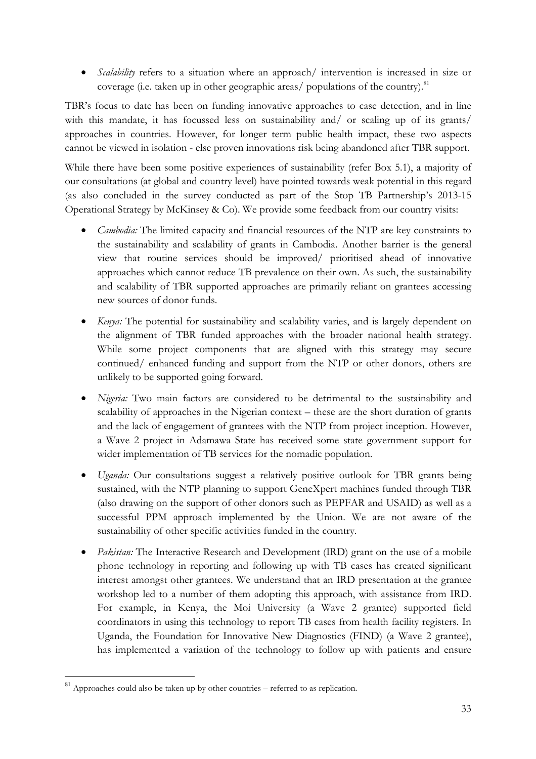- *Scalability* refers to a situation where an approach/ intervention is increased in size or coverage (i.e. taken up in other geographic areas/ populations of the country).[81]

TBR's focus to date has been on funding innovative approaches to case detection, and in line with this mandate, it has focussed less on sustainability and/ or scaling up of its grants/ approaches in countries. However, for longer term public health impact, these two aspects cannot be viewed in isolation - else proven innovations risk being abandoned after TBR support.

While there have been some positive experiences of sustainability (refer Box 5.1), a majority of our consultations (at global and country level) have pointed towards weak potential in this regard (as also concluded in the survey conducted as part of the Stop TB Partnership's 2013-15 Operational Strategy by McKinsey & Co). We provide some feedback from our country visits:

- *Cambodia:* The limited capacity and financial resources of the NTP are key constraints to the sustainability and scalability of grants in Cambodia. Another barrier is the general view that routine services should be improved/ prioritised ahead of innovative approaches which cannot reduce TB prevalence on their own. As such, the sustainability and scalability of TBR supported approaches are primarily reliant on grantees accessing new sources of donor funds.
- *Kenya:* The potential for sustainability and scalability varies, and is largely dependent on the alignment of TBR funded approaches with the broader national health strategy. While some project components that are aligned with this strategy may secure continued/ enhanced funding and support from the NTP or other donors, others are unlikely to be supported going forward.
- *Nigeria:* Two main factors are considered to be detrimental to the sustainability and scalability of approaches in the Nigerian context – these are the short duration of grants and the lack of engagement of grantees with the NTP from project inception. However, a Wave 2 project in Adamawa State has received some state government support for wider implementation of TB services for the nomadic population.
- *Uganda:* Our consultations suggest a relatively positive outlook for TBR grants being sustained, with the NTP planning to support GeneXpert machines funded through TBR (also drawing on the support of other donors such as PEPFAR and USAID) as well as a successful PPM approach implemented by the Union. We are not aware of the sustainability of other specific activities funded in the country.
- *Pakistan:* The Interactive Research and Development (IRD) grant on the use of a mobile phone technology in reporting and following up with TB cases has created significant interest amongst other grantees. We understand that an IRD presentation at the grantee workshop led to a number of them adopting this approach, with assistance from IRD. For example, in Kenya, the Moi University (a Wave 2 grantee) supported field coordinators in using this technology to report TB cases from health facility registers. In Uganda, the Foundation for Innovative New Diagnostics (FIND) (a Wave 2 grantee), has implemented a variation of the technology to follow up with patients and ensure

[81] Approaches could also be taken up by other countries – referred to as replication.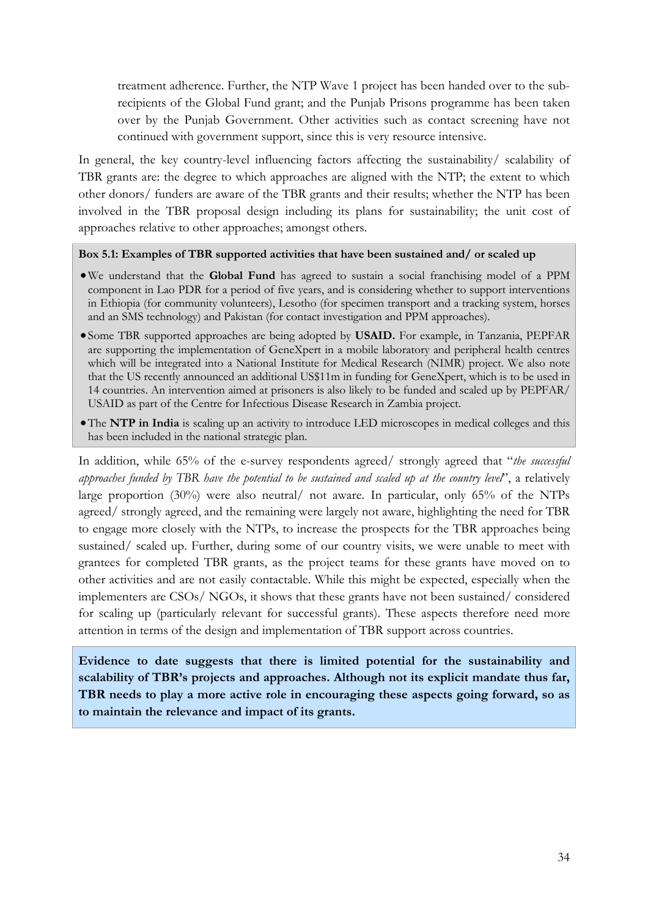treatment adherence. Further, the NTP Wave 1 project has been handed over to the sub-recipients of the Global Fund grant; and the Punjab Prisons programme has been taken over by the Punjab Government. Other activities such as contact screening have not continued with government support, since this is very resource intensive.

In general, the key country-level influencing factors affecting the sustainability/ scalability of TBR grants are: the degree to which approaches are aligned with the NTP; the extent to which other donors/ funders are aware of the TBR grants and their results; whether the NTP has been involved in the TBR proposal design including its plans for sustainability; the unit cost of approaches relative to other approaches; amongst others.

**Box 5.1: Examples of TBR supported activities that have been sustained and/ or scaled up**

- We understand that the **Global Fund** has agreed to sustain a social franchising model of a PPM component in Lao PDR for a period of five years, and is considering whether to support interventions in Ethiopia (for community volunteers), Lesotho (for specimen transport and a tracking system, horses and an SMS technology) and Pakistan (for contact investigation and PPM approaches).
- Some TBR supported approaches are being adopted by **USAID.** For example, in Tanzania, PEPFAR are supporting the implementation of GeneXpert in a mobile laboratory and peripheral health centres which will be integrated into a National Institute for Medical Research (NIMR) project. We also note that the US recently announced an additional US$11m in funding for GeneXpert, which is to be used in 14 countries. An intervention aimed at prisoners is also likely to be funded and scaled up by PEPFAR/ USAID as part of the Centre for Infectious Disease Research in Zambia project.
- The **NTP in India** is scaling up an activity to introduce LED microscopes in medical colleges and this has been included in the national strategic plan.

In addition, while 65% of the e-survey respondents agreed/ strongly agreed that "*the successful approaches funded by TBR have the potential to be sustained and scaled up at the country level*", a relatively large proportion (30%) were also neutral/ not aware. In particular, only 65% of the NTPs agreed/ strongly agreed, and the remaining were largely not aware, highlighting the need for TBR to engage more closely with the NTPs, to increase the prospects for the TBR approaches being sustained/ scaled up. Further, during some of our country visits, we were unable to meet with grantees for completed TBR grants, as the project teams for these grants have moved on to other activities and are not easily contactable. While this might be expected, especially when the implementers are CSOs/ NGOs, it shows that these grants have not been sustained/ considered for scaling up (particularly relevant for successful grants). These aspects therefore need more attention in terms of the design and implementation of TBR support across countries.

**Evidence to date suggests that there is limited potential for the sustainability and scalability of TBR's projects and approaches. Although not its explicit mandate thus far, TBR needs to play a more active role in encouraging these aspects going forward, so as to maintain the relevance and impact of its grants.**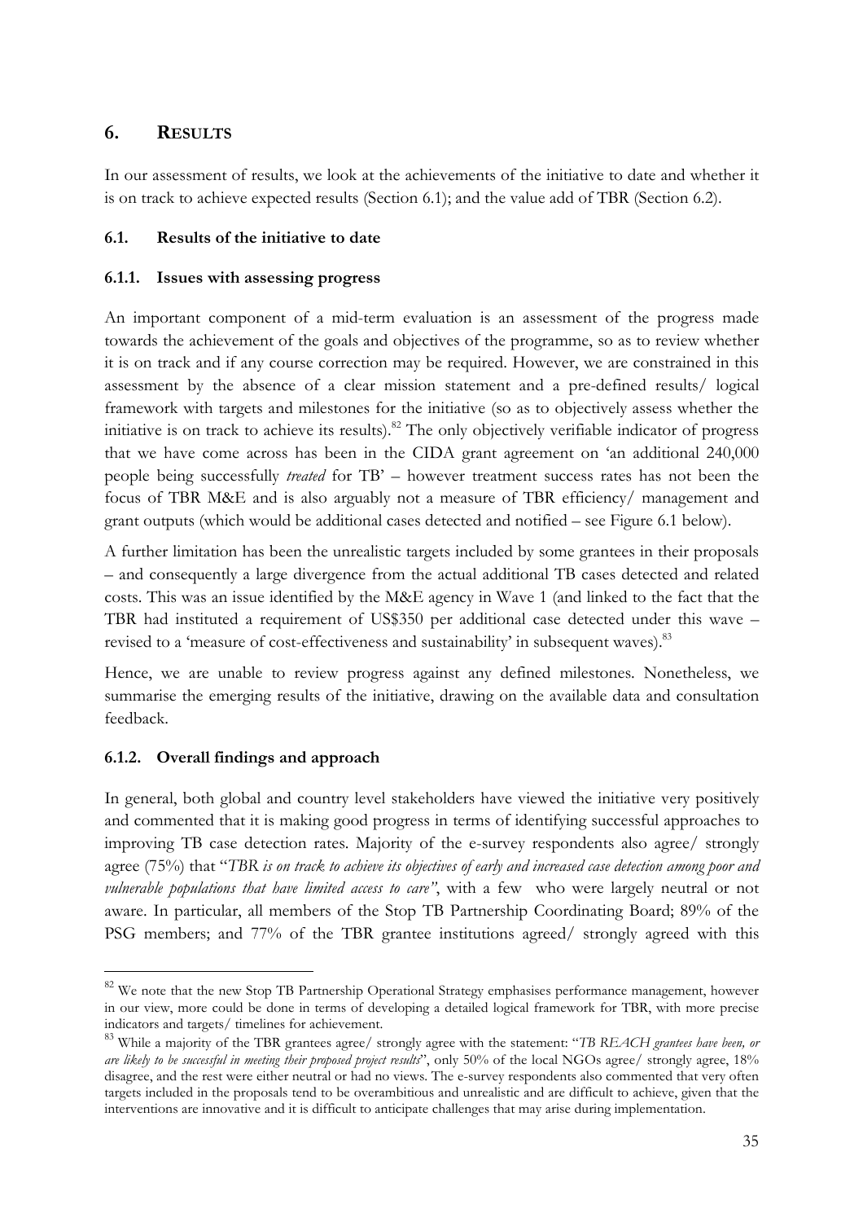## 6. RESULTS

In our assessment of results, we look at the achievements of the initiative to date and whether it is on track to achieve expected results (Section 6.1); and the value add of TBR (Section 6.2).

### 6.1. Results of the initiative to date

#### 6.1.1. Issues with assessing progress

An important component of a mid-term evaluation is an assessment of the progress made towards the achievement of the goals and objectives of the programme, so as to review whether it is on track and if any course correction may be required. However, we are constrained in this assessment by the absence of a clear mission statement and a pre-defined results/ logical framework with targets and milestones for the initiative (so as to objectively assess whether the initiative is on track to achieve its results).[82] The only objectively verifiable indicator of progress that we have come across has been in the CIDA grant agreement on 'an additional 240,000 people being successfully *treated* for TB' – however treatment success rates has not been the focus of TBR M&E and is also arguably not a measure of TBR efficiency/ management and grant outputs (which would be additional cases detected and notified – see Figure 6.1 below).

A further limitation has been the unrealistic targets included by some grantees in their proposals – and consequently a large divergence from the actual additional TB cases detected and related costs. This was an issue identified by the M&E agency in Wave 1 (and linked to the fact that the TBR had instituted a requirement of US$350 per additional case detected under this wave – revised to a 'measure of cost-effectiveness and sustainability' in subsequent waves).[83]

Hence, we are unable to review progress against any defined milestones. Nonetheless, we summarise the emerging results of the initiative, drawing on the available data and consultation feedback.

#### 6.1.2. Overall findings and approach

In general, both global and country level stakeholders have viewed the initiative very positively and commented that it is making good progress in terms of identifying successful approaches to improving TB case detection rates. Majority of the e-survey respondents also agree/ strongly agree (75%) that "*TBR is on track to achieve its objectives of early and increased case detection among poor and vulnerable populations that have limited access to care*", with a few who were largely neutral or not aware. In particular, all members of the Stop TB Partnership Coordinating Board; 89% of the PSG members; and 77% of the TBR grantee institutions agreed/ strongly agreed with this

---

[82] We note that the new Stop TB Partnership Operational Strategy emphasises performance management, however in our view, more could be done in terms of developing a detailed logical framework for TBR, with more precise indicators and targets/ timelines for achievement.

[83] While a majority of the TBR grantees agree/ strongly agree with the statement: "*TB REACH grantees have been, or are likely to be successful in meeting their proposed project results*", only 50% of the local NGOs agree/ strongly agree, 18% disagree, and the rest were either neutral or had no views. The e-survey respondents also commented that very often targets included in the proposals tend to be overambitious and unrealistic and are difficult to achieve, given that the interventions are innovative and it is difficult to anticipate challenges that may arise during implementation.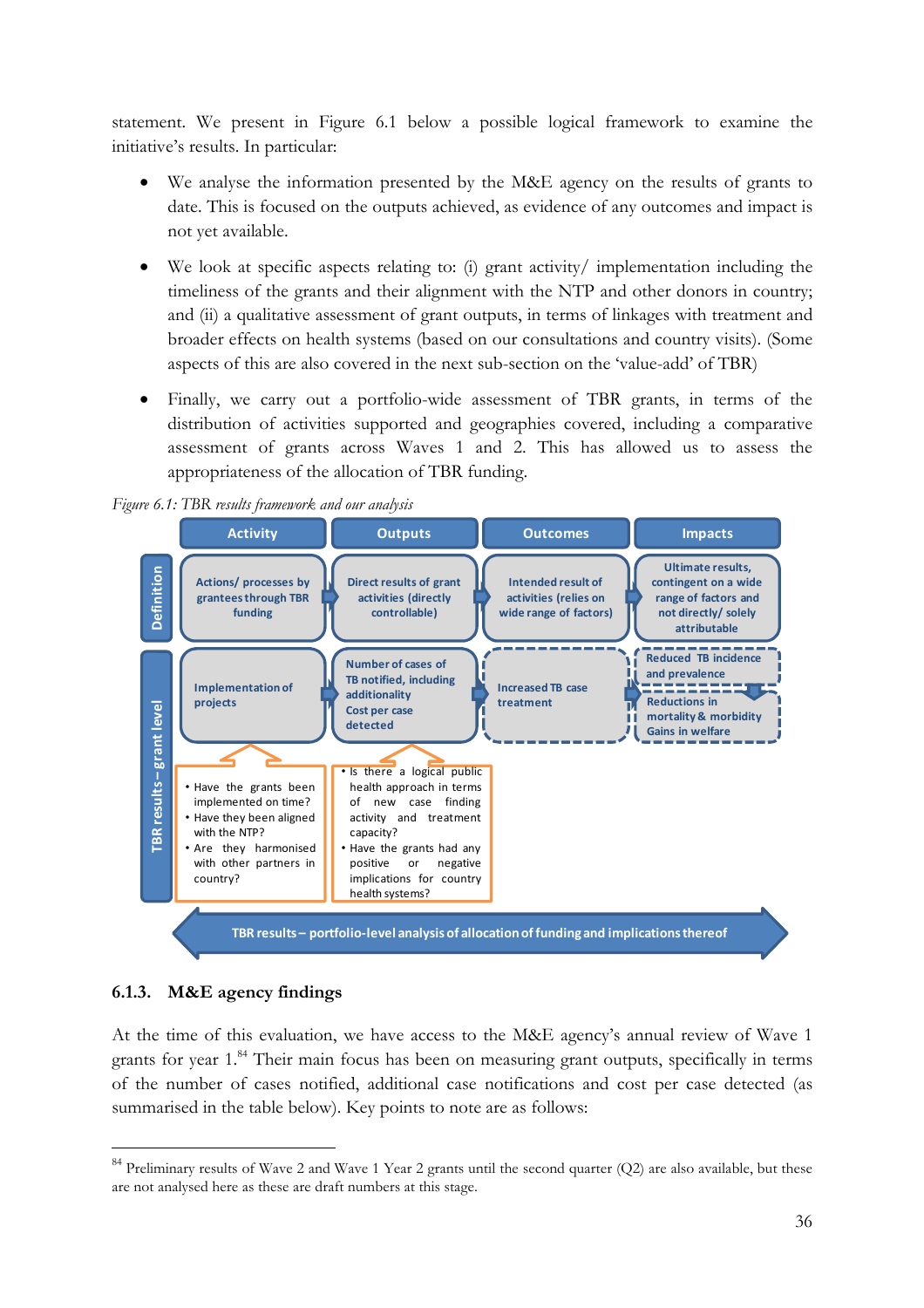statement. We present in Figure 6.1 below a possible logical framework to examine the initiative's results. In particular:

- We analyse the information presented by the M&E agency on the results of grants to date. This is focused on the outputs achieved, as evidence of any outcomes and impact is not yet available.
- We look at specific aspects relating to: (i) grant activity/ implementation including the timeliness of the grants and their alignment with the NTP and other donors in country; and (ii) a qualitative assessment of grant outputs, in terms of linkages with treatment and broader effects on health systems (based on our consultations and country visits). (Some aspects of this are also covered in the next sub-section on the 'value-add' of TBR)
- Finally, we carry out a portfolio-wide assessment of TBR grants, in terms of the distribution of activities supported and geographies covered, including a comparative assessment of grants across Waves 1 and 2. This has allowed us to assess the appropriateness of the allocation of TBR funding.

*Figure 6.1: TBR results framework and our analysis*

| | Activity | Outputs | Outcomes | Impacts |
|---|---|---|---|---|
| Definition | Actions/ processes by grantees through TBR funding | Direct results of grant activities (directly controllable) | Intended result of activities (relies on wide range of factors) | Ultimate results, contingent on a wide range of factors and not directly/ solely attributable |
| TBR results – grant level | Implementation of projects | Number of cases of TB notified, including additionality<br>Cost per case detected | Increased TB case treatment | Reduced TB incidence and prevalence<br>Reductions in mortality & morbidity<br>Gains in welfare |
| | • Have the grants been implemented on time?<br>• Have they been aligned with the NTP?<br>• Are they harmonised with other partners in country? | • Is there a logical public health approach in terms of new case finding activity and treatment capacity?<br>• Have the grants had any positive or negative implications for country health systems? | | |

TBR results – portfolio-level analysis of allocation of funding and implications thereof

### 6.1.3. M&E agency findings

At the time of this evaluation, we have access to the M&E agency's annual review of Wave 1 grants for year 1.[84] Their main focus has been on measuring grant outputs, specifically in terms of the number of cases notified, additional case notifications and cost per case detected (as summarised in the table below). Key points to note are as follows:

[84] Preliminary results of Wave 2 and Wave 1 Year 2 grants until the second quarter (Q2) are also available, but these are not analysed here as these are draft numbers at this stage.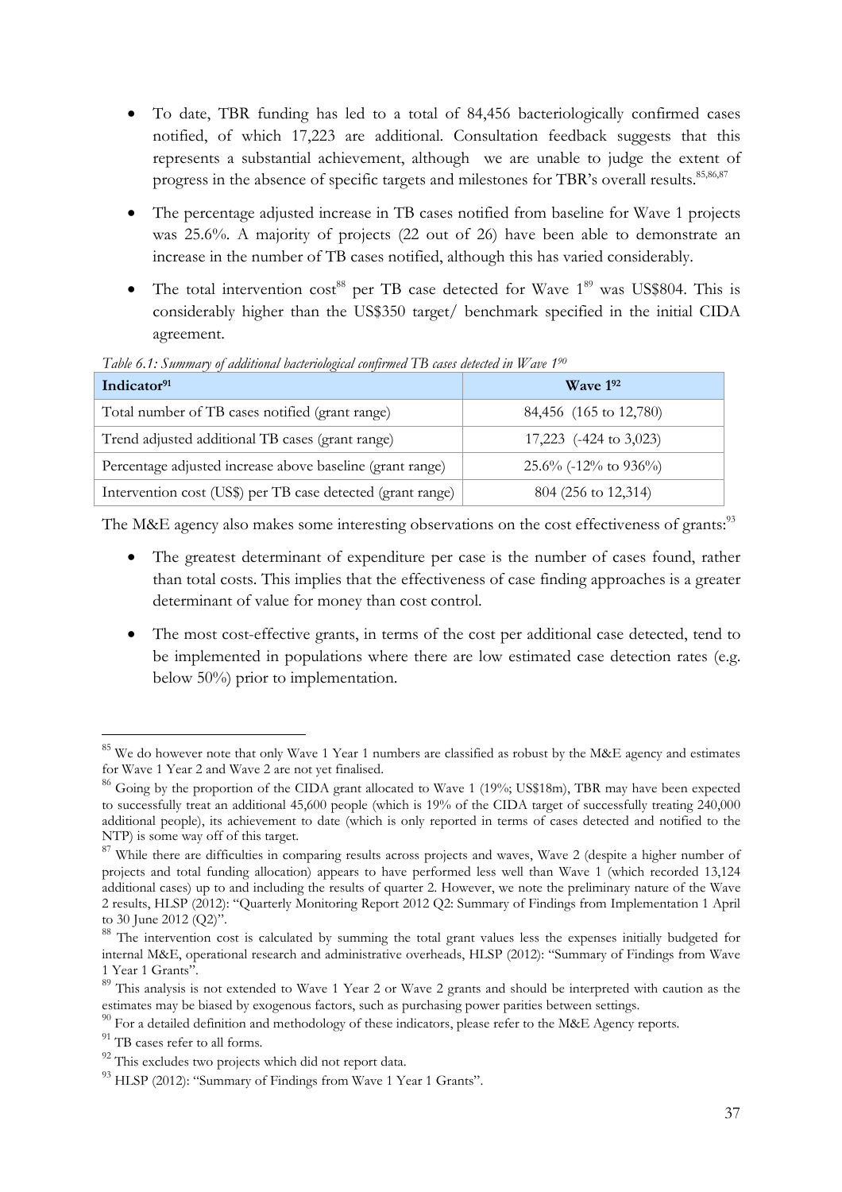- To date, TBR funding has led to a total of 84,456 bacteriologically confirmed cases notified, of which 17,223 are additional. Consultation feedback suggests that this represents a substantial achievement, although we are unable to judge the extent of progress in the absence of specific targets and milestones for TBR's overall results.[85,86,87]

- The percentage adjusted increase in TB cases notified from baseline for Wave 1 projects was 25.6%. A majority of projects (22 out of 26) have been able to demonstrate an increase in the number of TB cases notified, although this has varied considerably.

- The total intervention cost[88] per TB case detected for Wave 1[89] was US$804. This is considerably higher than the US$350 target/ benchmark specified in the initial CIDA agreement.

*Table 6.1: Summary of additional bacteriological confirmed TB cases detected in Wave 1[90]*

| Indicator[91] | Wave 1[92] |
|---|---|
| Total number of TB cases notified (grant range) | 84,456 (165 to 12,780) |
| Trend adjusted additional TB cases (grant range) | 17,223 (-424 to 3,023) |
| Percentage adjusted increase above baseline (grant range) | 25.6% (-12% to 936%) |
| Intervention cost (US$) per TB case detected (grant range) | 804 (256 to 12,314) |

The M&E agency also makes some interesting observations on the cost effectiveness of grants:[93]

- The greatest determinant of expenditure per case is the number of cases found, rather than total costs. This implies that the effectiveness of case finding approaches is a greater determinant of value for money than cost control.

- The most cost-effective grants, in terms of the cost per additional case detected, tend to be implemented in populations where there are low estimated case detection rates (e.g. below 50%) prior to implementation.

---

[85] We do however note that only Wave 1 Year 1 numbers are classified as robust by the M&E agency and estimates for Wave 1 Year 2 and Wave 2 are not yet finalised.

[86] Going by the proportion of the CIDA grant allocated to Wave 1 (19%; US$18m), TBR may have been expected to successfully treat an additional 45,600 people (which is 19% of the CIDA target of successfully treating 240,000 additional people), its achievement to date (which is only reported in terms of cases detected and notified to the NTP) is some way off of this target.

[87] While there are difficulties in comparing results across projects and waves, Wave 2 (despite a higher number of projects and total funding allocation) appears to have performed less well than Wave 1 (which recorded 13,124 additional cases) up to and including the results of quarter 2. However, we note the preliminary nature of the Wave 2 results, HLSP (2012): "Quarterly Monitoring Report 2012 Q2: Summary of Findings from Implementation 1 April to 30 June 2012 (Q2)".

[88] The intervention cost is calculated by summing the total grant values less the expenses initially budgeted for internal M&E, operational research and administrative overheads, HLSP (2012): "Summary of Findings from Wave 1 Year 1 Grants".

[89] This analysis is not extended to Wave 1 Year 2 or Wave 2 grants and should be interpreted with caution as the estimates may be biased by exogenous factors, such as purchasing power parities between settings.

[90] For a detailed definition and methodology of these indicators, please refer to the M&E Agency reports.

[91] TB cases refer to all forms.

[92] This excludes two projects which did not report data.

[93] HLSP (2012): "Summary of Findings from Wave 1 Year 1 Grants".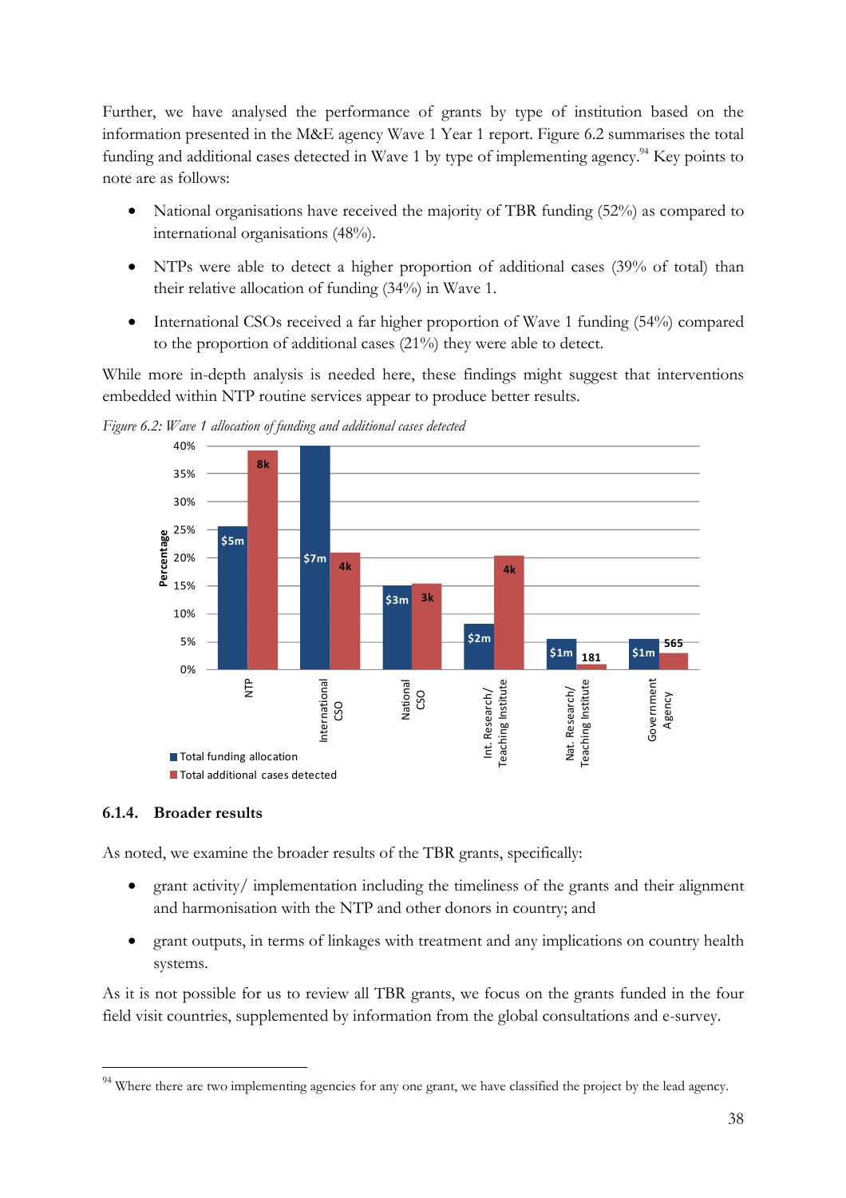Further, we have analysed the performance of grants by type of institution based on the information presented in the M&E agency Wave 1 Year 1 report. Figure 6.2 summarises the total funding and additional cases detected in Wave 1 by type of implementing agency.[94] Key points to note are as follows:

- National organisations have received the majority of TBR funding (52%) as compared to international organisations (48%).
- NTPs were able to detect a higher proportion of additional cases (39% of total) than their relative allocation of funding (34%) in Wave 1.
- International CSOs received a far higher proportion of Wave 1 funding (54%) compared to the proportion of additional cases (21%) they were able to detect.

While more in-depth analysis is needed here, these findings might suggest that interventions embedded within NTP routine services appear to produce better results.

*Figure 6.2: Wave 1 allocation of funding and additional cases detected*

| | Total funding allocation | Total additional cases detected |
|---|---|---|
| NTP | $5m | 8k |
| International CSO | $7m | 4k |
| National CSO | $3m | 3k |
| Int. Research/ Teaching Institute | $2m | 4k |
| Nat. Research/ Teaching Institute | $1m | 181 |
| Government Agency | $1m | 565 |

### 6.1.4. Broader results

As noted, we examine the broader results of the TBR grants, specifically:

- grant activity/ implementation including the timeliness of the grants and their alignment and harmonisation with the NTP and other donors in country; and
- grant outputs, in terms of linkages with treatment and any implications on country health systems.

As it is not possible for us to review all TBR grants, we focus on the grants funded in the four field visit countries, supplemented by information from the global consultations and e-survey.

[94] Where there are two implementing agencies for any one grant, we have classified the project by the lead agency.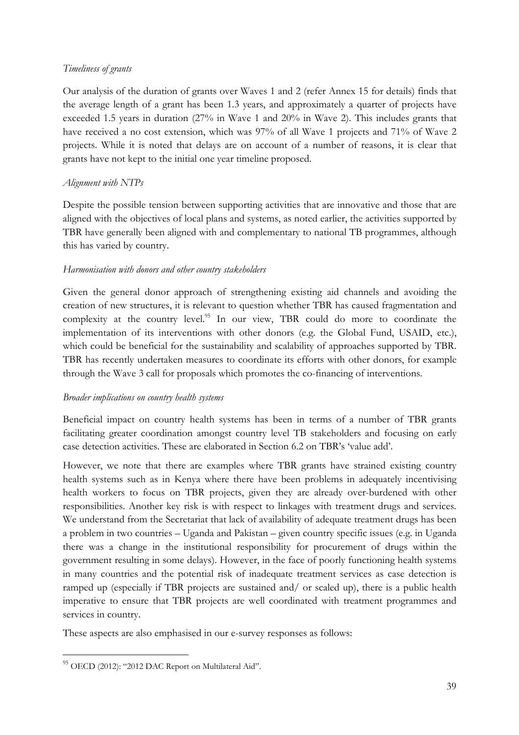*Timeliness of grants*

Our analysis of the duration of grants over Waves 1 and 2 (refer Annex 15 for details) finds that the average length of a grant has been 1.3 years, and approximately a quarter of projects have exceeded 1.5 years in duration (27% in Wave 1 and 20% in Wave 2). This includes grants that have received a no cost extension, which was 97% of all Wave 1 projects and 71% of Wave 2 projects. While it is noted that delays are on account of a number of reasons, it is clear that grants have not kept to the initial one year timeline proposed.

*Alignment with NTPs*

Despite the possible tension between supporting activities that are innovative and those that are aligned with the objectives of local plans and systems, as noted earlier, the activities supported by TBR have generally been aligned with and complementary to national TB programmes, although this has varied by country.

*Harmonisation with donors and other country stakeholders*

Given the general donor approach of strengthening existing aid channels and avoiding the creation of new structures, it is relevant to question whether TBR has caused fragmentation and complexity at the country level.[95] In our view, TBR could do more to coordinate the implementation of its interventions with other donors (e.g. the Global Fund, USAID, etc.), which could be beneficial for the sustainability and scalability of approaches supported by TBR. TBR has recently undertaken measures to coordinate its efforts with other donors, for example through the Wave 3 call for proposals which promotes the co-financing of interventions.

*Broader implications on country health systems*

Beneficial impact on country health systems has been in terms of a number of TBR grants facilitating greater coordination amongst country level TB stakeholders and focusing on early case detection activities. These are elaborated in Section 6.2 on TBR's 'value add'.

However, we note that there are examples where TBR grants have strained existing country health systems such as in Kenya where there have been problems in adequately incentivising health workers to focus on TBR projects, given they are already over-burdened with other responsibilities. Another key risk is with respect to linkages with treatment drugs and services. We understand from the Secretariat that lack of availability of adequate treatment drugs has been a problem in two countries – Uganda and Pakistan – given country specific issues (e.g. in Uganda there was a change in the institutional responsibility for procurement of drugs within the government resulting in some delays). However, in the face of poorly functioning health systems in many countries and the potential risk of inadequate treatment services as case detection is ramped up (especially if TBR projects are sustained and/ or scaled up), there is a public health imperative to ensure that TBR projects are well coordinated with treatment programmes and services in country.

These aspects are also emphasised in our e-survey responses as follows:

---

[95] OECD (2012): "2012 DAC Report on Multilateral Aid".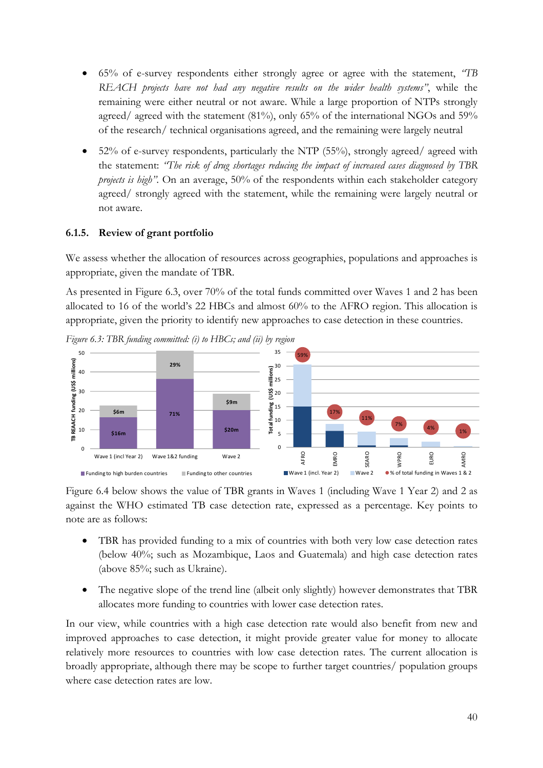- 65% of e-survey respondents either strongly agree or agree with the statement, *"TB REACH projects have not had any negative results on the wider health systems"*, while the remaining were either neutral or not aware. While a large proportion of NTPs strongly agreed/ agreed with the statement (81%), only 65% of the international NGOs and 59% of the research/ technical organisations agreed, and the remaining were largely neutral

- 52% of e-survey respondents, particularly the NTP (55%), strongly agreed/ agreed with the statement: *"The risk of drug shortages reducing the impact of increased cases diagnosed by TBR projects is high"*. On an average, 50% of the respondents within each stakeholder category agreed/ strongly agreed with the statement, while the remaining were largely neutral or not aware.

### 6.1.5. Review of grant portfolio

We assess whether the allocation of resources across geographies, populations and approaches is appropriate, given the mandate of TBR.

As presented in Figure 6.3, over 70% of the total funds committed over Waves 1 and 2 has been allocated to 16 of the world's 22 HBCs and almost 60% to the AFRO region. This allocation is appropriate, given the priority to identify new approaches to case detection in these countries.

*Figure 6.3: TBR funding committed: (i) to HBCs; and (ii) by region*

Figure 6.4 below shows the value of TBR grants in Waves 1 (including Wave 1 Year 2) and 2 as against the WHO estimated TB case detection rate, expressed as a percentage. Key points to note are as follows:

- TBR has provided funding to a mix of countries with both very low case detection rates (below 40%; such as Mozambique, Laos and Guatemala) and high case detection rates (above 85%; such as Ukraine).

- The negative slope of the trend line (albeit only slightly) however demonstrates that TBR allocates more funding to countries with lower case detection rates.

In our view, while countries with a high case detection rate would also benefit from new and improved approaches to case detection, it might provide greater value for money to allocate relatively more resources to countries with low case detection rates. The current allocation is broadly appropriate, although there may be scope to further target countries/ population groups where case detection rates are low.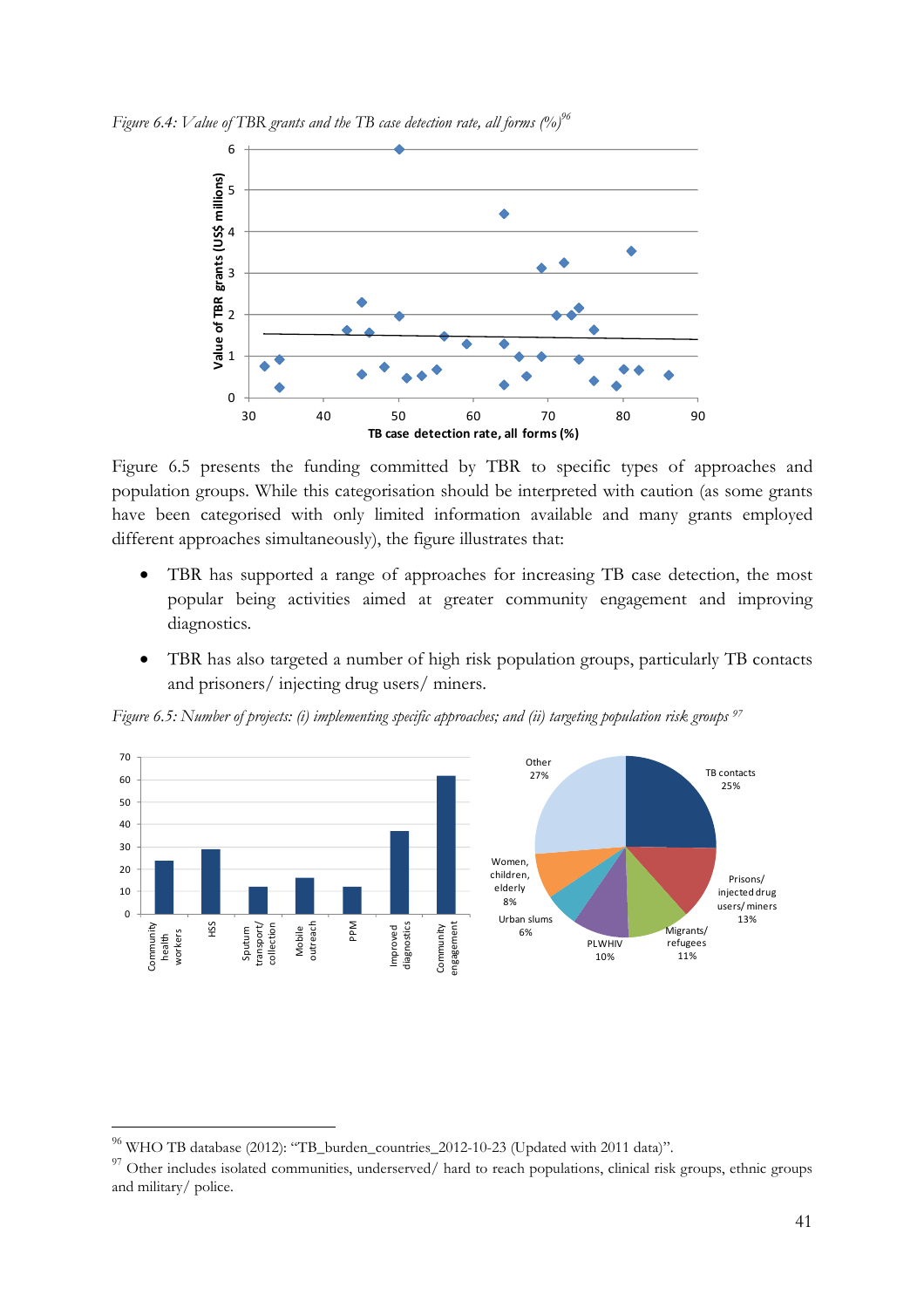*Figure 6.4: Value of TBR grants and the TB case detection rate, all forms (%)*[96]

Figure 6.5 presents the funding committed by TBR to specific types of approaches and population groups. While this categorisation should be interpreted with caution (as some grants have been categorised with only limited information available and many grants employed different approaches simultaneously), the figure illustrates that:

- TBR has supported a range of approaches for increasing TB case detection, the most popular being activities aimed at greater community engagement and improving diagnostics.
- TBR has also targeted a number of high risk population groups, particularly TB contacts and prisoners/ injecting drug users/ miners.

*Figure 6.5: Number of projects: (i) implementing specific approaches; and (ii) targeting population risk groups* [97]

---

[96] WHO TB database (2012): "TB_burden_countries_2012-10-23 (Updated with 2011 data)".

[97] Other includes isolated communities, underserved/ hard to reach populations, clinical risk groups, ethnic groups and military/ police.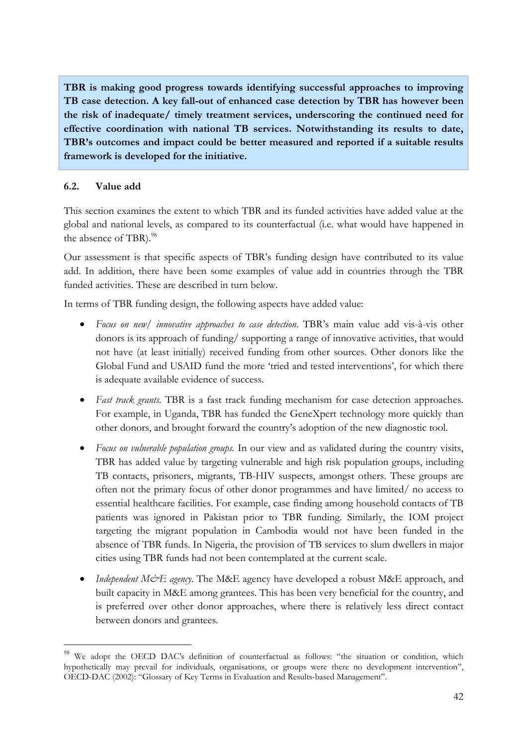**TBR is making good progress towards identifying successful approaches to improving TB case detection. A key fall-out of enhanced case detection by TBR has however been the risk of inadequate/ timely treatment services, underscoring the continued need for effective coordination with national TB services. Notwithstanding its results to date, TBR's outcomes and impact could be better measured and reported if a suitable results framework is developed for the initiative.**

### 6.2. Value add

This section examines the extent to which TBR and its funded activities have added value at the global and national levels, as compared to its counterfactual (i.e. what would have happened in the absence of TBR).[98]

Our assessment is that specific aspects of TBR's funding design have contributed to its value add. In addition, there have been some examples of value add in countries through the TBR funded activities. These are described in turn below.

In terms of TBR funding design, the following aspects have added value:

- *Focus on new/ innovative approaches to case detection*. TBR's main value add vis-à-vis other donors is its approach of funding/ supporting a range of innovative activities, that would not have (at least initially) received funding from other sources. Other donors like the Global Fund and USAID fund the more 'tried and tested interventions', for which there is adequate available evidence of success.
- *Fast track grants*. TBR is a fast track funding mechanism for case detection approaches. For example, in Uganda, TBR has funded the GeneXpert technology more quickly than other donors, and brought forward the country's adoption of the new diagnostic tool.
- *Focus on vulnerable population groups*. In our view and as validated during the country visits, TBR has added value by targeting vulnerable and high risk population groups, including TB contacts, prisoners, migrants, TB-HIV suspects, amongst others. These groups are often not the primary focus of other donor programmes and have limited/ no access to essential healthcare facilities. For example, case finding among household contacts of TB patients was ignored in Pakistan prior to TBR funding. Similarly, the IOM project targeting the migrant population in Cambodia would not have been funded in the absence of TBR funds. In Nigeria, the provision of TB services to slum dwellers in major cities using TBR funds had not been contemplated at the current scale.
- *Independent M&E agency*. The M&E agency have developed a robust M&E approach, and built capacity in M&E among grantees. This has been very beneficial for the country, and is preferred over other donor approaches, where there is relatively less direct contact between donors and grantees.

[98] We adopt the OECD DAC's definition of counterfactual as follows: "the situation or condition, which hypothetically may prevail for individuals, organisations, or groups were there no development intervention", OECD-DAC (2002): "Glossary of Key Terms in Evaluation and Results-based Management".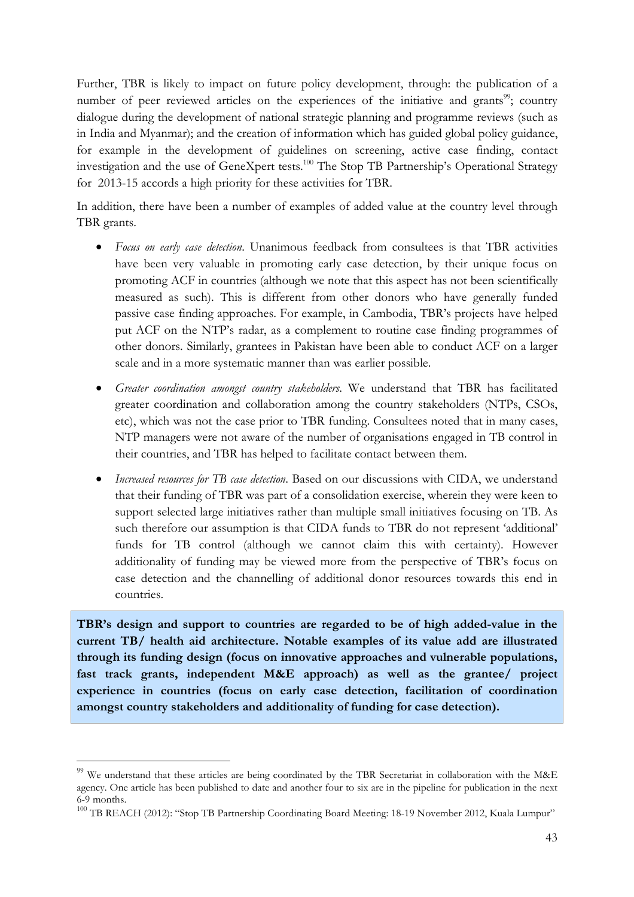Further, TBR is likely to impact on future policy development, through: the publication of a number of peer reviewed articles on the experiences of the initiative and grants[99]; country dialogue during the development of national strategic planning and programme reviews (such as in India and Myanmar); and the creation of information which has guided global policy guidance, for example in the development of guidelines on screening, active case finding, contact investigation and the use of GeneXpert tests.[100] The Stop TB Partnership's Operational Strategy for 2013-15 accords a high priority for these activities for TBR.

In addition, there have been a number of examples of added value at the country level through TBR grants.

- *Focus on early case detection*. Unanimous feedback from consultees is that TBR activities have been very valuable in promoting early case detection, by their unique focus on promoting ACF in countries (although we note that this aspect has not been scientifically measured as such). This is different from other donors who have generally funded passive case finding approaches. For example, in Cambodia, TBR's projects have helped put ACF on the NTP's radar, as a complement to routine case finding programmes of other donors. Similarly, grantees in Pakistan have been able to conduct ACF on a larger scale and in a more systematic manner than was earlier possible.
- *Greater coordination amongst country stakeholders*. We understand that TBR has facilitated greater coordination and collaboration among the country stakeholders (NTPs, CSOs, etc), which was not the case prior to TBR funding. Consultees noted that in many cases, NTP managers were not aware of the number of organisations engaged in TB control in their countries, and TBR has helped to facilitate contact between them.
- *Increased resources for TB case detection*. Based on our discussions with CIDA, we understand that their funding of TBR was part of a consolidation exercise, wherein they were keen to support selected large initiatives rather than multiple small initiatives focusing on TB. As such therefore our assumption is that CIDA funds to TBR do not represent 'additional' funds for TB control (although we cannot claim this with certainty). However additionality of funding may be viewed more from the perspective of TBR's focus on case detection and the channelling of additional donor resources towards this end in countries.

**TBR's design and support to countries are regarded to be of high added-value in the current TB/ health aid architecture. Notable examples of its value add are illustrated through its funding design (focus on innovative approaches and vulnerable populations, fast track grants, independent M&E approach) as well as the grantee/ project experience in countries (focus on early case detection, facilitation of coordination amongst country stakeholders and additionality of funding for case detection).**

---

[99] We understand that these articles are being coordinated by the TBR Secretariat in collaboration with the M&E agency. One article has been published to date and another four to six are in the pipeline for publication in the next 6-9 months.

[100] TB REACH (2012): "Stop TB Partnership Coordinating Board Meeting: 18-19 November 2012, Kuala Lumpur"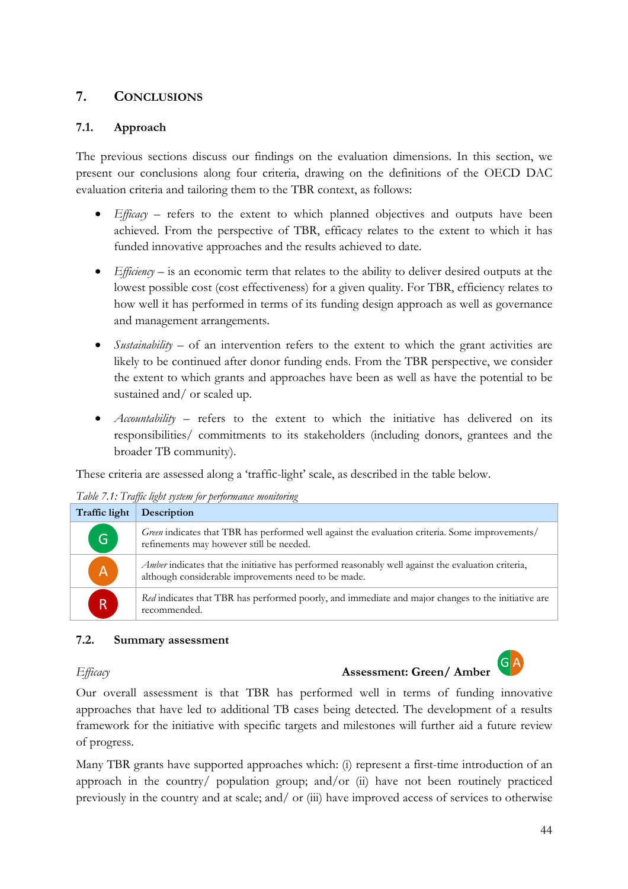## 7. Conclusions

### 7.1. Approach

The previous sections discuss our findings on the evaluation dimensions. In this section, we present our conclusions along four criteria, drawing on the definitions of the OECD DAC evaluation criteria and tailoring them to the TBR context, as follows:

- *Efficacy* – refers to the extent to which planned objectives and outputs have been achieved. From the perspective of TBR, efficacy relates to the extent to which it has funded innovative approaches and the results achieved to date.
- *Efficiency* – is an economic term that relates to the ability to deliver desired outputs at the lowest possible cost (cost effectiveness) for a given quality. For TBR, efficiency relates to how well it has performed in terms of its funding design approach as well as governance and management arrangements.
- *Sustainability* – of an intervention refers to the extent to which the grant activities are likely to be continued after donor funding ends. From the TBR perspective, we consider the extent to which grants and approaches have been as well as have the potential to be sustained and/ or scaled up.
- *Accountability* – refers to the extent to which the initiative has delivered on its responsibilities/ commitments to its stakeholders (including donors, grantees and the broader TB community).

These criteria are assessed along a 'traffic-light' scale, as described in the table below.

*Table 7.1: Traffic light system for performance monitoring*

| Traffic light | Description |
|---|---|
| G | *Green* indicates that TBR has performed well against the evaluation criteria. Some improvements/ refinements may however still be needed. |
| A | *Amber* indicates that the initiative has performed reasonably well against the evaluation criteria, although considerable improvements need to be made. |
| R | *Red* indicates that TBR has performed poorly, and immediate and major changes to the initiative are recommended. |

### 7.2. Summary assessment

*Efficacy* **Assessment: Green/ Amber** G A

Our overall assessment is that TBR has performed well in terms of funding innovative approaches that have led to additional TB cases being detected. The development of a results framework for the initiative with specific targets and milestones will further aid a future review of progress.

Many TBR grants have supported approaches which: (i) represent a first-time introduction of an approach in the country/ population group; and/or (ii) have not been routinely practiced previously in the country and at scale; and/ or (iii) have improved access of services to otherwise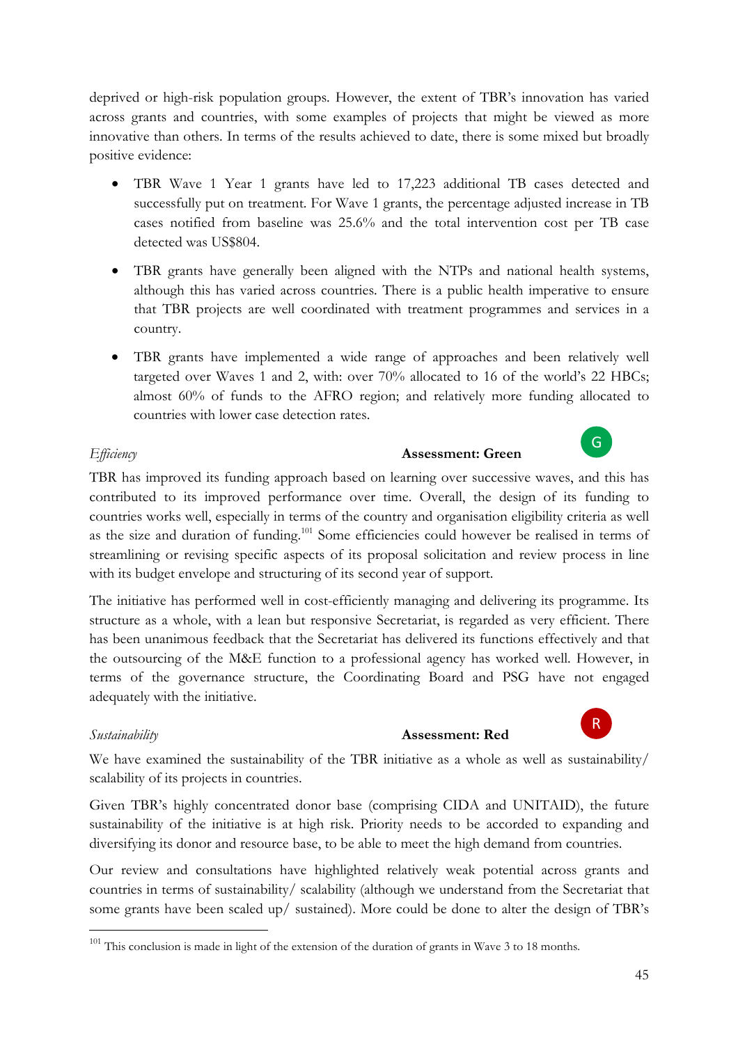deprived or high-risk population groups. However, the extent of TBR's innovation has varied across grants and countries, with some examples of projects that might be viewed as more innovative than others. In terms of the results achieved to date, there is some mixed but broadly positive evidence:

- TBR Wave 1 Year 1 grants have led to 17,223 additional TB cases detected and successfully put on treatment. For Wave 1 grants, the percentage adjusted increase in TB cases notified from baseline was 25.6% and the total intervention cost per TB case detected was US$804.
- TBR grants have generally been aligned with the NTPs and national health systems, although this has varied across countries. There is a public health imperative to ensure that TBR projects are well coordinated with treatment programmes and services in a country.
- TBR grants have implemented a wide range of approaches and been relatively well targeted over Waves 1 and 2, with: over 70% allocated to 16 of the world's 22 HBCs; almost 60% of funds to the AFRO region; and relatively more funding allocated to countries with lower case detection rates.

*Efficiency* **Assessment: Green** G

TBR has improved its funding approach based on learning over successive waves, and this has contributed to its improved performance over time. Overall, the design of its funding to countries works well, especially in terms of the country and organisation eligibility criteria as well as the size and duration of funding.[101] Some efficiencies could however be realised in terms of streamlining or revising specific aspects of its proposal solicitation and review process in line with its budget envelope and structuring of its second year of support.

The initiative has performed well in cost-efficiently managing and delivering its programme. Its structure as a whole, with a lean but responsive Secretariat, is regarded as very efficient. There has been unanimous feedback that the Secretariat has delivered its functions effectively and that the outsourcing of the M&E function to a professional agency has worked well. However, in terms of the governance structure, the Coordinating Board and PSG have not engaged adequately with the initiative.

*Sustainability* **Assessment: Red** R

We have examined the sustainability of the TBR initiative as a whole as well as sustainability/ scalability of its projects in countries.

Given TBR's highly concentrated donor base (comprising CIDA and UNITAID), the future sustainability of the initiative is at high risk. Priority needs to be accorded to expanding and diversifying its donor and resource base, to be able to meet the high demand from countries.

Our review and consultations have highlighted relatively weak potential across grants and countries in terms of sustainability/ scalability (although we understand from the Secretariat that some grants have been scaled up/ sustained). More could be done to alter the design of TBR's

[101] This conclusion is made in light of the extension of the duration of grants in Wave 3 to 18 months.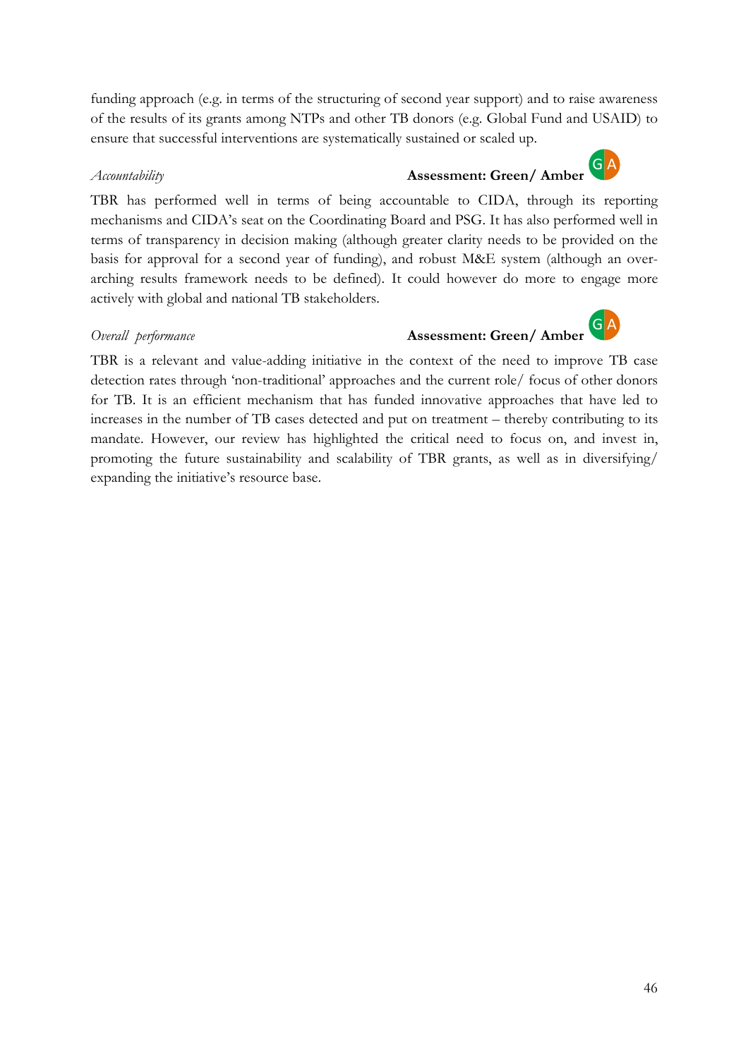funding approach (e.g. in terms of the structuring of second year support) and to raise awareness of the results of its grants among NTPs and other TB donors (e.g. Global Fund and USAID) to ensure that successful interventions are systematically sustained or scaled up.

*Accountability* **Assessment: Green/ Amber**

TBR has performed well in terms of being accountable to CIDA, through its reporting mechanisms and CIDA's seat on the Coordinating Board and PSG. It has also performed well in terms of transparency in decision making (although greater clarity needs to be provided on the basis for approval for a second year of funding), and robust M&E system (although an over-arching results framework needs to be defined). It could however do more to engage more actively with global and national TB stakeholders.

*Overall performance* **Assessment: Green/ Amber**

TBR is a relevant and value-adding initiative in the context of the need to improve TB case detection rates through 'non-traditional' approaches and the current role/ focus of other donors for TB. It is an efficient mechanism that has funded innovative approaches that have led to increases in the number of TB cases detected and put on treatment – thereby contributing to its mandate. However, our review has highlighted the critical need to focus on, and invest in, promoting the future sustainability and scalability of TBR grants, as well as in diversifying/ expanding the initiative's resource base.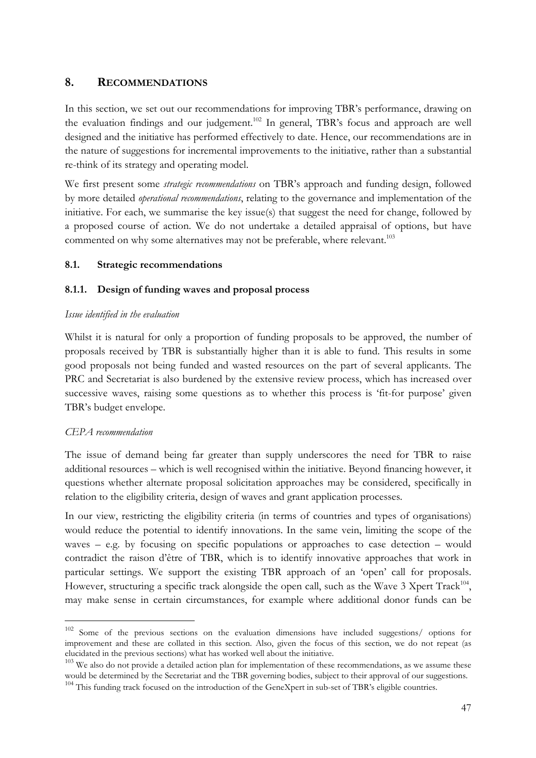## 8. RECOMMENDATIONS

In this section, we set out our recommendations for improving TBR's performance, drawing on the evaluation findings and our judgement.[102] In general, TBR's focus and approach are well designed and the initiative has performed effectively to date. Hence, our recommendations are in the nature of suggestions for incremental improvements to the initiative, rather than a substantial re-think of its strategy and operating model.

We first present some *strategic recommendations* on TBR's approach and funding design, followed by more detailed *operational recommendations*, relating to the governance and implementation of the initiative. For each, we summarise the key issue(s) that suggest the need for change, followed by a proposed course of action. We do not undertake a detailed appraisal of options, but have commented on why some alternatives may not be preferable, where relevant.[103]

### 8.1. Strategic recommendations

#### 8.1.1. Design of funding waves and proposal process

*Issue identified in the evaluation*

Whilst it is natural for only a proportion of funding proposals to be approved, the number of proposals received by TBR is substantially higher than it is able to fund. This results in some good proposals not being funded and wasted resources on the part of several applicants. The PRC and Secretariat is also burdened by the extensive review process, which has increased over successive waves, raising some questions as to whether this process is 'fit-for purpose' given TBR's budget envelope.

*CEPA recommendation*

The issue of demand being far greater than supply underscores the need for TBR to raise additional resources – which is well recognised within the initiative. Beyond financing however, it questions whether alternate proposal solicitation approaches may be considered, specifically in relation to the eligibility criteria, design of waves and grant application processes.

In our view, restricting the eligibility criteria (in terms of countries and types of organisations) would reduce the potential to identify innovations. In the same vein, limiting the scope of the waves – e.g. by focusing on specific populations or approaches to case detection – would contradict the raison d'être of TBR, which is to identify innovative approaches that work in particular settings. We support the existing TBR approach of an 'open' call for proposals. However, structuring a specific track alongside the open call, such as the Wave 3 Xpert Track[104], may make sense in certain circumstances, for example where additional donor funds can be

---

[102] Some of the previous sections on the evaluation dimensions have included suggestions/ options for improvement and these are collated in this section. Also, given the focus of this section, we do not repeat (as elucidated in the previous sections) what has worked well about the initiative.

[103] We also do not provide a detailed action plan for implementation of these recommendations, as we assume these would be determined by the Secretariat and the TBR governing bodies, subject to their approval of our suggestions.

[104] This funding track focused on the introduction of the GeneXpert in sub-set of TBR's eligible countries.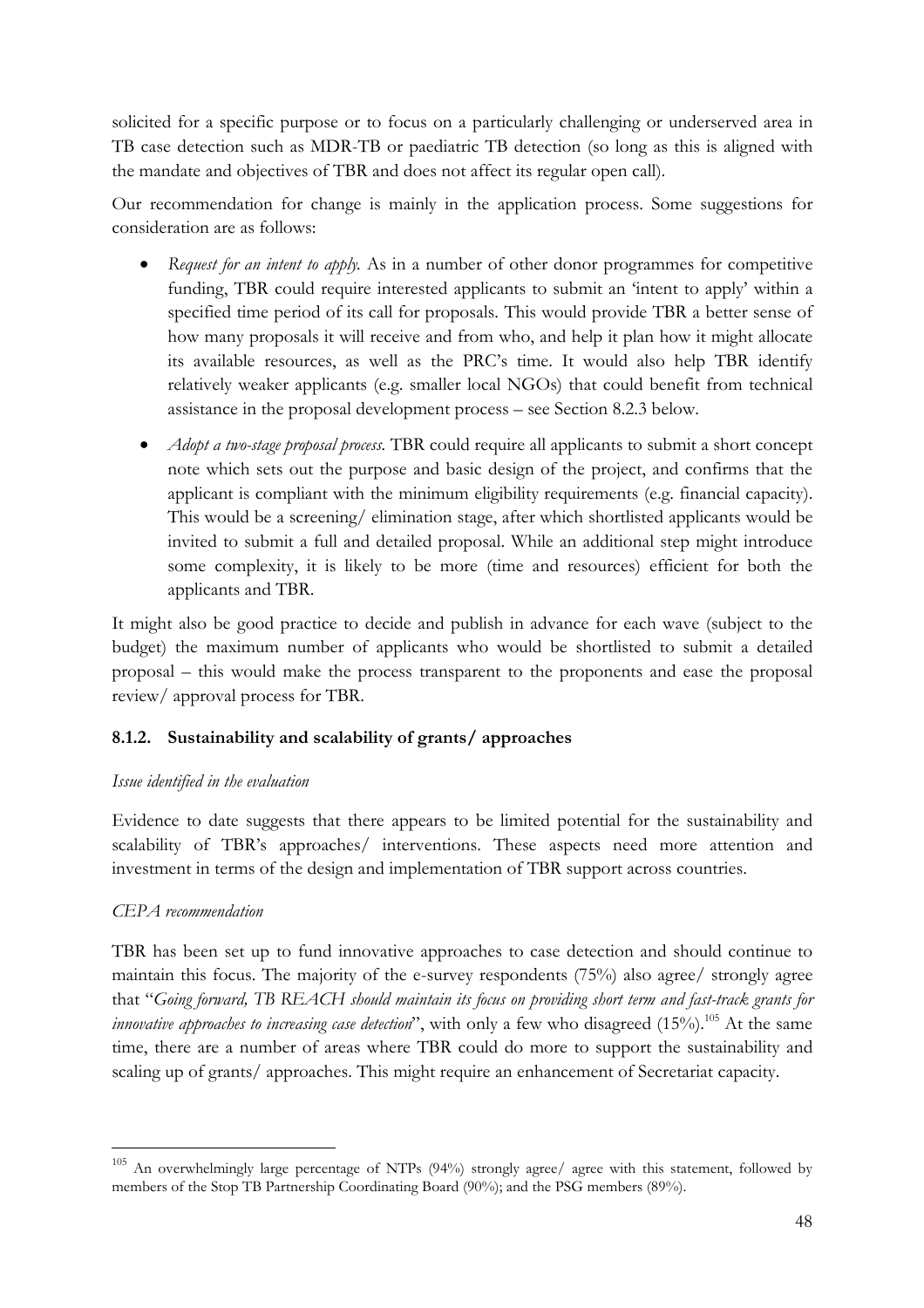solicited for a specific purpose or to focus on a particularly challenging or underserved area in TB case detection such as MDR-TB or paediatric TB detection (so long as this is aligned with the mandate and objectives of TBR and does not affect its regular open call).

Our recommendation for change is mainly in the application process. Some suggestions for consideration are as follows:

- *Request for an intent to apply.* As in a number of other donor programmes for competitive funding, TBR could require interested applicants to submit an 'intent to apply' within a specified time period of its call for proposals. This would provide TBR a better sense of how many proposals it will receive and from who, and help it plan how it might allocate its available resources, as well as the PRC's time. It would also help TBR identify relatively weaker applicants (e.g. smaller local NGOs) that could benefit from technical assistance in the proposal development process – see Section 8.2.3 below.
- *Adopt a two-stage proposal process.* TBR could require all applicants to submit a short concept note which sets out the purpose and basic design of the project, and confirms that the applicant is compliant with the minimum eligibility requirements (e.g. financial capacity). This would be a screening/ elimination stage, after which shortlisted applicants would be invited to submit a full and detailed proposal. While an additional step might introduce some complexity, it is likely to be more (time and resources) efficient for both the applicants and TBR.

It might also be good practice to decide and publish in advance for each wave (subject to the budget) the maximum number of applicants who would be shortlisted to submit a detailed proposal – this would make the process transparent to the proponents and ease the proposal review/ approval process for TBR.

### 8.1.2. Sustainability and scalability of grants/ approaches

*Issue identified in the evaluation*

Evidence to date suggests that there appears to be limited potential for the sustainability and scalability of TBR's approaches/ interventions. These aspects need more attention and investment in terms of the design and implementation of TBR support across countries.

*CEPA recommendation*

TBR has been set up to fund innovative approaches to case detection and should continue to maintain this focus. The majority of the e-survey respondents (75%) also agree/ strongly agree that "*Going forward, TB REACH should maintain its focus on providing short term and fast-track grants for innovative approaches to increasing case detection*", with only a few who disagreed (15%).[105] At the same time, there are a number of areas where TBR could do more to support the sustainability and scaling up of grants/ approaches. This might require an enhancement of Secretariat capacity.

---

[105] An overwhelmingly large percentage of NTPs (94%) strongly agree/ agree with this statement, followed by members of the Stop TB Partnership Coordinating Board (90%); and the PSG members (89%).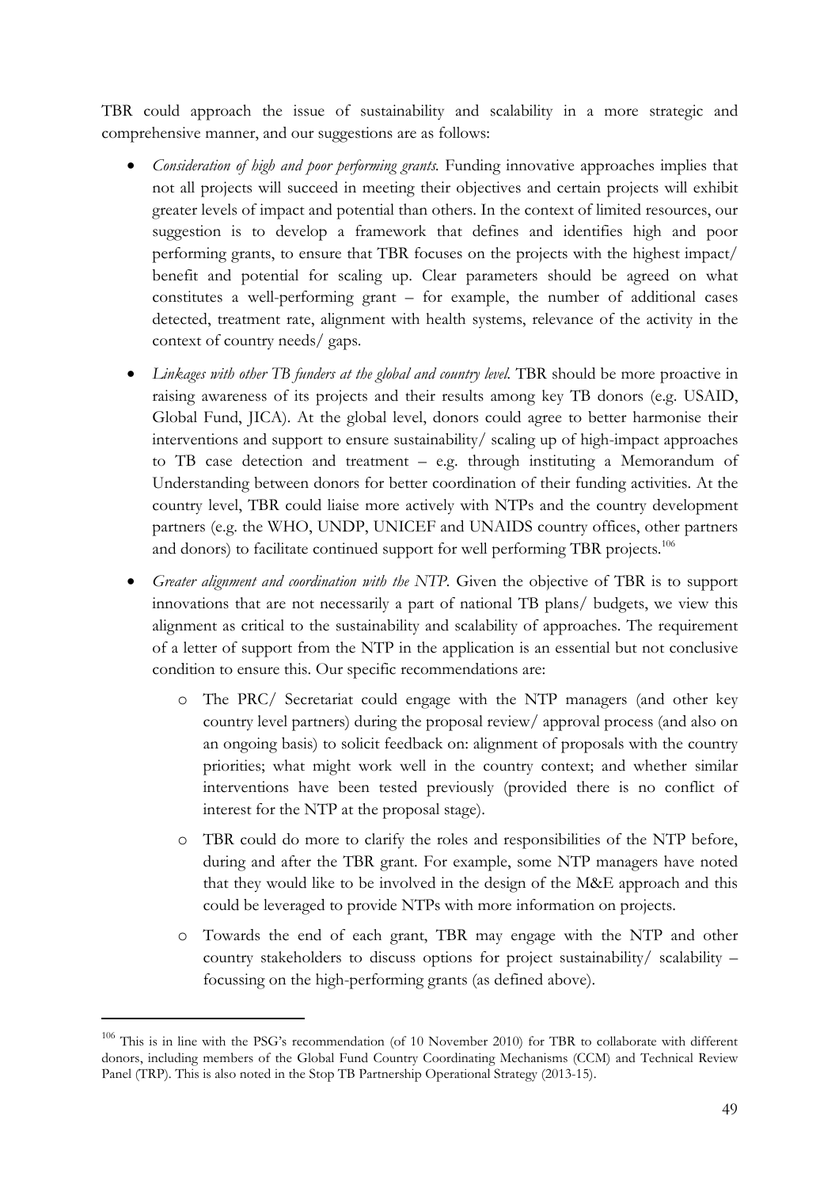TBR could approach the issue of sustainability and scalability in a more strategic and comprehensive manner, and our suggestions are as follows:

- *Consideration of high and poor performing grants.* Funding innovative approaches implies that not all projects will succeed in meeting their objectives and certain projects will exhibit greater levels of impact and potential than others. In the context of limited resources, our suggestion is to develop a framework that defines and identifies high and poor performing grants, to ensure that TBR focuses on the projects with the highest impact/ benefit and potential for scaling up. Clear parameters should be agreed on what constitutes a well-performing grant – for example, the number of additional cases detected, treatment rate, alignment with health systems, relevance of the activity in the context of country needs/ gaps.
- *Linkages with other TB funders at the global and country level.* TBR should be more proactive in raising awareness of its projects and their results among key TB donors (e.g. USAID, Global Fund, JICA). At the global level, donors could agree to better harmonise their interventions and support to ensure sustainability/ scaling up of high-impact approaches to TB case detection and treatment – e.g. through instituting a Memorandum of Understanding between donors for better coordination of their funding activities. At the country level, TBR could liaise more actively with NTPs and the country development partners (e.g. the WHO, UNDP, UNICEF and UNAIDS country offices, other partners and donors) to facilitate continued support for well performing TBR projects.[106]
- *Greater alignment and coordination with the NTP.* Given the objective of TBR is to support innovations that are not necessarily a part of national TB plans/ budgets, we view this alignment as critical to the sustainability and scalability of approaches. The requirement of a letter of support from the NTP in the application is an essential but not conclusive condition to ensure this. Our specific recommendations are:
  - The PRC/ Secretariat could engage with the NTP managers (and other key country level partners) during the proposal review/ approval process (and also on an ongoing basis) to solicit feedback on: alignment of proposals with the country priorities; what might work well in the country context; and whether similar interventions have been tested previously (provided there is no conflict of interest for the NTP at the proposal stage).
  - TBR could do more to clarify the roles and responsibilities of the NTP before, during and after the TBR grant. For example, some NTP managers have noted that they would like to be involved in the design of the M&E approach and this could be leveraged to provide NTPs with more information on projects.
  - Towards the end of each grant, TBR may engage with the NTP and other country stakeholders to discuss options for project sustainability/ scalability – focussing on the high-performing grants (as defined above).

[106] This is in line with the PSG's recommendation (of 10 November 2010) for TBR to collaborate with different donors, including members of the Global Fund Country Coordinating Mechanisms (CCM) and Technical Review Panel (TRP). This is also noted in the Stop TB Partnership Operational Strategy (2013-15).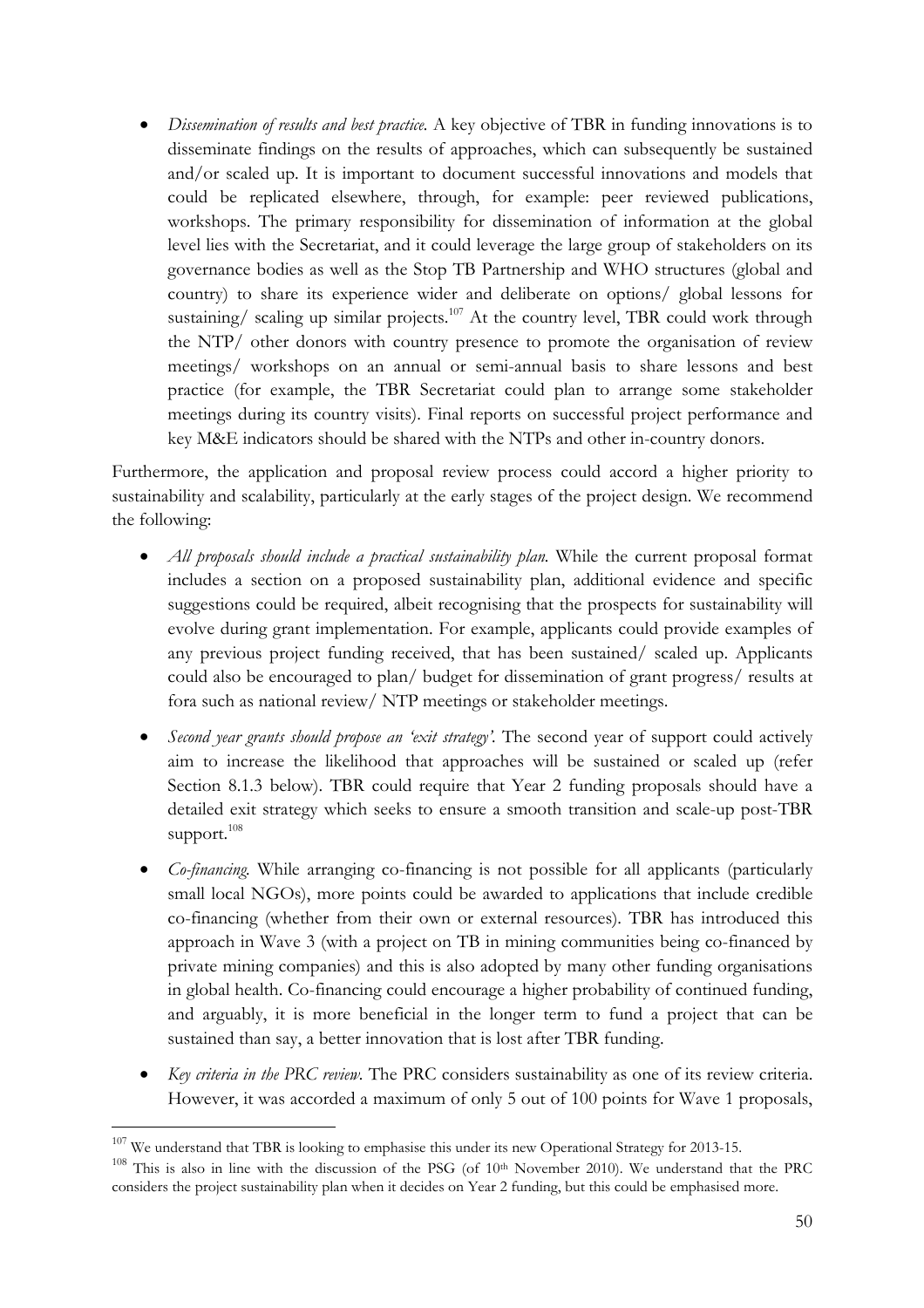- *Dissemination of results and best practice.* A key objective of TBR in funding innovations is to disseminate findings on the results of approaches, which can subsequently be sustained and/or scaled up. It is important to document successful innovations and models that could be replicated elsewhere, through, for example: peer reviewed publications, workshops. The primary responsibility for dissemination of information at the global level lies with the Secretariat, and it could leverage the large group of stakeholders on its governance bodies as well as the Stop TB Partnership and WHO structures (global and country) to share its experience wider and deliberate on options/ global lessons for sustaining/ scaling up similar projects.[107] At the country level, TBR could work through the NTP/ other donors with country presence to promote the organisation of review meetings/ workshops on an annual or semi-annual basis to share lessons and best practice (for example, the TBR Secretariat could plan to arrange some stakeholder meetings during its country visits). Final reports on successful project performance and key M&E indicators should be shared with the NTPs and other in-country donors.

Furthermore, the application and proposal review process could accord a higher priority to sustainability and scalability, particularly at the early stages of the project design. We recommend the following:

- *All proposals should include a practical sustainability plan.* While the current proposal format includes a section on a proposed sustainability plan, additional evidence and specific suggestions could be required, albeit recognising that the prospects for sustainability will evolve during grant implementation. For example, applicants could provide examples of any previous project funding received, that has been sustained/ scaled up. Applicants could also be encouraged to plan/ budget for dissemination of grant progress/ results at fora such as national review/ NTP meetings or stakeholder meetings.

- *Second year grants should propose an 'exit strategy'.* The second year of support could actively aim to increase the likelihood that approaches will be sustained or scaled up (refer Section 8.1.3 below). TBR could require that Year 2 funding proposals should have a detailed exit strategy which seeks to ensure a smooth transition and scale-up post-TBR support.[108]

- *Co-financing.* While arranging co-financing is not possible for all applicants (particularly small local NGOs), more points could be awarded to applications that include credible co-financing (whether from their own or external resources). TBR has introduced this approach in Wave 3 (with a project on TB in mining communities being co-financed by private mining companies) and this is also adopted by many other funding organisations in global health. Co-financing could encourage a higher probability of continued funding, and arguably, it is more beneficial in the longer term to fund a project that can be sustained than say, a better innovation that is lost after TBR funding.

- *Key criteria in the PRC review.* The PRC considers sustainability as one of its review criteria. However, it was accorded a maximum of only 5 out of 100 points for Wave 1 proposals,

---

[107] We understand that TBR is looking to emphasise this under its new Operational Strategy for 2013-15.

[108] This is also in line with the discussion of the PSG (of 10th November 2010). We understand that the PRC considers the project sustainability plan when it decides on Year 2 funding, but this could be emphasised more.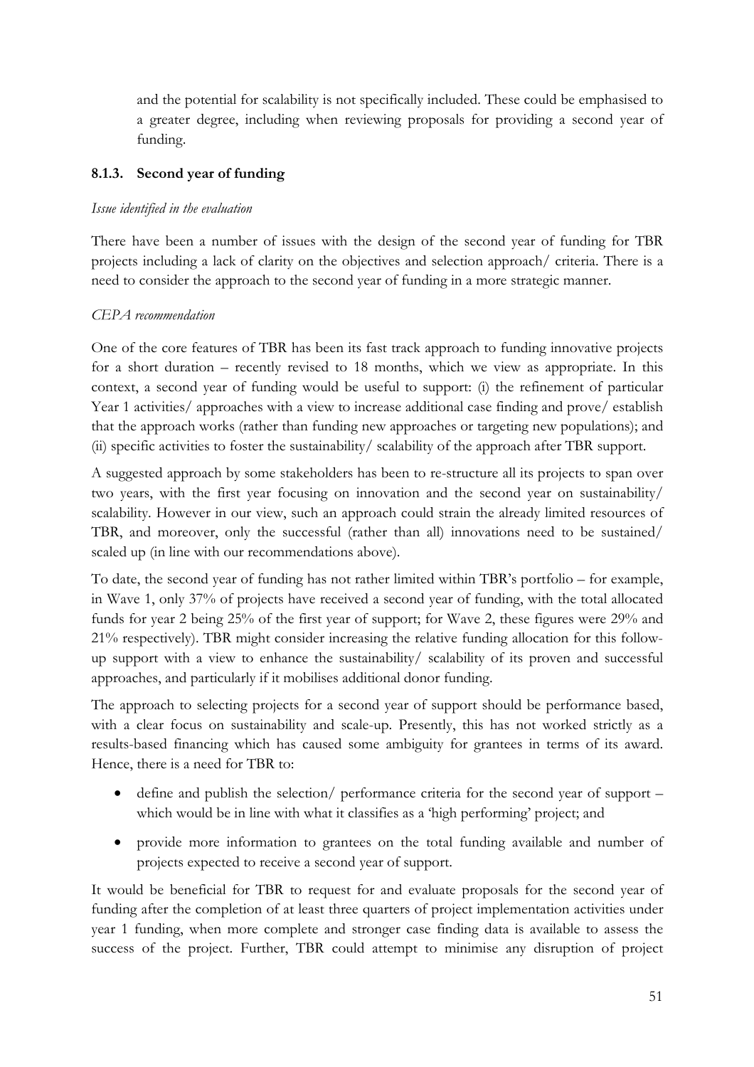and the potential for scalability is not specifically included. These could be emphasised to a greater degree, including when reviewing proposals for providing a second year of funding.

### 8.1.3. Second year of funding

*Issue identified in the evaluation*

There have been a number of issues with the design of the second year of funding for TBR projects including a lack of clarity on the objectives and selection approach/ criteria. There is a need to consider the approach to the second year of funding in a more strategic manner.

*CEPA recommendation*

One of the core features of TBR has been its fast track approach to funding innovative projects for a short duration – recently revised to 18 months, which we view as appropriate. In this context, a second year of funding would be useful to support: (i) the refinement of particular Year 1 activities/ approaches with a view to increase additional case finding and prove/ establish that the approach works (rather than funding new approaches or targeting new populations); and (ii) specific activities to foster the sustainability/ scalability of the approach after TBR support.

A suggested approach by some stakeholders has been to re-structure all its projects to span over two years, with the first year focusing on innovation and the second year on sustainability/ scalability. However in our view, such an approach could strain the already limited resources of TBR, and moreover, only the successful (rather than all) innovations need to be sustained/ scaled up (in line with our recommendations above).

To date, the second year of funding has not rather limited within TBR's portfolio – for example, in Wave 1, only 37% of projects have received a second year of funding, with the total allocated funds for year 2 being 25% of the first year of support; for Wave 2, these figures were 29% and 21% respectively). TBR might consider increasing the relative funding allocation for this follow-up support with a view to enhance the sustainability/ scalability of its proven and successful approaches, and particularly if it mobilises additional donor funding.

The approach to selecting projects for a second year of support should be performance based, with a clear focus on sustainability and scale-up. Presently, this has not worked strictly as a results-based financing which has caused some ambiguity for grantees in terms of its award. Hence, there is a need for TBR to:

- define and publish the selection/ performance criteria for the second year of support – which would be in line with what it classifies as a 'high performing' project; and
- provide more information to grantees on the total funding available and number of projects expected to receive a second year of support.

It would be beneficial for TBR to request for and evaluate proposals for the second year of funding after the completion of at least three quarters of project implementation activities under year 1 funding, when more complete and stronger case finding data is available to assess the success of the project. Further, TBR could attempt to minimise any disruption of project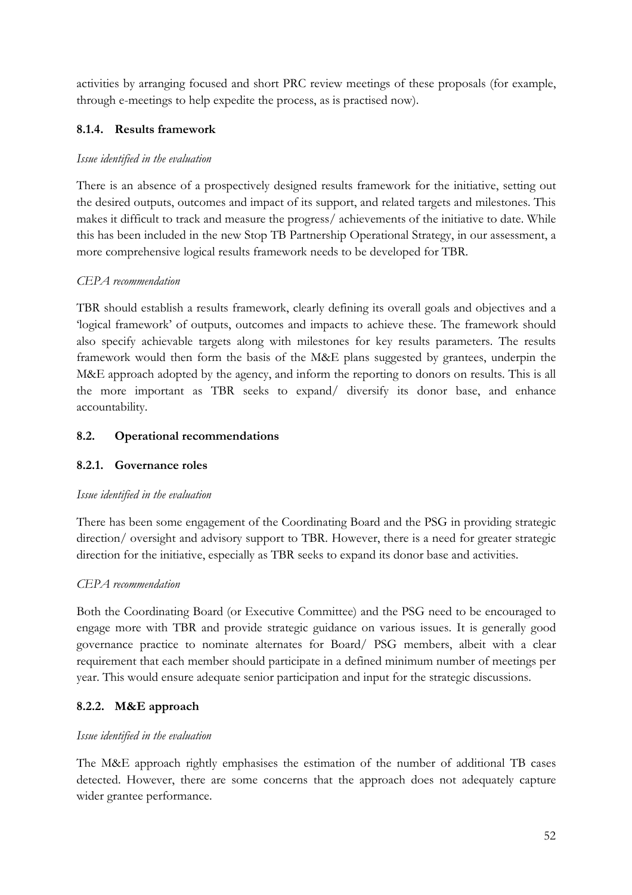activities by arranging focused and short PRC review meetings of these proposals (for example, through e-meetings to help expedite the process, as is practised now).

### 8.1.4. Results framework

*Issue identified in the evaluation*

There is an absence of a prospectively designed results framework for the initiative, setting out the desired outputs, outcomes and impact of its support, and related targets and milestones. This makes it difficult to track and measure the progress/ achievements of the initiative to date. While this has been included in the new Stop TB Partnership Operational Strategy, in our assessment, a more comprehensive logical results framework needs to be developed for TBR.

*CEPA recommendation*

TBR should establish a results framework, clearly defining its overall goals and objectives and a 'logical framework' of outputs, outcomes and impacts to achieve these. The framework should also specify achievable targets along with milestones for key results parameters. The results framework would then form the basis of the M&E plans suggested by grantees, underpin the M&E approach adopted by the agency, and inform the reporting to donors on results. This is all the more important as TBR seeks to expand/ diversify its donor base, and enhance accountability.

## 8.2. Operational recommendations

### 8.2.1. Governance roles

*Issue identified in the evaluation*

There has been some engagement of the Coordinating Board and the PSG in providing strategic direction/ oversight and advisory support to TBR. However, there is a need for greater strategic direction for the initiative, especially as TBR seeks to expand its donor base and activities.

*CEPA recommendation*

Both the Coordinating Board (or Executive Committee) and the PSG need to be encouraged to engage more with TBR and provide strategic guidance on various issues. It is generally good governance practice to nominate alternates for Board/ PSG members, albeit with a clear requirement that each member should participate in a defined minimum number of meetings per year. This would ensure adequate senior participation and input for the strategic discussions.

### 8.2.2. M&E approach

*Issue identified in the evaluation*

The M&E approach rightly emphasises the estimation of the number of additional TB cases detected. However, there are some concerns that the approach does not adequately capture wider grantee performance.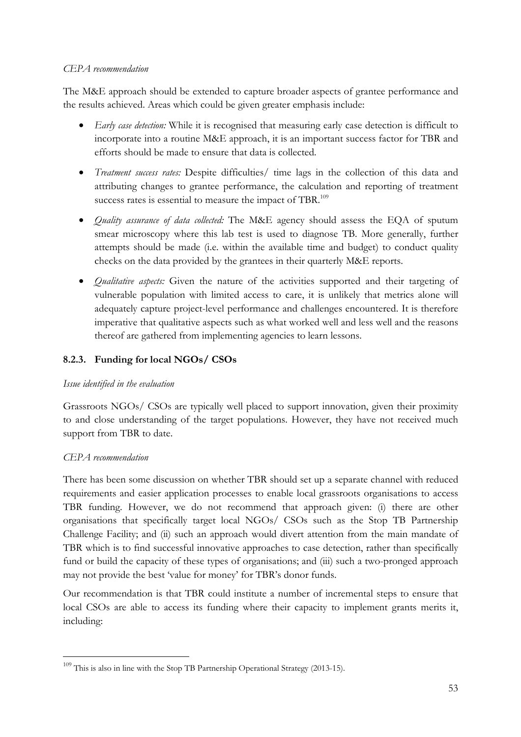*CEPA recommendation*

The M&E approach should be extended to capture broader aspects of grantee performance and the results achieved. Areas which could be given greater emphasis include:

- *Early case detection:* While it is recognised that measuring early case detection is difficult to incorporate into a routine M&E approach, it is an important success factor for TBR and efforts should be made to ensure that data is collected.
- *Treatment success rates:* Despite difficulties/ time lags in the collection of this data and attributing changes to grantee performance, the calculation and reporting of treatment success rates is essential to measure the impact of TBR.[109]
- *Quality assurance of data collected:* The M&E agency should assess the EQA of sputum smear microscopy where this lab test is used to diagnose TB. More generally, further attempts should be made (i.e. within the available time and budget) to conduct quality checks on the data provided by the grantees in their quarterly M&E reports.
- *Qualitative aspects:* Given the nature of the activities supported and their targeting of vulnerable population with limited access to care, it is unlikely that metrics alone will adequately capture project-level performance and challenges encountered. It is therefore imperative that qualitative aspects such as what worked well and less well and the reasons thereof are gathered from implementing agencies to learn lessons.

### 8.2.3. Funding for local NGOs/ CSOs

*Issue identified in the evaluation*

Grassroots NGOs/ CSOs are typically well placed to support innovation, given their proximity to and close understanding of the target populations. However, they have not received much support from TBR to date.

*CEPA recommendation*

There has been some discussion on whether TBR should set up a separate channel with reduced requirements and easier application processes to enable local grassroots organisations to access TBR funding. However, we do not recommend that approach given: (i) there are other organisations that specifically target local NGOs/ CSOs such as the Stop TB Partnership Challenge Facility; and (ii) such an approach would divert attention from the main mandate of TBR which is to find successful innovative approaches to case detection, rather than specifically fund or build the capacity of these types of organisations; and (iii) such a two-pronged approach may not provide the best 'value for money' for TBR's donor funds.

Our recommendation is that TBR could institute a number of incremental steps to ensure that local CSOs are able to access its funding where their capacity to implement grants merits it, including:

---

[109] This is also in line with the Stop TB Partnership Operational Strategy (2013-15).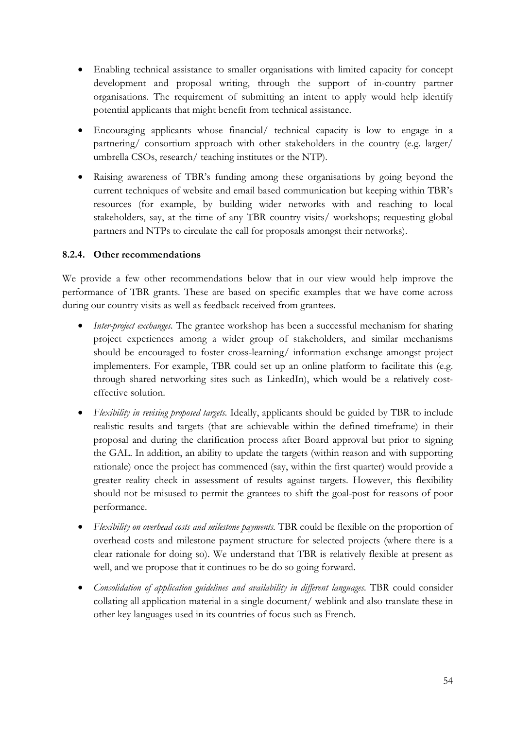- Enabling technical assistance to smaller organisations with limited capacity for concept development and proposal writing, through the support of in-country partner organisations. The requirement of submitting an intent to apply would help identify potential applicants that might benefit from technical assistance.
- Encouraging applicants whose financial/ technical capacity is low to engage in a partnering/ consortium approach with other stakeholders in the country (e.g. larger/ umbrella CSOs, research/ teaching institutes or the NTP).
- Raising awareness of TBR's funding among these organisations by going beyond the current techniques of website and email based communication but keeping within TBR's resources (for example, by building wider networks with and reaching to local stakeholders, say, at the time of any TBR country visits/ workshops; requesting global partners and NTPs to circulate the call for proposals amongst their networks).

#### 8.2.4. Other recommendations

We provide a few other recommendations below that in our view would help improve the performance of TBR grants. These are based on specific examples that we have come across during our country visits as well as feedback received from grantees.

- *Inter-project exchanges.* The grantee workshop has been a successful mechanism for sharing project experiences among a wider group of stakeholders, and similar mechanisms should be encouraged to foster cross-learning/ information exchange amongst project implementers. For example, TBR could set up an online platform to facilitate this (e.g. through shared networking sites such as LinkedIn), which would be a relatively cost-effective solution.
- *Flexibility in revising proposed targets.* Ideally, applicants should be guided by TBR to include realistic results and targets (that are achievable within the defined timeframe) in their proposal and during the clarification process after Board approval but prior to signing the GAL. In addition, an ability to update the targets (within reason and with supporting rationale) once the project has commenced (say, within the first quarter) would provide a greater reality check in assessment of results against targets. However, this flexibility should not be misused to permit the grantees to shift the goal-post for reasons of poor performance.
- *Flexibility on overhead costs and milestone payments.* TBR could be flexible on the proportion of overhead costs and milestone payment structure for selected projects (where there is a clear rationale for doing so). We understand that TBR is relatively flexible at present as well, and we propose that it continues to be do so going forward.
- *Consolidation of application guidelines and availability in different languages.* TBR could consider collating all application material in a single document/ weblink and also translate these in other key languages used in its countries of focus such as French.